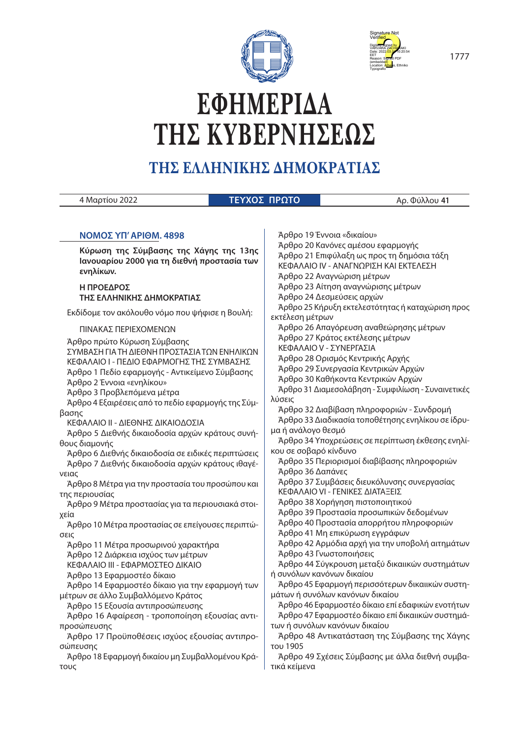# ΕΦΗΜΕΡΙΔΑ ΤΗΣ ΚΥΒΕΡΝΗΣΕΩΣ

## ΤΗΣ ΕΛΛΗΝΙΚΗΣ ΔΗΜΟΚΡΑΤΙΑΣ

4 Μαρτίου 2022 | **ΤΕΥΧΟΣ ΠΡΩΤΟ** | Αρ. Φύλλου **41**

### ΝΟΜΟΣ ΥΠ' ΑΡΙΘΜ. 4898

**Κύρωση της Σύμβασης της Χάγης της 13ης Ιανουαρίου 2000 για τη διεθνή προστασία των ενηλίκων.**

**Η ΠΡΟΕΔΡΟΣ**
**ΤΗΣ ΕΛΛΗΝΙΚΗΣ ΔΗΜΟΚΡΑΤΙΑΣ**

Εκδίδομε τον ακόλουθο νόμο που ψήφισε η Βουλή:

ΠΙΝΑΚΑΣ ΠΕΡΙΕΧΟΜΕΝΩΝ

Άρθρο πρώτο Κύρωση Σύμβασης
ΣΥΜΒΑΣΗ ΓΙΑ ΤΗ ΔΙΕΘΝΗ ΠΡΟΣΤΑΣΙΑ ΤΩΝ ΕΝΗΛΙΚΩΝ
ΚΕΦΑΛΑΙΟ Ι - ΠΕΔΙΟ ΕΦΑΡΜΟΓΗΣ ΤΗΣ ΣΥΜΒΑΣΗΣ
Άρθρο 1 Πεδίο εφαρμογής - Αντικείμενο Σύμβασης
Άρθρο 2 Έννοια «ενηλίκου»
Άρθρο 3 Προβλεπόμενα μέτρα
Άρθρο 4 Εξαιρέσεις από το πεδίο εφαρμογής της Σύμβασης
ΚΕΦΑΛΑΙΟ ΙΙ - ΔΙΕΘΝΗΣ ΔΙΚΑΙΟΔΟΣΙΑ
Άρθρο 5 Διεθνής δικαιοδοσία αρχών κράτους συνήθους διαμονής
Άρθρο 6 Διεθνής δικαιοδοσία σε ειδικές περιπτώσεις
Άρθρο 7 Διεθνής δικαιοδοσία αρχών κράτους ιθαγένειας
Άρθρο 8 Μέτρα για την προστασία του προσώπου και της περιουσίας
Άρθρο 9 Μέτρα προστασίας για τα περιουσιακά στοιχεία
Άρθρο 10 Μέτρα προστασίας σε επείγουσες περιπτώσεις
Άρθρο 11 Μέτρα προσωρινού χαρακτήρα
Άρθρο 12 Διάρκεια ισχύος των μέτρων
ΚΕΦΑΛΑΙΟ ΙΙΙ - ΕΦΑΡΜΟΣΤΕΟ ΔΙΚΑΙΟ
Άρθρο 13 Εφαρμοστέο δίκαιο
Άρθρο 14 Εφαρμοστέο δίκαιο για την εφαρμογή των μέτρων σε άλλο Συμβαλλόμενο Κράτος
Άρθρο 15 Εξουσία αντιπροσώπευσης
Άρθρο 16 Αφαίρεση - τροποποίηση εξουσίας αντιπροσώπευσης
Άρθρο 17 Προϋποθέσεις ισχύος εξουσίας αντιπροσώπευσης
Άρθρο 18 Εφαρμογή δικαίου μη Συμβαλλομένου Κράτους
Άρθρο 19 Έννοια «δικαίου»
Άρθρο 20 Κανόνες αμέσου εφαρμογής
Άρθρο 21 Επιφύλαξη ως προς τη δημόσια τάξη
ΚΕΦΑΛΑΙΟ IV - ΑΝΑΓΝΩΡΙΣΗ ΚΑΙ ΕΚΤΕΛΕΣΗ
Άρθρο 22 Αναγνώριση μέτρων
Άρθρο 23 Αίτηση αναγνώρισης μέτρων
Άρθρο 24 Δεσμεύσεις αρχών
Άρθρο 25 Κήρυξη εκτελεστότητας ή καταχώριση προς εκτέλεση μέτρων
Άρθρο 26 Απαγόρευση αναθεώρησης μέτρων
Άρθρο 27 Κράτος εκτέλεσης μέτρων
ΚΕΦΑΛΑΙΟ V - ΣΥΝΕΡΓΑΣΙΑ
Άρθρο 28 Ορισμός Κεντρικής Αρχής
Άρθρο 29 Συνεργασία Κεντρικών Αρχών
Άρθρο 30 Καθήκοντα Κεντρικών Αρχών
Άρθρο 31 Διαμεσολάβηση - Συμφιλίωση - Συναινετικές λύσεις
Άρθρο 32 Διαβίβαση πληροφοριών - Συνδρομή
Άρθρο 33 Διαδικασία τοποθέτησης ενηλίκου σε ίδρυμα ή ανάλογο θεσμό
Άρθρο 34 Υποχρεώσεις σε περίπτωση έκθεσης ενηλίκου σε σοβαρό κίνδυνο
Άρθρο 35 Περιορισμοί διαβίβασης πληροφοριών
Άρθρο 36 Δαπάνες
Άρθρο 37 Συμβάσεις διευκόλυνσης συνεργασίας
ΚΕΦΑΛΑΙΟ VI - ΓΕΝΙΚΕΣ ΔΙΑΤΑΞΕΙΣ
Άρθρο 38 Χορήγηση πιστοποιητικού
Άρθρο 39 Προστασία προσωπικών δεδομένων
Άρθρο 40 Προστασία απορρήτου πληροφοριών
Άρθρο 41 Μη επικύρωση εγγράφων
Άρθρο 42 Αρμόδια αρχή για την υποβολή αιτημάτων
Άρθρο 43 Γνωστοποιήσεις
Άρθρο 44 Σύγκρουση μεταξύ δικαιικών συστημάτων ή συνόλων κανόνων δικαίου
Άρθρο 45 Εφαρμογή περισσότερων δικαιικών συστημάτων ή συνόλων κανόνων δικαίου
Άρθρο 46 Εφαρμοστέο δίκαιο επί εδαφικών ενοτήτων
Άρθρο 47 Εφαρμοστέο δίκαιο επί δικαιικών συστημάτων ή συνόλων κανόνων δικαίου
Άρθρο 48 Αντικατάσταση της Σύμβασης της Χάγης του 1905
Άρθρο 49 Σχέσεις Σύμβασης με άλλα διεθνή συμβατικά κείμενα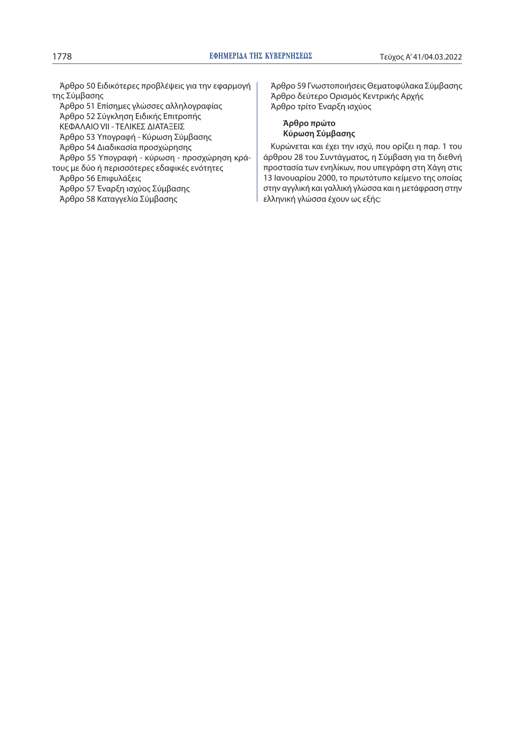Άρθρο 50 Ειδικότερες προβλέψεις για την εφαρμογή της Σύμβασης

Άρθρο 51 Επίσημες γλώσσες αλληλογραφίας

Άρθρο 52 Σύγκληση Ειδικής Επιτροπής

ΚΕΦΑΛΑΙΟ VII - ΤΕΛΙΚΕΣ ΔΙΑΤΑΞΕΙΣ

Άρθρο 53 Υπογραφή - Κύρωση Σύμβασης

Άρθρο 54 Διαδικασία προσχώρησης

Άρθρο 55 Υπογραφή - κύρωση - προσχώρηση κράτους με δύο ή περισσότερες εδαφικές ενότητες

Άρθρο 56 Επιφυλάξεις

Άρθρο 57 Έναρξη ισχύος Σύμβασης

Άρθρο 58 Καταγγελία Σύμβασης

Άρθρο 59 Γνωστοποιήσεις Θεματοφύλακα Σύμβασης

Άρθρο δεύτερο Ορισμός Κεντρικής Αρχής

Άρθρο τρίτο Έναρξη ισχύος

**Άρθρο πρώτο**
**Κύρωση Σύμβασης**

Κυρώνεται και έχει την ισχύ, που ορίζει η παρ. 1 του άρθρου 28 του Συντάγματος, η Σύμβαση για τη διεθνή προστασία των ενηλίκων, που υπεγράφη στη Χάγη στις 13 Ιανουαρίου 2000, το πρωτότυπο κείμενο της οποίας στην αγγλική και γαλλική γλώσσα και η μετάφραση στην ελληνική γλώσσα έχουν ως εξής: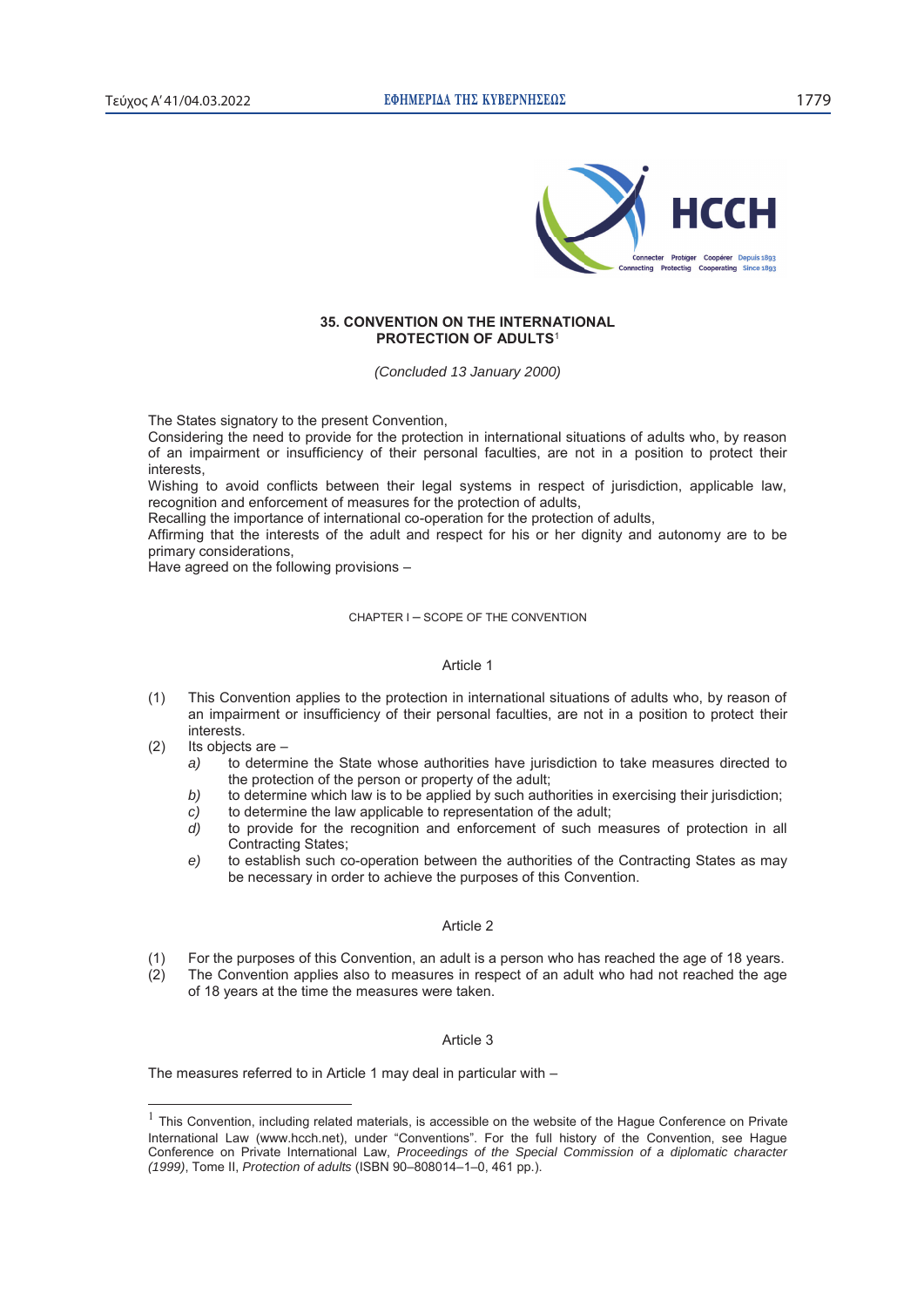# 35. CONVENTION ON THE INTERNATIONAL PROTECTION OF ADULTS[1]

*(Concluded 13 January 2000)*

The States signatory to the present Convention,

Considering the need to provide for the protection in international situations of adults who, by reason of an impairment or insufficiency of their personal faculties, are not in a position to protect their interests,

Wishing to avoid conflicts between their legal systems in respect of jurisdiction, applicable law, recognition and enforcement of measures for the protection of adults,

Recalling the importance of international co-operation for the protection of adults,

Affirming that the interests of the adult and respect for his or her dignity and autonomy are to be primary considerations,

Have agreed on the following provisions –

## CHAPTER I – SCOPE OF THE CONVENTION

### Article 1

(1) This Convention applies to the protection in international situations of adults who, by reason of an impairment or insufficiency of their personal faculties, are not in a position to protect their interests.

(2) Its objects are –

*a)* to determine the State whose authorities have jurisdiction to take measures directed to the protection of the person or property of the adult;

*b)* to determine which law is to be applied by such authorities in exercising their jurisdiction;

*c)* to determine the law applicable to representation of the adult;

*d)* to provide for the recognition and enforcement of such measures of protection in all Contracting States;

*e)* to establish such co-operation between the authorities of the Contracting States as may be necessary in order to achieve the purposes of this Convention.

### Article 2

(1) For the purposes of this Convention, an adult is a person who has reached the age of 18 years.

(2) The Convention applies also to measures in respect of an adult who had not reached the age of 18 years at the time the measures were taken.

### Article 3

The measures referred to in Article 1 may deal in particular with –

---

[1] This Convention, including related materials, is accessible on the website of the Hague Conference on Private International Law (www.hcch.net), under "Conventions". For the full history of the Convention, see Hague Conference on Private International Law, *Proceedings of the Special Commission of a diplomatic character (1999)*, Tome II, *Protection of adults* (ISBN 90–808014–1–0, 461 pp.).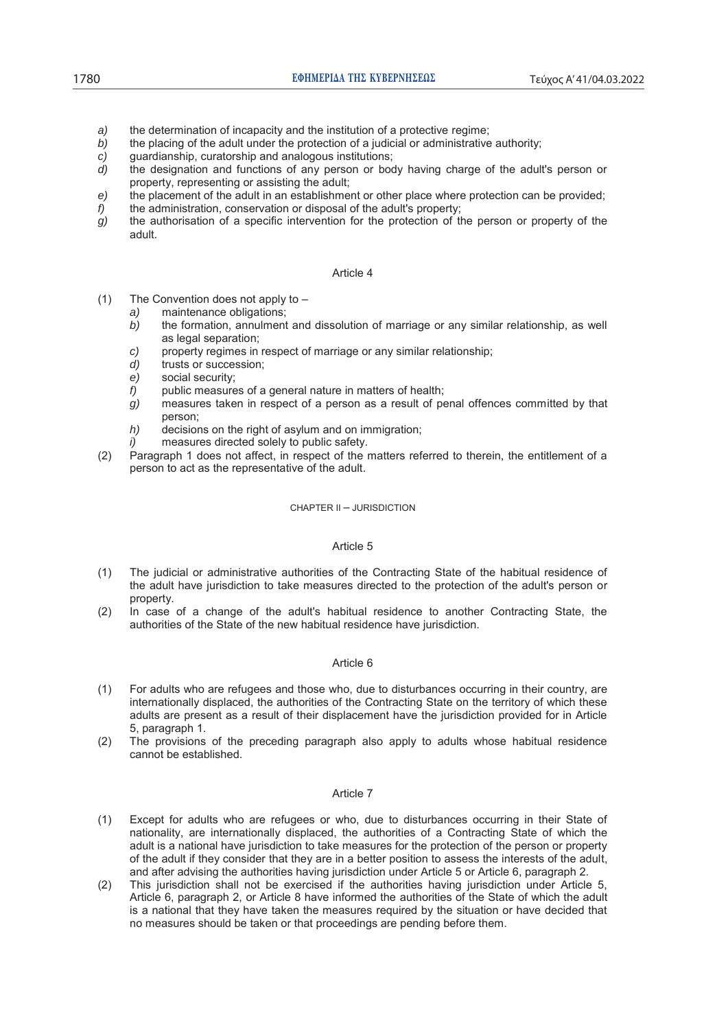- *a)* the determination of incapacity and the institution of a protective regime;
- *b)* the placing of the adult under the protection of a judicial or administrative authority;
- *c)* guardianship, curatorship and analogous institutions;
- *d)* the designation and functions of any person or body having charge of the adult's person or property, representing or assisting the adult;
- *e)* the placement of the adult in an establishment or other place where protection can be provided;
- *f)* the administration, conservation or disposal of the adult's property;
- *g)* the authorisation of a specific intervention for the protection of the person or property of the adult.

Article 4

(1) The Convention does not apply to –
- *a)* maintenance obligations;
- *b)* the formation, annulment and dissolution of marriage or any similar relationship, as well as legal separation;
- *c)* property regimes in respect of marriage or any similar relationship;
- *d)* trusts or succession;
- *e)* social security;
- *f)* public measures of a general nature in matters of health;
- *g)* measures taken in respect of a person as a result of penal offences committed by that person;
- *h)* decisions on the right of asylum and on immigration;
- *i)* measures directed solely to public safety.

(2) Paragraph 1 does not affect, in respect of the matters referred to therein, the entitlement of a person to act as the representative of the adult.

## CHAPTER II – JURISDICTION

Article 5

(1) The judicial or administrative authorities of the Contracting State of the habitual residence of the adult have jurisdiction to take measures directed to the protection of the adult's person or property.

(2) In case of a change of the adult's habitual residence to another Contracting State, the authorities of the State of the new habitual residence have jurisdiction.

Article 6

(1) For adults who are refugees and those who, due to disturbances occurring in their country, are internationally displaced, the authorities of the Contracting State on the territory of which these adults are present as a result of their displacement have the jurisdiction provided for in Article 5, paragraph 1.

(2) The provisions of the preceding paragraph also apply to adults whose habitual residence cannot be established.

Article 7

(1) Except for adults who are refugees or who, due to disturbances occurring in their State of nationality, are internationally displaced, the authorities of a Contracting State of which the adult is a national have jurisdiction to take measures for the protection of the person or property of the adult if they consider that they are in a better position to assess the interests of the adult, and after advising the authorities having jurisdiction under Article 5 or Article 6, paragraph 2.

(2) This jurisdiction shall not be exercised if the authorities having jurisdiction under Article 5, Article 6, paragraph 2, or Article 8 have informed the authorities of the State of which the adult is a national that they have taken the measures required by the situation or have decided that no measures should be taken or that proceedings are pending before them.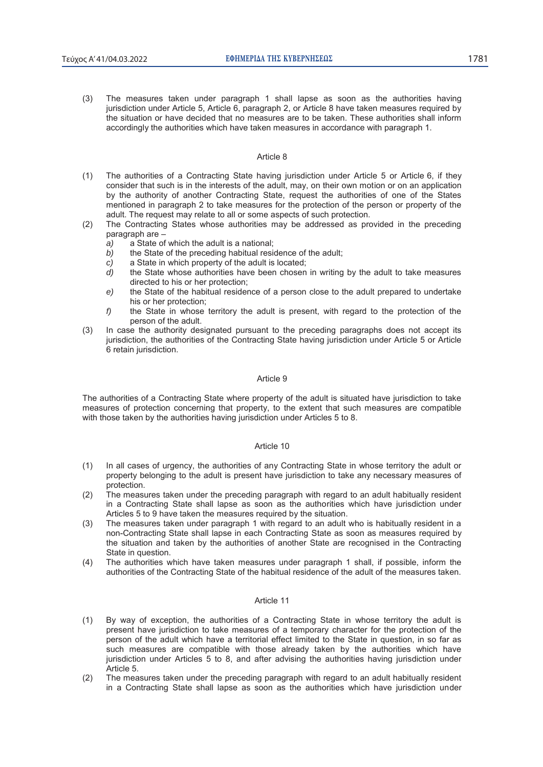(3) The measures taken under paragraph 1 shall lapse as soon as the authorities having jurisdiction under Article 5, Article 6, paragraph 2, or Article 8 have taken measures required by the situation or have decided that no measures are to be taken. These authorities shall inform accordingly the authorities which have taken measures in accordance with paragraph 1.

### Article 8

(1) The authorities of a Contracting State having jurisdiction under Article 5 or Article 6, if they consider that such is in the interests of the adult, may, on their own motion or on an application by the authority of another Contracting State, request the authorities of one of the States mentioned in paragraph 2 to take measures for the protection of the person or property of the adult. The request may relate to all or some aspects of such protection.

(2) The Contracting States whose authorities may be addressed as provided in the preceding paragraph are –

- *a)* a State of which the adult is a national;
- *b)* the State of the preceding habitual residence of the adult;
- *c)* a State in which property of the adult is located;
- *d)* the State whose authorities have been chosen in writing by the adult to take measures directed to his or her protection;
- *e)* the State of the habitual residence of a person close to the adult prepared to undertake his or her protection;
- *f)* the State in whose territory the adult is present, with regard to the protection of the person of the adult.

(3) In case the authority designated pursuant to the preceding paragraphs does not accept its jurisdiction, the authorities of the Contracting State having jurisdiction under Article 5 or Article 6 retain jurisdiction.

### Article 9

The authorities of a Contracting State where property of the adult is situated have jurisdiction to take measures of protection concerning that property, to the extent that such measures are compatible with those taken by the authorities having jurisdiction under Articles 5 to 8.

### Article 10

(1) In all cases of urgency, the authorities of any Contracting State in whose territory the adult or property belonging to the adult is present have jurisdiction to take any necessary measures of protection.

(2) The measures taken under the preceding paragraph with regard to an adult habitually resident in a Contracting State shall lapse as soon as the authorities which have jurisdiction under Articles 5 to 9 have taken the measures required by the situation.

(3) The measures taken under paragraph 1 with regard to an adult who is habitually resident in a non-Contracting State shall lapse in each Contracting State as soon as measures required by the situation and taken by the authorities of another State are recognised in the Contracting State in question.

(4) The authorities which have taken measures under paragraph 1 shall, if possible, inform the authorities of the Contracting State of the habitual residence of the adult of the measures taken.

### Article 11

(1) By way of exception, the authorities of a Contracting State in whose territory the adult is present have jurisdiction to take measures of a temporary character for the protection of the person of the adult which have a territorial effect limited to the State in question, in so far as such measures are compatible with those already taken by the authorities which have jurisdiction under Articles 5 to 8, and after advising the authorities having jurisdiction under Article 5.

(2) The measures taken under the preceding paragraph with regard to an adult habitually resident in a Contracting State shall lapse as soon as the authorities which have jurisdiction under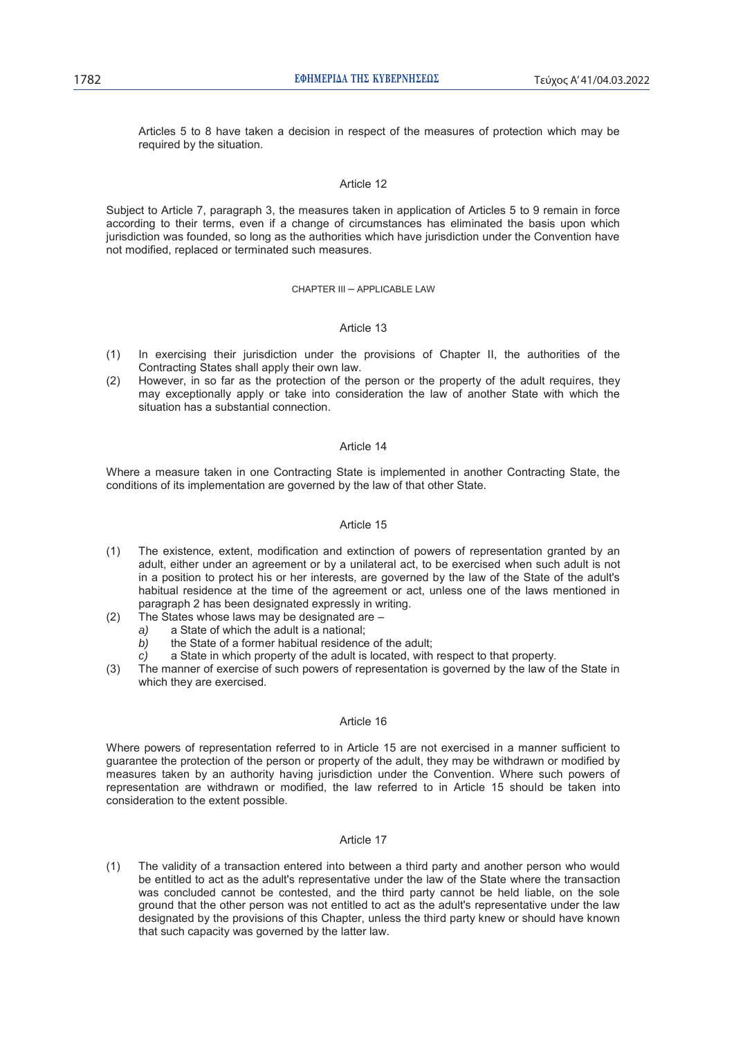Articles 5 to 8 have taken a decision in respect of the measures of protection which may be required by the situation.

### Article 12

Subject to Article 7, paragraph 3, the measures taken in application of Articles 5 to 9 remain in force according to their terms, even if a change of circumstances has eliminated the basis upon which jurisdiction was founded, so long as the authorities which have jurisdiction under the Convention have not modified, replaced or terminated such measures.

## CHAPTER III – APPLICABLE LAW

### Article 13

(1) In exercising their jurisdiction under the provisions of Chapter II, the authorities of the Contracting States shall apply their own law.

(2) However, in so far as the protection of the person or the property of the adult requires, they may exceptionally apply or take into consideration the law of another State with which the situation has a substantial connection.

### Article 14

Where a measure taken in one Contracting State is implemented in another Contracting State, the conditions of its implementation are governed by the law of that other State.

### Article 15

(1) The existence, extent, modification and extinction of powers of representation granted by an adult, either under an agreement or by a unilateral act, to be exercised when such adult is not in a position to protect his or her interests, are governed by the law of the State of the adult's habitual residence at the time of the agreement or act, unless one of the laws mentioned in paragraph 2 has been designated expressly in writing.

(2) The States whose laws may be designated are –
   *a)* a State of which the adult is a national;
   *b)* the State of a former habitual residence of the adult;
   *c)* a State in which property of the adult is located, with respect to that property.

(3) The manner of exercise of such powers of representation is governed by the law of the State in which they are exercised.

### Article 16

Where powers of representation referred to in Article 15 are not exercised in a manner sufficient to guarantee the protection of the person or property of the adult, they may be withdrawn or modified by measures taken by an authority having jurisdiction under the Convention. Where such powers of representation are withdrawn or modified, the law referred to in Article 15 should be taken into consideration to the extent possible.

### Article 17

(1) The validity of a transaction entered into between a third party and another person who would be entitled to act as the adult's representative under the law of the State where the transaction was concluded cannot be contested, and the third party cannot be held liable, on the sole ground that the other person was not entitled to act as the adult's representative under the law designated by the provisions of this Chapter, unless the third party knew or should have known that such capacity was governed by the latter law.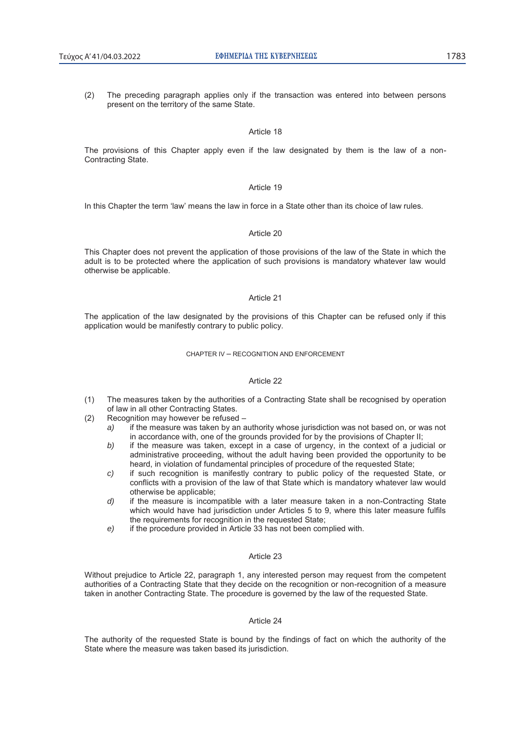(2) The preceding paragraph applies only if the transaction was entered into between persons present on the territory of the same State.

### Article 18

The provisions of this Chapter apply even if the law designated by them is the law of a non-Contracting State.

### Article 19

In this Chapter the term ‘law’ means the law in force in a State other than its choice of law rules.

### Article 20

This Chapter does not prevent the application of those provisions of the law of the State in which the adult is to be protected where the application of such provisions is mandatory whatever law would otherwise be applicable.

### Article 21

The application of the law designated by the provisions of this Chapter can be refused only if this application would be manifestly contrary to public policy.

## CHAPTER IV – RECOGNITION AND ENFORCEMENT

### Article 22

(1) The measures taken by the authorities of a Contracting State shall be recognised by operation of law in all other Contracting States.

(2) Recognition may however be refused –
   *a)* if the measure was taken by an authority whose jurisdiction was not based on, or was not in accordance with, one of the grounds provided for by the provisions of Chapter II;
   *b)* if the measure was taken, except in a case of urgency, in the context of a judicial or administrative proceeding, without the adult having been provided the opportunity to be heard, in violation of fundamental principles of procedure of the requested State;
   *c)* if such recognition is manifestly contrary to public policy of the requested State, or conflicts with a provision of the law of that State which is mandatory whatever law would otherwise be applicable;
   *d)* if the measure is incompatible with a later measure taken in a non-Contracting State which would have had jurisdiction under Articles 5 to 9, where this later measure fulfils the requirements for recognition in the requested State;
   *e)* if the procedure provided in Article 33 has not been complied with.

### Article 23

Without prejudice to Article 22, paragraph 1, any interested person may request from the competent authorities of a Contracting State that they decide on the recognition or non-recognition of a measure taken in another Contracting State. The procedure is governed by the law of the requested State.

### Article 24

The authority of the requested State is bound by the findings of fact on which the authority of the State where the measure was taken based its jurisdiction.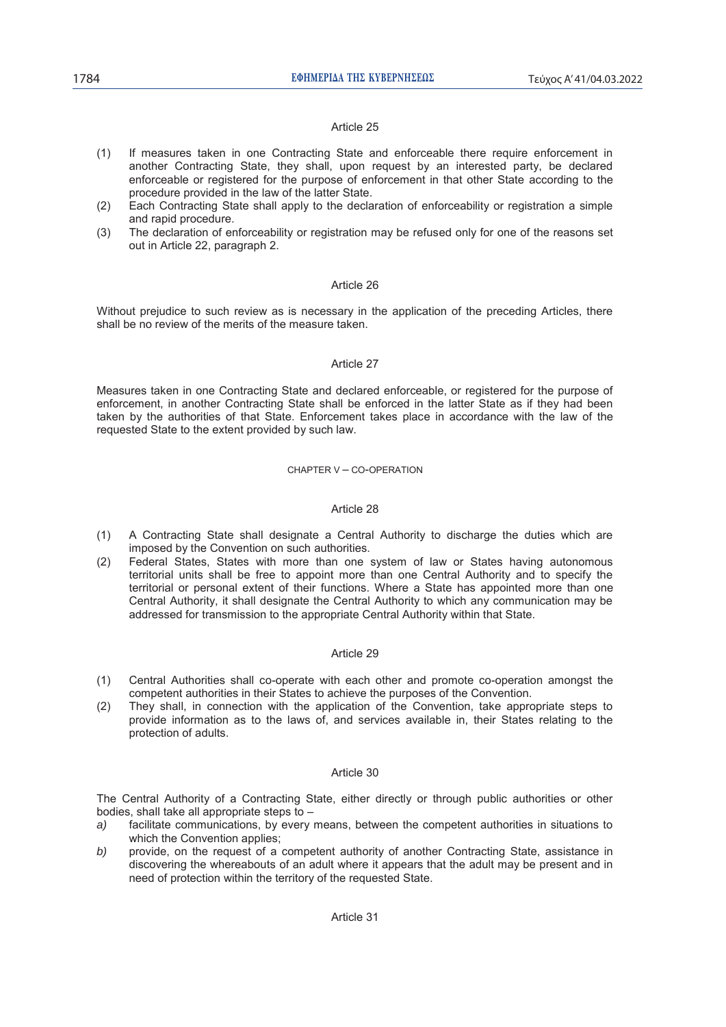### Article 25

(1) If measures taken in one Contracting State and enforceable there require enforcement in another Contracting State, they shall, upon request by an interested party, be declared enforceable or registered for the purpose of enforcement in that other State according to the procedure provided in the law of the latter State.

(2) Each Contracting State shall apply to the declaration of enforceability or registration a simple and rapid procedure.

(3) The declaration of enforceability or registration may be refused only for one of the reasons set out in Article 22, paragraph 2.

### Article 26

Without prejudice to such review as is necessary in the application of the preceding Articles, there shall be no review of the merits of the measure taken.

### Article 27

Measures taken in one Contracting State and declared enforceable, or registered for the purpose of enforcement, in another Contracting State shall be enforced in the latter State as if they had been taken by the authorities of that State. Enforcement takes place in accordance with the law of the requested State to the extent provided by such law.

## CHAPTER V – CO-OPERATION

### Article 28

(1) A Contracting State shall designate a Central Authority to discharge the duties which are imposed by the Convention on such authorities.

(2) Federal States, States with more than one system of law or States having autonomous territorial units shall be free to appoint more than one Central Authority and to specify the territorial or personal extent of their functions. Where a State has appointed more than one Central Authority, it shall designate the Central Authority to which any communication may be addressed for transmission to the appropriate Central Authority within that State.

### Article 29

(1) Central Authorities shall co-operate with each other and promote co-operation amongst the competent authorities in their States to achieve the purposes of the Convention.

(2) They shall, in connection with the application of the Convention, take appropriate steps to provide information as to the laws of, and services available in, their States relating to the protection of adults.

### Article 30

The Central Authority of a Contracting State, either directly or through public authorities or other bodies, shall take all appropriate steps to –

*a)* facilitate communications, by every means, between the competent authorities in situations to which the Convention applies;

*b)* provide, on the request of a competent authority of another Contracting State, assistance in discovering the whereabouts of an adult where it appears that the adult may be present and in need of protection within the territory of the requested State.

### Article 31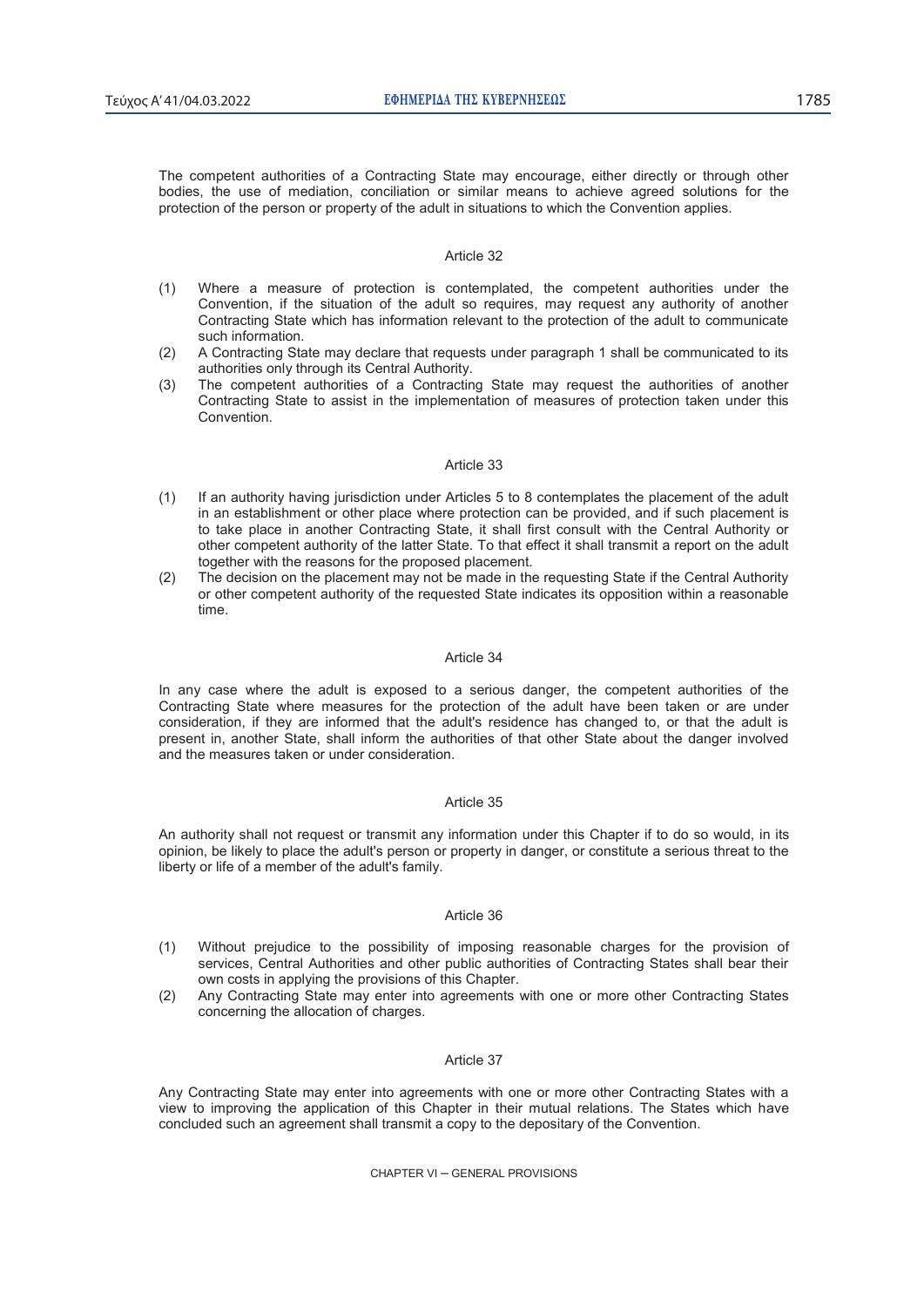The competent authorities of a Contracting State may encourage, either directly or through other bodies, the use of mediation, conciliation or similar means to achieve agreed solutions for the protection of the person or property of the adult in situations to which the Convention applies.

### Article 32

(1) Where a measure of protection is contemplated, the competent authorities under the Convention, if the situation of the adult so requires, may request any authority of another Contracting State which has information relevant to the protection of the adult to communicate such information.

(2) A Contracting State may declare that requests under paragraph 1 shall be communicated to its authorities only through its Central Authority.

(3) The competent authorities of a Contracting State may request the authorities of another Contracting State to assist in the implementation of measures of protection taken under this Convention.

### Article 33

(1) If an authority having jurisdiction under Articles 5 to 8 contemplates the placement of the adult in an establishment or other place where protection can be provided, and if such placement is to take place in another Contracting State, it shall first consult with the Central Authority or other competent authority of the latter State. To that effect it shall transmit a report on the adult together with the reasons for the proposed placement.

(2) The decision on the placement may not be made in the requesting State if the Central Authority or other competent authority of the requested State indicates its opposition within a reasonable time.

### Article 34

In any case where the adult is exposed to a serious danger, the competent authorities of the Contracting State where measures for the protection of the adult have been taken or are under consideration, if they are informed that the adult's residence has changed to, or that the adult is present in, another State, shall inform the authorities of that other State about the danger involved and the measures taken or under consideration.

### Article 35

An authority shall not request or transmit any information under this Chapter if to do so would, in its opinion, be likely to place the adult's person or property in danger, or constitute a serious threat to the liberty or life of a member of the adult's family.

### Article 36

(1) Without prejudice to the possibility of imposing reasonable charges for the provision of services, Central Authorities and other public authorities of Contracting States shall bear their own costs in applying the provisions of this Chapter.

(2) Any Contracting State may enter into agreements with one or more other Contracting States concerning the allocation of charges.

### Article 37

Any Contracting State may enter into agreements with one or more other Contracting States with a view to improving the application of this Chapter in their mutual relations. The States which have concluded such an agreement shall transmit a copy to the depositary of the Convention.

## CHAPTER VI – GENERAL PROVISIONS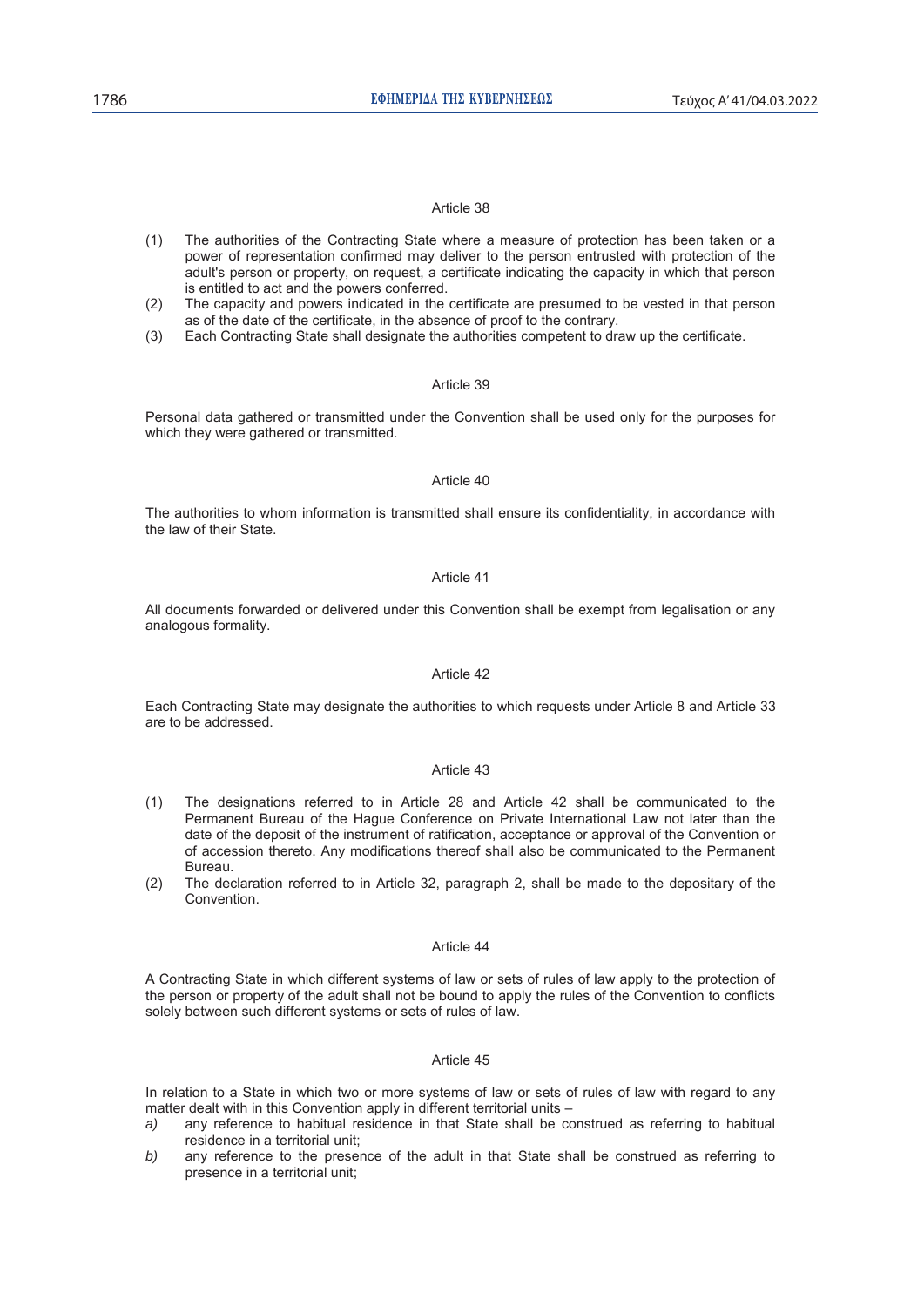Article 38

(1) The authorities of the Contracting State where a measure of protection has been taken or a power of representation confirmed may deliver to the person entrusted with protection of the adult's person or property, on request, a certificate indicating the capacity in which that person is entitled to act and the powers conferred.

(2) The capacity and powers indicated in the certificate are presumed to be vested in that person as of the date of the certificate, in the absence of proof to the contrary.

(3) Each Contracting State shall designate the authorities competent to draw up the certificate.

Article 39

Personal data gathered or transmitted under the Convention shall be used only for the purposes for which they were gathered or transmitted.

Article 40

The authorities to whom information is transmitted shall ensure its confidentiality, in accordance with the law of their State.

Article 41

All documents forwarded or delivered under this Convention shall be exempt from legalisation or any analogous formality.

Article 42

Each Contracting State may designate the authorities to which requests under Article 8 and Article 33 are to be addressed.

Article 43

(1) The designations referred to in Article 28 and Article 42 shall be communicated to the Permanent Bureau of the Hague Conference on Private International Law not later than the date of the deposit of the instrument of ratification, acceptance or approval of the Convention or of accession thereto. Any modifications thereof shall also be communicated to the Permanent Bureau.

(2) The declaration referred to in Article 32, paragraph 2, shall be made to the depositary of the Convention.

Article 44

A Contracting State in which different systems of law or sets of rules of law apply to the protection of the person or property of the adult shall not be bound to apply the rules of the Convention to conflicts solely between such different systems or sets of rules of law.

Article 45

In relation to a State in which two or more systems of law or sets of rules of law with regard to any matter dealt with in this Convention apply in different territorial units –

*a)* any reference to habitual residence in that State shall be construed as referring to habitual residence in a territorial unit;

*b)* any reference to the presence of the adult in that State shall be construed as referring to presence in a territorial unit;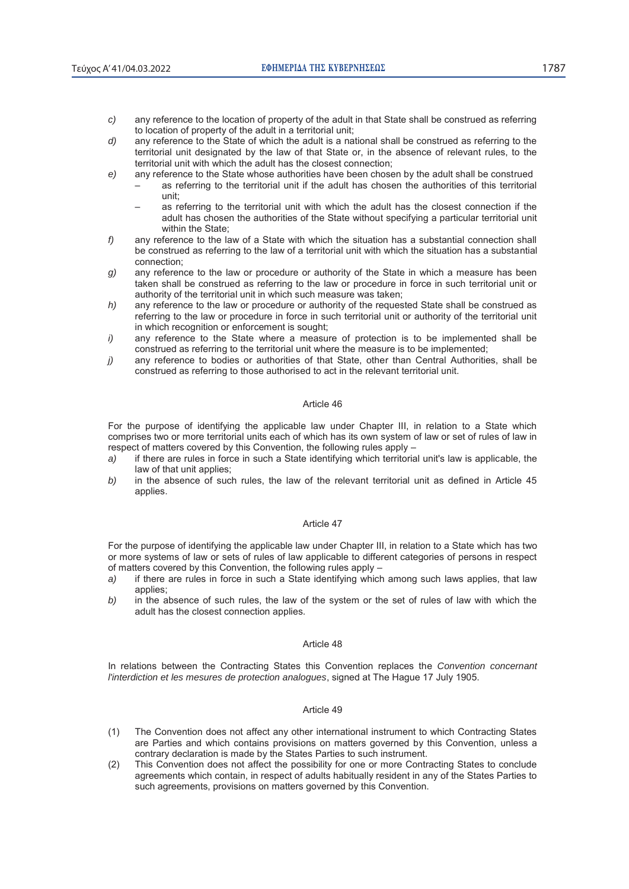*c)* any reference to the location of property of the adult in that State shall be construed as referring to location of property of the adult in a territorial unit;

*d)* any reference to the State of which the adult is a national shall be construed as referring to the territorial unit designated by the law of that State or, in the absence of relevant rules, to the territorial unit with which the adult has the closest connection;

*e)* any reference to the State whose authorities have been chosen by the adult shall be construed

- as referring to the territorial unit if the adult has chosen the authorities of this territorial unit;
- as referring to the territorial unit with which the adult has the closest connection if the adult has chosen the authorities of the State without specifying a particular territorial unit within the State;

*f)* any reference to the law of a State with which the situation has a substantial connection shall be construed as referring to the law of a territorial unit with which the situation has a substantial connection;

*g)* any reference to the law or procedure or authority of the State in which a measure has been taken shall be construed as referring to the law or procedure in force in such territorial unit or authority of the territorial unit in which such measure was taken;

*h)* any reference to the law or procedure or authority of the requested State shall be construed as referring to the law or procedure in force in such territorial unit or authority of the territorial unit in which recognition or enforcement is sought;

*i)* any reference to the State where a measure of protection is to be implemented shall be construed as referring to the territorial unit where the measure is to be implemented;

*j)* any reference to bodies or authorities of that State, other than Central Authorities, shall be construed as referring to those authorised to act in the relevant territorial unit.

Article 46

For the purpose of identifying the applicable law under Chapter III, in relation to a State which comprises two or more territorial units each of which has its own system of law or set of rules of law in respect of matters covered by this Convention, the following rules apply –

*a)* if there are rules in force in such a State identifying which territorial unit's law is applicable, the law of that unit applies;

*b)* in the absence of such rules, the law of the relevant territorial unit as defined in Article 45 applies.

Article 47

For the purpose of identifying the applicable law under Chapter III, in relation to a State which has two or more systems of law or sets of rules of law applicable to different categories of persons in respect of matters covered by this Convention, the following rules apply –

*a)* if there are rules in force in such a State identifying which among such laws applies, that law applies;

*b)* in the absence of such rules, the law of the system or the set of rules of law with which the adult has the closest connection applies.

Article 48

In relations between the Contracting States this Convention replaces the *Convention concernant l'interdiction et les mesures de protection analogues*, signed at The Hague 17 July 1905.

Article 49

(1) The Convention does not affect any other international instrument to which Contracting States are Parties and which contains provisions on matters governed by this Convention, unless a contrary declaration is made by the States Parties to such instrument.

(2) This Convention does not affect the possibility for one or more Contracting States to conclude agreements which contain, in respect of adults habitually resident in any of the States Parties to such agreements, provisions on matters governed by this Convention.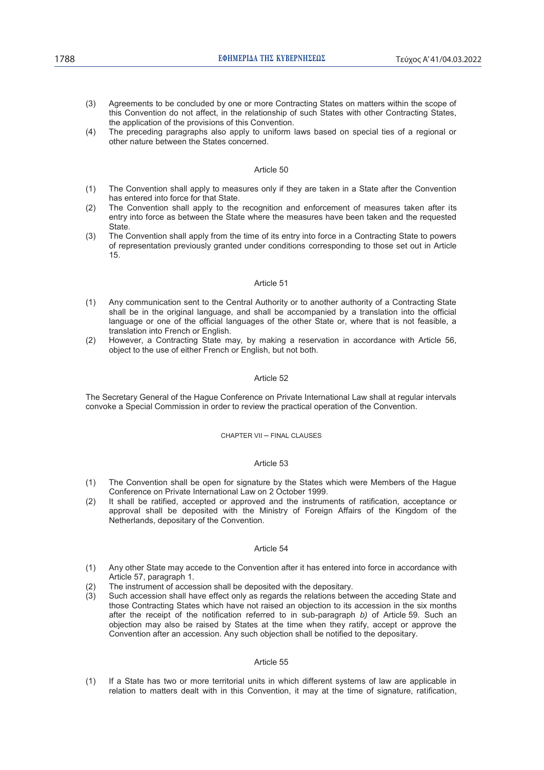(3) Agreements to be concluded by one or more Contracting States on matters within the scope of this Convention do not affect, in the relationship of such States with other Contracting States, the application of the provisions of this Convention.

(4) The preceding paragraphs also apply to uniform laws based on special ties of a regional or other nature between the States concerned.

### Article 50

(1) The Convention shall apply to measures only if they are taken in a State after the Convention has entered into force for that State.

(2) The Convention shall apply to the recognition and enforcement of measures taken after its entry into force as between the State where the measures have been taken and the requested State.

(3) The Convention shall apply from the time of its entry into force in a Contracting State to powers of representation previously granted under conditions corresponding to those set out in Article 15.

### Article 51

(1) Any communication sent to the Central Authority or to another authority of a Contracting State shall be in the original language, and shall be accompanied by a translation into the official language or one of the official languages of the other State or, where that is not feasible, a translation into French or English.

(2) However, a Contracting State may, by making a reservation in accordance with Article 56, object to the use of either French or English, but not both.

### Article 52

The Secretary General of the Hague Conference on Private International Law shall at regular intervals convoke a Special Commission in order to review the practical operation of the Convention.

## CHAPTER VII – FINAL CLAUSES

### Article 53

(1) The Convention shall be open for signature by the States which were Members of the Hague Conference on Private International Law on 2 October 1999.

(2) It shall be ratified, accepted or approved and the instruments of ratification, acceptance or approval shall be deposited with the Ministry of Foreign Affairs of the Kingdom of the Netherlands, depositary of the Convention.

### Article 54

(1) Any other State may accede to the Convention after it has entered into force in accordance with Article 57, paragraph 1.

(2) The instrument of accession shall be deposited with the depositary.

(3) Such accession shall have effect only as regards the relations between the acceding State and those Contracting States which have not raised an objection to its accession in the six months after the receipt of the notification referred to in sub-paragraph *b)* of Article 59. Such an objection may also be raised by States at the time when they ratify, accept or approve the Convention after an accession. Any such objection shall be notified to the depositary.

### Article 55

(1) If a State has two or more territorial units in which different systems of law are applicable in relation to matters dealt with in this Convention, it may at the time of signature, ratification,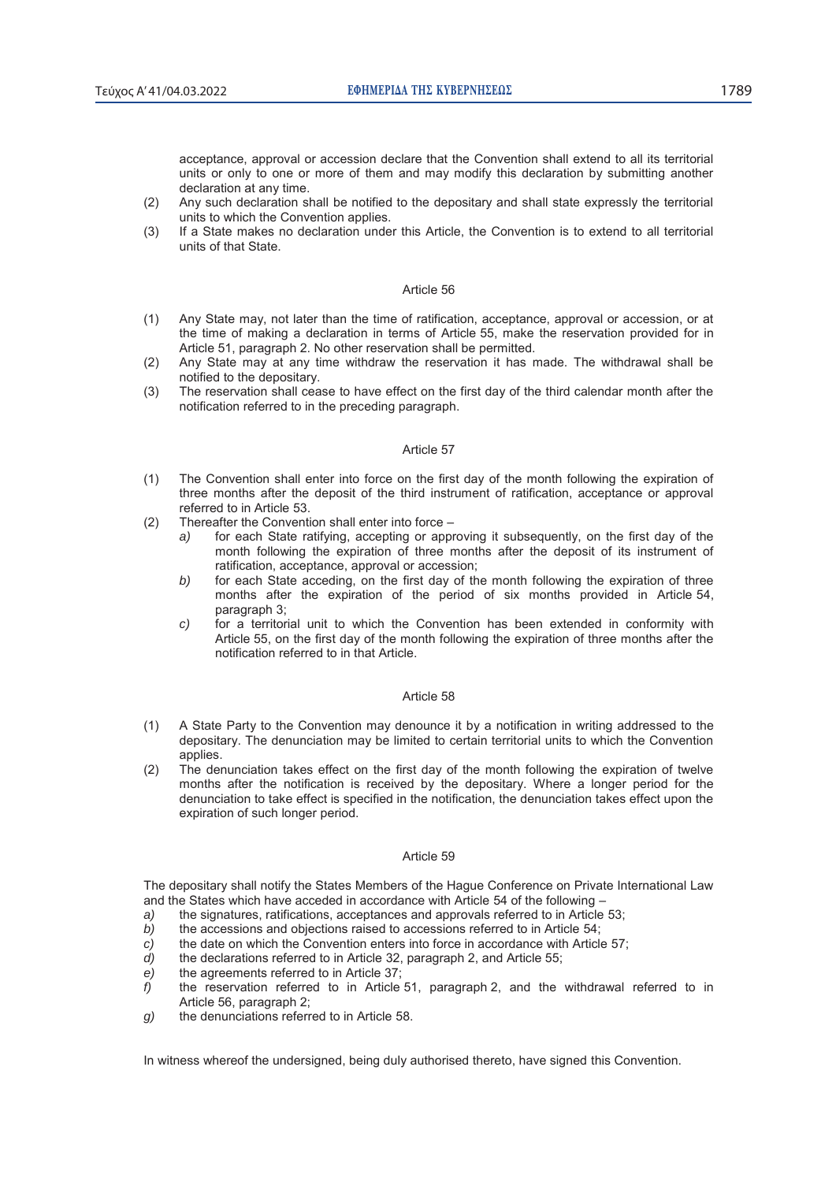acceptance, approval or accession declare that the Convention shall extend to all its territorial units or only to one or more of them and may modify this declaration by submitting another declaration at any time.

(2) Any such declaration shall be notified to the depositary and shall state expressly the territorial units to which the Convention applies.

(3) If a State makes no declaration under this Article, the Convention is to extend to all territorial units of that State.

Article 56

(1) Any State may, not later than the time of ratification, acceptance, approval or accession, or at the time of making a declaration in terms of Article 55, make the reservation provided for in Article 51, paragraph 2. No other reservation shall be permitted.

(2) Any State may at any time withdraw the reservation it has made. The withdrawal shall be notified to the depositary.

(3) The reservation shall cease to have effect on the first day of the third calendar month after the notification referred to in the preceding paragraph.

Article 57

(1) The Convention shall enter into force on the first day of the month following the expiration of three months after the deposit of the third instrument of ratification, acceptance or approval referred to in Article 53.

(2) Thereafter the Convention shall enter into force –

*a)* for each State ratifying, accepting or approving it subsequently, on the first day of the month following the expiration of three months after the deposit of its instrument of ratification, acceptance, approval or accession;

*b)* for each State acceding, on the first day of the month following the expiration of three months after the expiration of the period of six months provided in Article 54, paragraph 3;

*c)* for a territorial unit to which the Convention has been extended in conformity with Article 55, on the first day of the month following the expiration of three months after the notification referred to in that Article.

Article 58

(1) A State Party to the Convention may denounce it by a notification in writing addressed to the depositary. The denunciation may be limited to certain territorial units to which the Convention applies.

(2) The denunciation takes effect on the first day of the month following the expiration of twelve months after the notification is received by the depositary. Where a longer period for the denunciation to take effect is specified in the notification, the denunciation takes effect upon the expiration of such longer period.

Article 59

The depositary shall notify the States Members of the Hague Conference on Private International Law and the States which have acceded in accordance with Article 54 of the following –

*a)* the signatures, ratifications, acceptances and approvals referred to in Article 53;

*b)* the accessions and objections raised to accessions referred to in Article 54;

*c)* the date on which the Convention enters into force in accordance with Article 57;

*d)* the declarations referred to in Article 32, paragraph 2, and Article 55;

*e)* the agreements referred to in Article 37;

*f)* the reservation referred to in Article 51, paragraph 2, and the withdrawal referred to in Article 56, paragraph 2;

*g)* the denunciations referred to in Article 58.

In witness whereof the undersigned, being duly authorised thereto, have signed this Convention.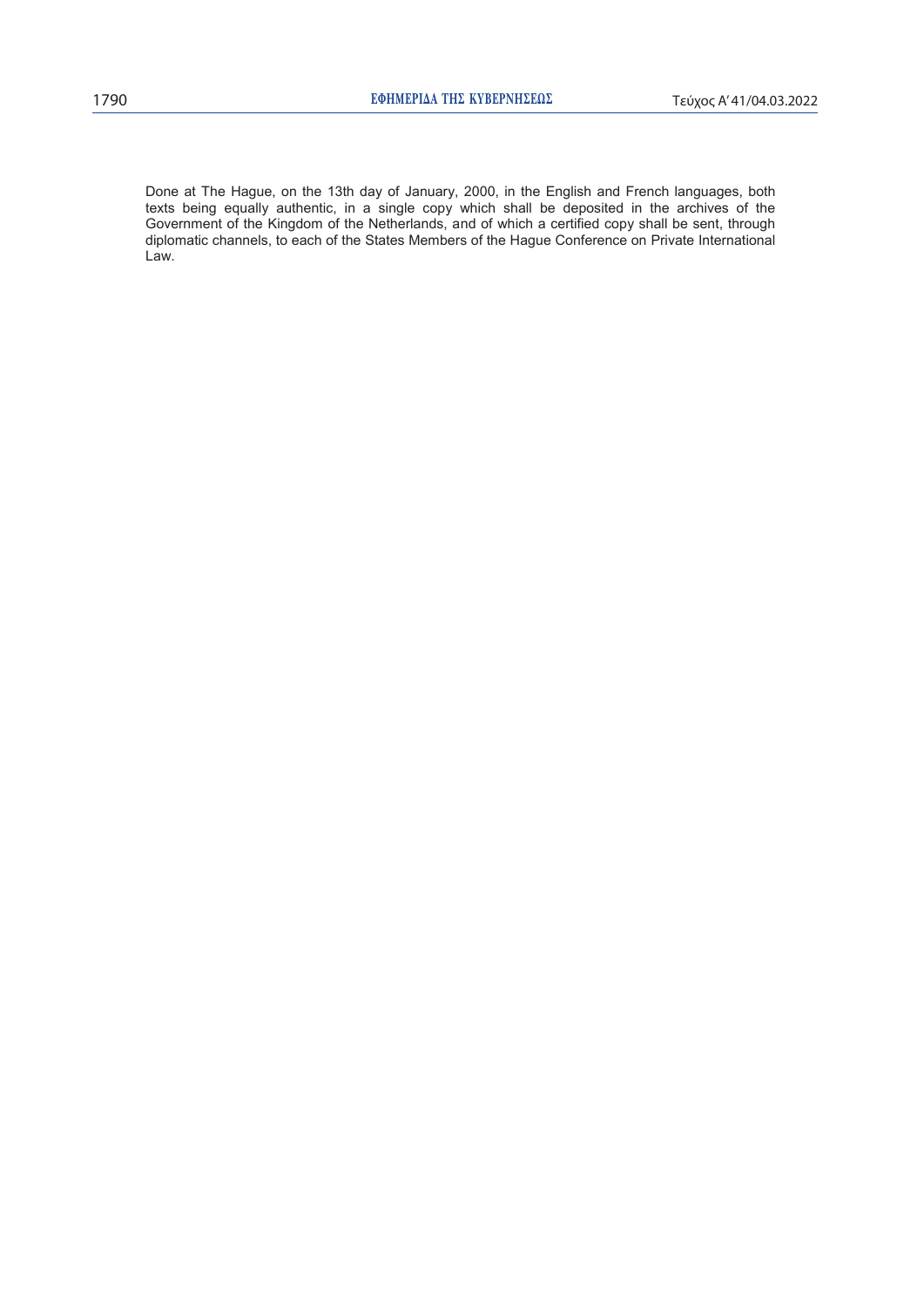Done at The Hague, on the 13th day of January, 2000, in the English and French languages, both texts being equally authentic, in a single copy which shall be deposited in the archives of the Government of the Kingdom of the Netherlands, and of which a certified copy shall be sent, through diplomatic channels, to each of the States Members of the Hague Conference on Private International Law.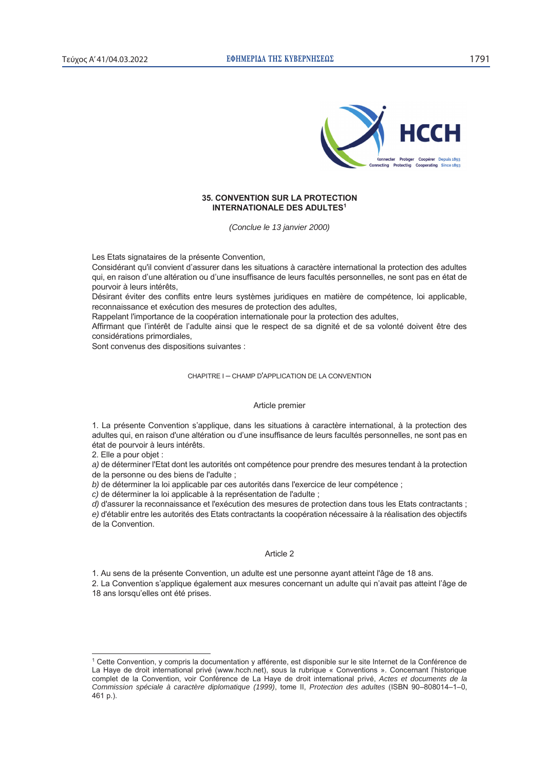# 35. CONVENTION SUR LA PROTECTION INTERNATIONALE DES ADULTES[1]

*(Conclue le 13 janvier 2000)*

Les Etats signataires de la présente Convention,

Considérant qu'il convient d'assurer dans les situations à caractère international la protection des adultes qui, en raison d'une altération ou d'une insuffisance de leurs facultés personnelles, ne sont pas en état de pourvoir à leurs intérêts,

Désirant éviter des conflits entre leurs systèmes juridiques en matière de compétence, loi applicable, reconnaissance et exécution des mesures de protection des adultes,

Rappelant l'importance de la coopération internationale pour la protection des adultes,

Affirmant que l'intérêt de l'adulte ainsi que le respect de sa dignité et de sa volonté doivent être des considérations primordiales,

Sont convenus des dispositions suivantes :

## CHAPITRE I – CHAMP D'APPLICATION DE LA CONVENTION

### Article premier

1. La présente Convention s'applique, dans les situations à caractère international, à la protection des adultes qui, en raison d'une altération ou d'une insuffisance de leurs facultés personnelles, ne sont pas en état de pourvoir à leurs intérêts.

2. Elle a pour objet :

*a)* de déterminer l'Etat dont les autorités ont compétence pour prendre des mesures tendant à la protection de la personne ou des biens de l'adulte ;

*b)* de déterminer la loi applicable par ces autorités dans l'exercice de leur compétence ;

*c)* de déterminer la loi applicable à la représentation de l'adulte ;

*d)* d'assurer la reconnaissance et l'exécution des mesures de protection dans tous les Etats contractants ;

*e)* d'établir entre les autorités des Etats contractants la coopération nécessaire à la réalisation des objectifs de la Convention.

### Article 2

1. Au sens de la présente Convention, un adulte est une personne ayant atteint l'âge de 18 ans.

2. La Convention s'applique également aux mesures concernant un adulte qui n'avait pas atteint l'âge de 18 ans lorsqu'elles ont été prises.

---

[1] Cette Convention, y compris la documentation y afférente, est disponible sur le site Internet de la Conférence de La Haye de droit international privé (www.hcch.net), sous la rubrique « Conventions ». Concernant l'historique complet de la Convention, voir Conférence de La Haye de droit international privé, *Actes et documents de la Commission spéciale à caractère diplomatique (1999)*, tome II, *Protection des adultes* (ISBN 90–808014–1–0, 461 p.).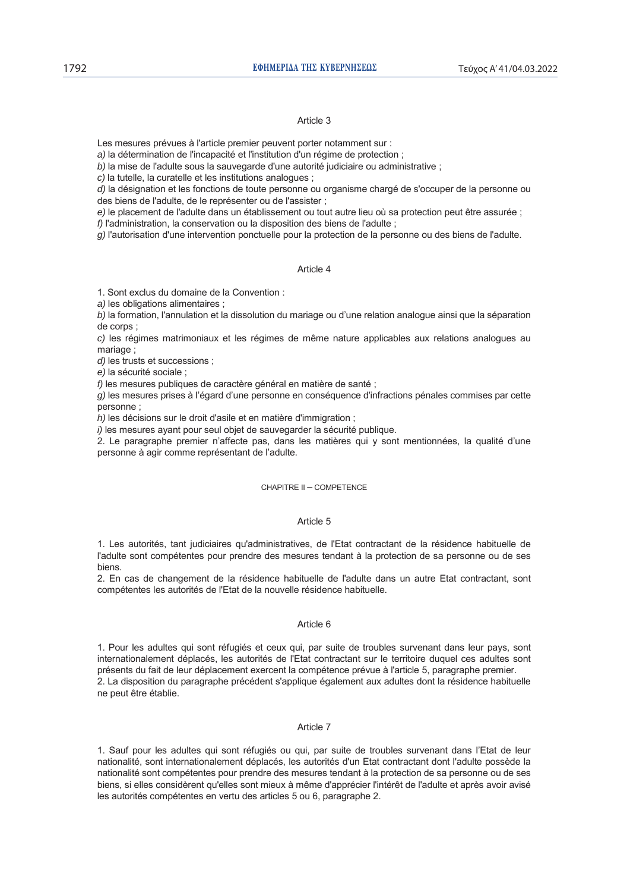### Article 3

Les mesures prévues à l'article premier peuvent porter notamment sur :

*a)* la détermination de l'incapacité et l'institution d'un régime de protection ;

*b)* la mise de l'adulte sous la sauvegarde d'une autorité judiciaire ou administrative ;

*c)* la tutelle, la curatelle et les institutions analogues ;

*d)* la désignation et les fonctions de toute personne ou organisme chargé de s'occuper de la personne ou des biens de l'adulte, de le représenter ou de l'assister ;

*e)* le placement de l'adulte dans un établissement ou tout autre lieu où sa protection peut être assurée ;

*f)* l'administration, la conservation ou la disposition des biens de l'adulte ;

*g)* l'autorisation d'une intervention ponctuelle pour la protection de la personne ou des biens de l'adulte.

### Article 4

1. Sont exclus du domaine de la Convention :

*a)* les obligations alimentaires ;

*b)* la formation, l'annulation et la dissolution du mariage ou d'une relation analogue ainsi que la séparation de corps ;

*c)* les régimes matrimoniaux et les régimes de même nature applicables aux relations analogues au mariage ;

*d)* les trusts et successions ;

*e)* la sécurité sociale ;

*f)* les mesures publiques de caractère général en matière de santé ;

*g)* les mesures prises à l'égard d'une personne en conséquence d'infractions pénales commises par cette personne ;

*h)* les décisions sur le droit d'asile et en matière d'immigration ;

*i)* les mesures ayant pour seul objet de sauvegarder la sécurité publique.

2. Le paragraphe premier n'affecte pas, dans les matières qui y sont mentionnées, la qualité d'une personne à agir comme représentant de l'adulte.

## CHAPITRE II – COMPETENCE

### Article 5

1. Les autorités, tant judiciaires qu'administratives, de l'Etat contractant de la résidence habituelle de l'adulte sont compétentes pour prendre des mesures tendant à la protection de sa personne ou de ses biens.

2. En cas de changement de la résidence habituelle de l'adulte dans un autre Etat contractant, sont compétentes les autorités de l'Etat de la nouvelle résidence habituelle.

### Article 6

1. Pour les adultes qui sont réfugiés et ceux qui, par suite de troubles survenant dans leur pays, sont internationalement déplacés, les autorités de l'Etat contractant sur le territoire duquel ces adultes sont présents du fait de leur déplacement exercent la compétence prévue à l'article 5, paragraphe premier.

2. La disposition du paragraphe précédent s'applique également aux adultes dont la résidence habituelle ne peut être établie.

### Article 7

1. Sauf pour les adultes qui sont réfugiés ou qui, par suite de troubles survenant dans l'Etat de leur nationalité, sont internationalement déplacés, les autorités d'un Etat contractant dont l'adulte possède la nationalité sont compétentes pour prendre des mesures tendant à la protection de sa personne ou de ses biens, si elles considèrent qu'elles sont mieux à même d'apprécier l'intérêt de l'adulte et après avoir avisé les autorités compétentes en vertu des articles 5 ou 6, paragraphe 2.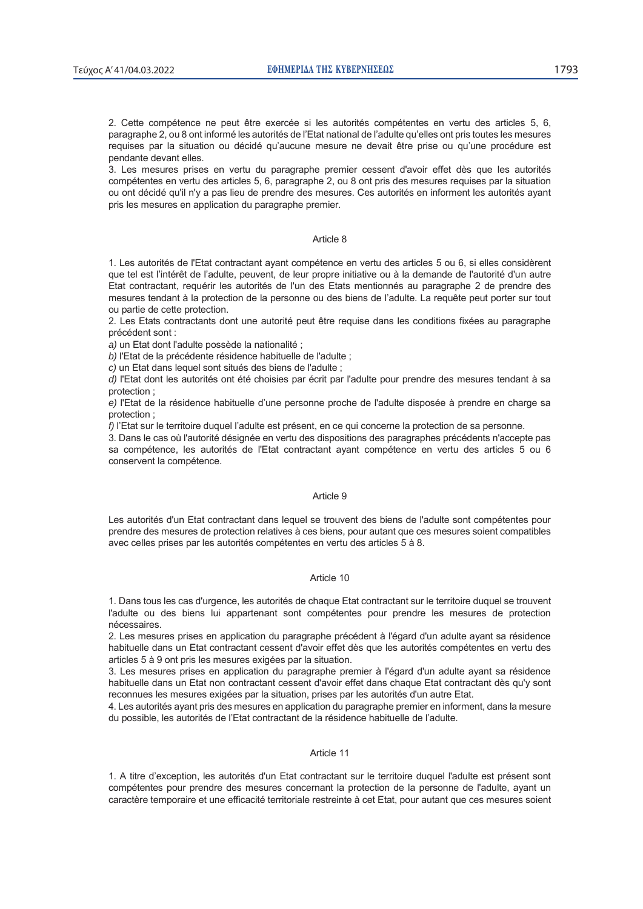2. Cette compétence ne peut être exercée si les autorités compétentes en vertu des articles 5, 6, paragraphe 2, ou 8 ont informé les autorités de l'Etat national de l'adulte qu'elles ont pris toutes les mesures requises par la situation ou décidé qu'aucune mesure ne devait être prise ou qu'une procédure est pendante devant elles.
3. Les mesures prises en vertu du paragraphe premier cessent d'avoir effet dès que les autorités compétentes en vertu des articles 5, 6, paragraphe 2, ou 8 ont pris des mesures requises par la situation ou ont décidé qu'il n'y a pas lieu de prendre des mesures. Ces autorités en informent les autorités ayant pris les mesures en application du paragraphe premier.

Article 8

1. Les autorités de l'Etat contractant ayant compétence en vertu des articles 5 ou 6, si elles considèrent que tel est l'intérêt de l'adulte, peuvent, de leur propre initiative ou à la demande de l'autorité d'un autre Etat contractant, requérir les autorités de l'un des Etats mentionnés au paragraphe 2 de prendre des mesures tendant à la protection de la personne ou des biens de l'adulte. La requête peut porter sur tout ou partie de cette protection.
2. Les Etats contractants dont une autorité peut être requise dans les conditions fixées au paragraphe précédent sont :
*a)* un Etat dont l'adulte possède la nationalité ;
*b)* l'Etat de la précédente résidence habituelle de l'adulte ;
*c)* un Etat dans lequel sont situés des biens de l'adulte ;
*d)* l'Etat dont les autorités ont été choisies par écrit par l'adulte pour prendre des mesures tendant à sa protection ;
*e)* l'Etat de la résidence habituelle d'une personne proche de l'adulte disposée à prendre en charge sa protection ;
*f)* l'Etat sur le territoire duquel l'adulte est présent, en ce qui concerne la protection de sa personne.
3. Dans le cas où l'autorité désignée en vertu des dispositions des paragraphes précédents n'accepte pas sa compétence, les autorités de l'Etat contractant ayant compétence en vertu des articles 5 ou 6 conservent la compétence.

Article 9

Les autorités d'un Etat contractant dans lequel se trouvent des biens de l'adulte sont compétentes pour prendre des mesures de protection relatives à ces biens, pour autant que ces mesures soient compatibles avec celles prises par les autorités compétentes en vertu des articles 5 à 8.

Article 10

1. Dans tous les cas d'urgence, les autorités de chaque Etat contractant sur le territoire duquel se trouvent l'adulte ou des biens lui appartenant sont compétentes pour prendre les mesures de protection nécessaires.
2. Les mesures prises en application du paragraphe précédent à l'égard d'un adulte ayant sa résidence habituelle dans un Etat contractant cessent d'avoir effet dès que les autorités compétentes en vertu des articles 5 à 9 ont pris les mesures exigées par la situation.
3. Les mesures prises en application du paragraphe premier à l'égard d'un adulte ayant sa résidence habituelle dans un Etat non contractant cessent d'avoir effet dans chaque Etat contractant dès qu'y sont reconnues les mesures exigées par la situation, prises par les autorités d'un autre Etat.
4. Les autorités ayant pris des mesures en application du paragraphe premier en informent, dans la mesure du possible, les autorités de l'Etat contractant de la résidence habituelle de l'adulte.

Article 11

1. A titre d'exception, les autorités d'un Etat contractant sur le territoire duquel l'adulte est présent sont compétentes pour prendre des mesures concernant la protection de la personne de l'adulte, ayant un caractère temporaire et une efficacité territoriale restreinte à cet Etat, pour autant que ces mesures soient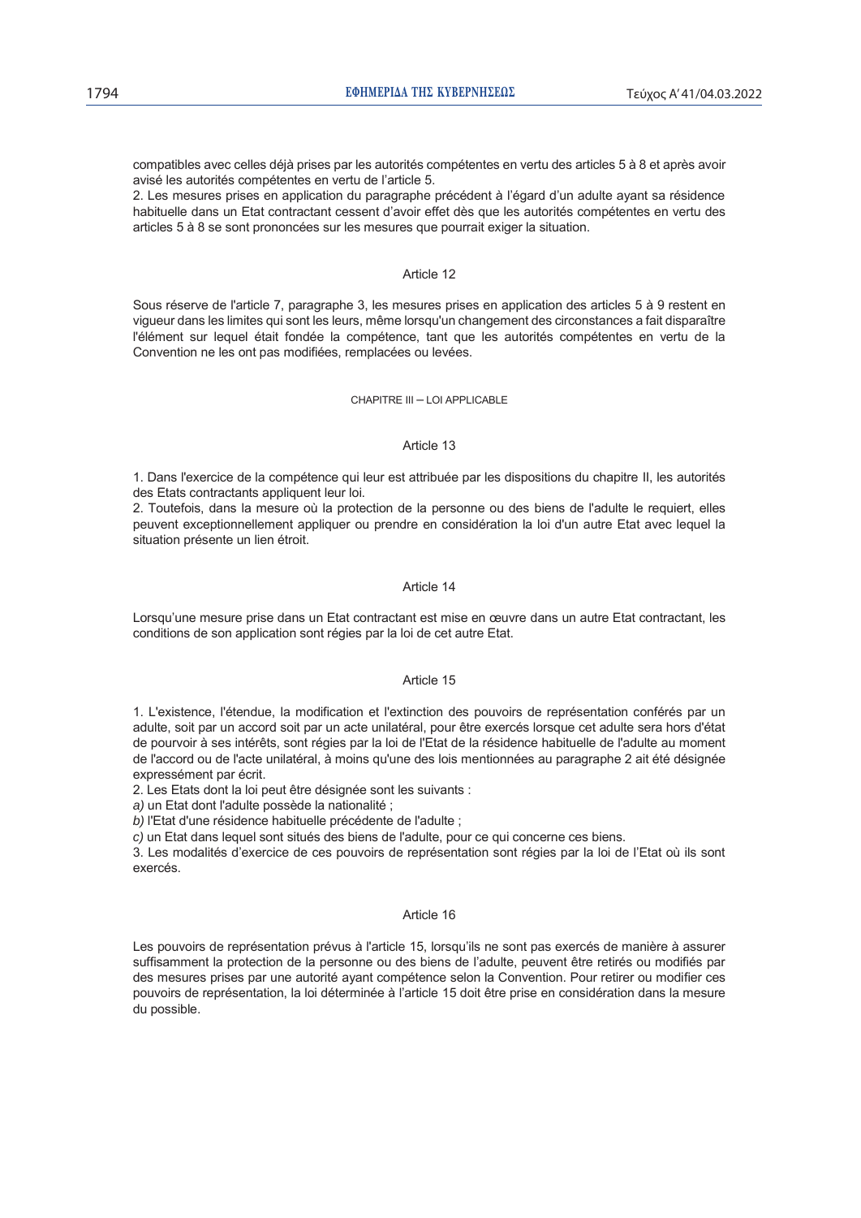compatibles avec celles déjà prises par les autorités compétentes en vertu des articles 5 à 8 et après avoir avisé les autorités compétentes en vertu de l'article 5.

2. Les mesures prises en application du paragraphe précédent à l'égard d'un adulte ayant sa résidence habituelle dans un Etat contractant cessent d'avoir effet dès que les autorités compétentes en vertu des articles 5 à 8 se sont prononcées sur les mesures que pourrait exiger la situation.

### Article 12

Sous réserve de l'article 7, paragraphe 3, les mesures prises en application des articles 5 à 9 restent en vigueur dans les limites qui sont les leurs, même lorsqu'un changement des circonstances a fait disparaître l'élément sur lequel était fondée la compétence, tant que les autorités compétentes en vertu de la Convention ne les ont pas modifiées, remplacées ou levées.

## CHAPITRE III – LOI APPLICABLE

### Article 13

1. Dans l'exercice de la compétence qui leur est attribuée par les dispositions du chapitre II, les autorités des Etats contractants appliquent leur loi.

2. Toutefois, dans la mesure où la protection de la personne ou des biens de l'adulte le requiert, elles peuvent exceptionnellement appliquer ou prendre en considération la loi d'un autre Etat avec lequel la situation présente un lien étroit.

### Article 14

Lorsqu'une mesure prise dans un Etat contractant est mise en œuvre dans un autre Etat contractant, les conditions de son application sont régies par la loi de cet autre Etat.

### Article 15

1. L'existence, l'étendue, la modification et l'extinction des pouvoirs de représentation conférés par un adulte, soit par un accord soit par un acte unilatéral, pour être exercés lorsque cet adulte sera hors d'état de pourvoir à ses intérêts, sont régies par la loi de l'Etat de la résidence habituelle de l'adulte au moment de l'accord ou de l'acte unilatéral, à moins qu'une des lois mentionnées au paragraphe 2 ait été désignée expressément par écrit.

2. Les Etats dont la loi peut être désignée sont les suivants :

*a)* un Etat dont l'adulte possède la nationalité ;

*b)* l'Etat d'une résidence habituelle précédente de l'adulte ;

*c)* un Etat dans lequel sont situés des biens de l'adulte, pour ce qui concerne ces biens.

3. Les modalités d'exercice de ces pouvoirs de représentation sont régies par la loi de l'Etat où ils sont exercés.

### Article 16

Les pouvoirs de représentation prévus à l'article 15, lorsqu'ils ne sont pas exercés de manière à assurer suffisamment la protection de la personne ou des biens de l'adulte, peuvent être retirés ou modifiés par des mesures prises par une autorité ayant compétence selon la Convention. Pour retirer ou modifier ces pouvoirs de représentation, la loi déterminée à l'article 15 doit être prise en considération dans la mesure du possible.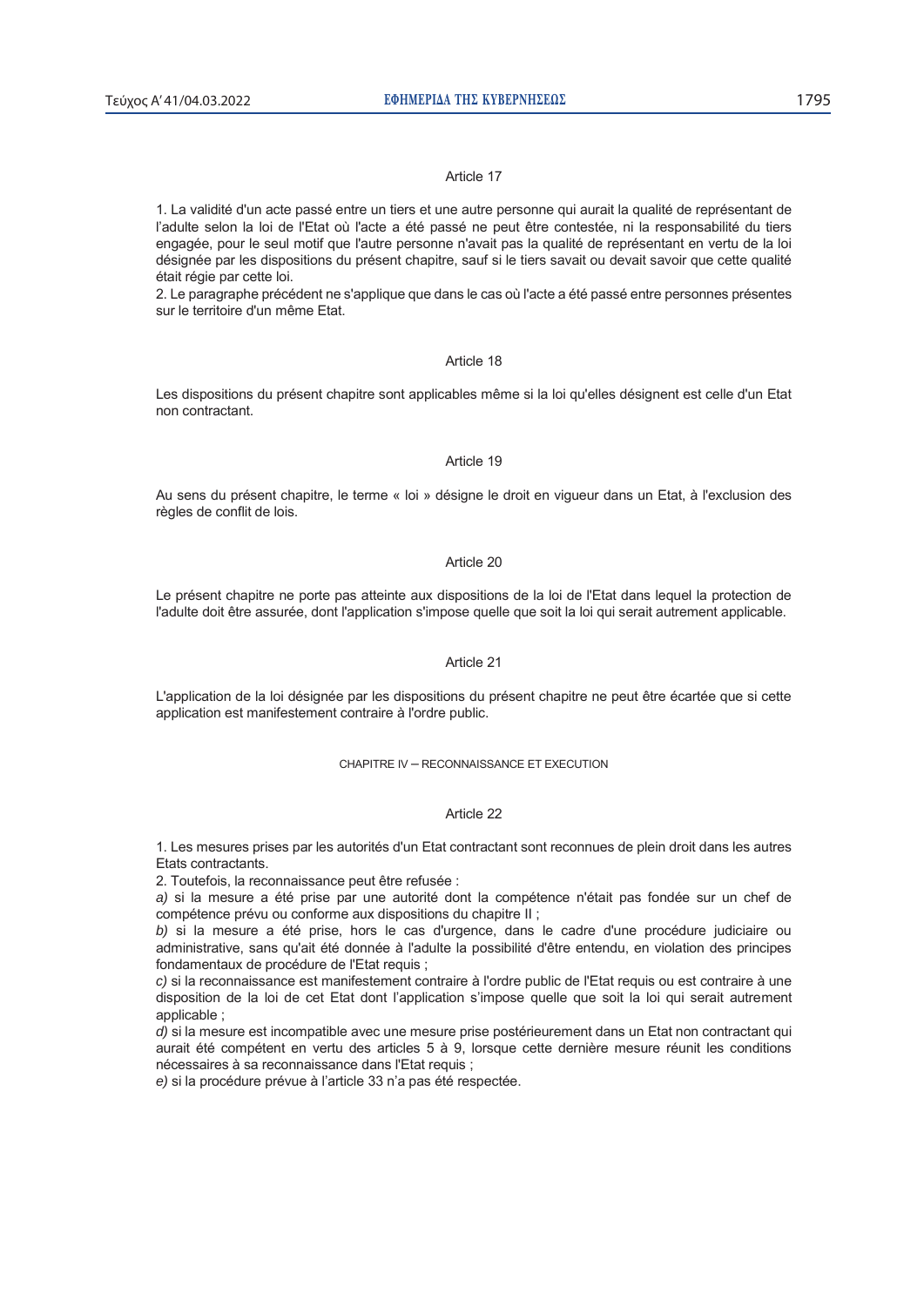### Article 17

1. La validité d'un acte passé entre un tiers et une autre personne qui aurait la qualité de représentant de l'adulte selon la loi de l'Etat où l'acte a été passé ne peut être contestée, ni la responsabilité du tiers engagée, pour le seul motif que l'autre personne n'avait pas la qualité de représentant en vertu de la loi désignée par les dispositions du présent chapitre, sauf si le tiers savait ou devait savoir que cette qualité était régie par cette loi.
2. Le paragraphe précédent ne s'applique que dans le cas où l'acte a été passé entre personnes présentes sur le territoire d'un même Etat.

### Article 18

Les dispositions du présent chapitre sont applicables même si la loi qu'elles désignent est celle d'un Etat non contractant.

### Article 19

Au sens du présent chapitre, le terme « loi » désigne le droit en vigueur dans un Etat, à l'exclusion des règles de conflit de lois.

### Article 20

Le présent chapitre ne porte pas atteinte aux dispositions de la loi de l'Etat dans lequel la protection de l'adulte doit être assurée, dont l'application s'impose quelle que soit la loi qui serait autrement applicable.

### Article 21

L'application de la loi désignée par les dispositions du présent chapitre ne peut être écartée que si cette application est manifestement contraire à l'ordre public.

## CHAPITRE IV – RECONNAISSANCE ET EXECUTION

### Article 22

1. Les mesures prises par les autorités d'un Etat contractant sont reconnues de plein droit dans les autres Etats contractants.
2. Toutefois, la reconnaissance peut être refusée :
*a)* si la mesure a été prise par une autorité dont la compétence n'était pas fondée sur un chef de compétence prévu ou conforme aux dispositions du chapitre II ;
*b)* si la mesure a été prise, hors le cas d'urgence, dans le cadre d'une procédure judiciaire ou administrative, sans qu'ait été donnée à l'adulte la possibilité d'être entendu, en violation des principes fondamentaux de procédure de l'Etat requis ;
*c)* si la reconnaissance est manifestement contraire à l'ordre public de l'Etat requis ou est contraire à une disposition de la loi de cet Etat dont l'application s'impose quelle que soit la loi qui serait autrement applicable ;
*d)* si la mesure est incompatible avec une mesure prise postérieurement dans un Etat non contractant qui aurait été compétent en vertu des articles 5 à 9, lorsque cette dernière mesure réunit les conditions nécessaires à sa reconnaissance dans l'Etat requis ;
*e)* si la procédure prévue à l'article 33 n'a pas été respectée.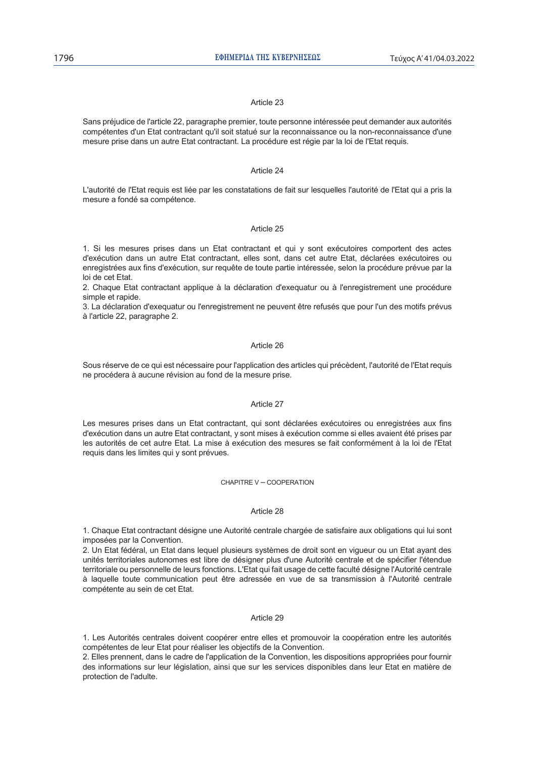### Article 23

Sans préjudice de l'article 22, paragraphe premier, toute personne intéressée peut demander aux autorités compétentes d'un Etat contractant qu'il soit statué sur la reconnaissance ou la non-reconnaissance d'une mesure prise dans un autre Etat contractant. La procédure est régie par la loi de l'Etat requis.

### Article 24

L'autorité de l'Etat requis est liée par les constatations de fait sur lesquelles l'autorité de l'Etat qui a pris la mesure a fondé sa compétence.

### Article 25

1. Si les mesures prises dans un Etat contractant et qui y sont exécutoires comportent des actes d'exécution dans un autre Etat contractant, elles sont, dans cet autre Etat, déclarées exécutoires ou enregistrées aux fins d'exécution, sur requête de toute partie intéressée, selon la procédure prévue par la loi de cet Etat.
2. Chaque Etat contractant applique à la déclaration d'exequatur ou à l'enregistrement une procédure simple et rapide.
3. La déclaration d'exequatur ou l'enregistrement ne peuvent être refusés que pour l'un des motifs prévus à l'article 22, paragraphe 2.

### Article 26

Sous réserve de ce qui est nécessaire pour l'application des articles qui précèdent, l'autorité de l'Etat requis ne procédera à aucune révision au fond de la mesure prise.

### Article 27

Les mesures prises dans un Etat contractant, qui sont déclarées exécutoires ou enregistrées aux fins d'exécution dans un autre Etat contractant, y sont mises à exécution comme si elles avaient été prises par les autorités de cet autre Etat. La mise à exécution des mesures se fait conformément à la loi de l'Etat requis dans les limites qui y sont prévues.

## CHAPITRE V – COOPERATION

### Article 28

1. Chaque Etat contractant désigne une Autorité centrale chargée de satisfaire aux obligations qui lui sont imposées par la Convention.
2. Un Etat fédéral, un Etat dans lequel plusieurs systèmes de droit sont en vigueur ou un Etat ayant des unités territoriales autonomes est libre de désigner plus d'une Autorité centrale et de spécifier l'étendue territoriale ou personnelle de leurs fonctions. L'Etat qui fait usage de cette faculté désigne l'Autorité centrale à laquelle toute communication peut être adressée en vue de sa transmission à l'Autorité centrale compétente au sein de cet Etat.

### Article 29

1. Les Autorités centrales doivent coopérer entre elles et promouvoir la coopération entre les autorités compétentes de leur Etat pour réaliser les objectifs de la Convention.
2. Elles prennent, dans le cadre de l'application de la Convention, les dispositions appropriées pour fournir des informations sur leur législation, ainsi que sur les services disponibles dans leur Etat en matière de protection de l'adulte.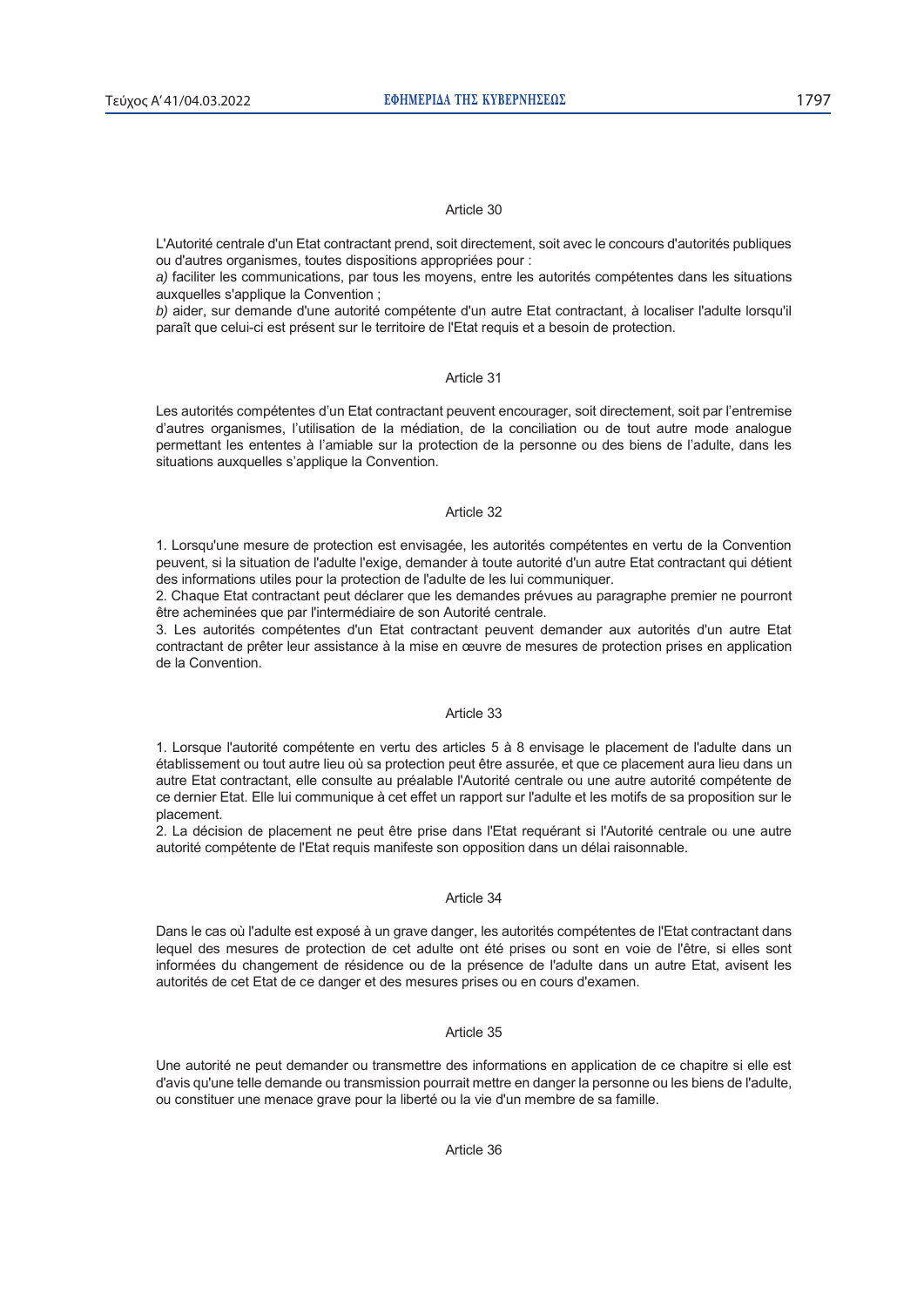Article 30

L'Autorité centrale d'un Etat contractant prend, soit directement, soit avec le concours d'autorités publiques ou d'autres organismes, toutes dispositions appropriées pour :
*a)* faciliter les communications, par tous les moyens, entre les autorités compétentes dans les situations auxquelles s'applique la Convention ;
*b)* aider, sur demande d'une autorité compétente d'un autre Etat contractant, à localiser l'adulte lorsqu'il paraît que celui-ci est présent sur le territoire de l'Etat requis et a besoin de protection.

Article 31

Les autorités compétentes d'un Etat contractant peuvent encourager, soit directement, soit par l'entremise d'autres organismes, l'utilisation de la médiation, de la conciliation ou de tout autre mode analogue permettant les ententes à l'amiable sur la protection de la personne ou des biens de l'adulte, dans les situations auxquelles s'applique la Convention.

Article 32

1. Lorsqu'une mesure de protection est envisagée, les autorités compétentes en vertu de la Convention peuvent, si la situation de l'adulte l'exige, demander à toute autorité d'un autre Etat contractant qui détient des informations utiles pour la protection de l'adulte de les lui communiquer.
2. Chaque Etat contractant peut déclarer que les demandes prévues au paragraphe premier ne pourront être acheminées que par l'intermédiaire de son Autorité centrale.
3. Les autorités compétentes d'un Etat contractant peuvent demander aux autorités d'un autre Etat contractant de prêter leur assistance à la mise en œuvre de mesures de protection prises en application de la Convention.

Article 33

1. Lorsque l'autorité compétente en vertu des articles 5 à 8 envisage le placement de l'adulte dans un établissement ou tout autre lieu où sa protection peut être assurée, et que ce placement aura lieu dans un autre Etat contractant, elle consulte au préalable l'Autorité centrale ou une autre autorité compétente de ce dernier Etat. Elle lui communique à cet effet un rapport sur l'adulte et les motifs de sa proposition sur le placement.
2. La décision de placement ne peut être prise dans l'Etat requérant si l'Autorité centrale ou une autre autorité compétente de l'Etat requis manifeste son opposition dans un délai raisonnable.

Article 34

Dans le cas où l'adulte est exposé à un grave danger, les autorités compétentes de l'Etat contractant dans lequel des mesures de protection de cet adulte ont été prises ou sont en voie de l'être, si elles sont informées du changement de résidence ou de la présence de l'adulte dans un autre Etat, avisent les autorités de cet Etat de ce danger et des mesures prises ou en cours d'examen.

Article 35

Une autorité ne peut demander ou transmettre des informations en application de ce chapitre si elle est d'avis qu'une telle demande ou transmission pourrait mettre en danger la personne ou les biens de l'adulte, ou constituer une menace grave pour la liberté ou la vie d'un membre de sa famille.

Article 36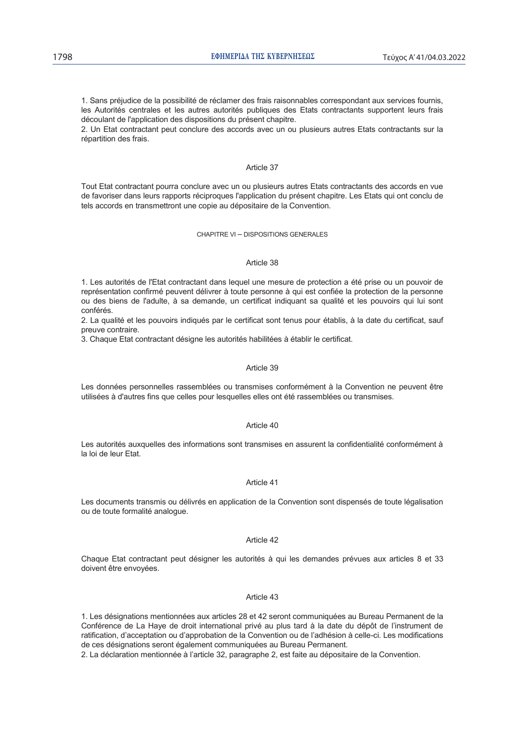1. Sans préjudice de la possibilité de réclamer des frais raisonnables correspondant aux services fournis, les Autorités centrales et les autres autorités publiques des Etats contractants supportent leurs frais découlant de l'application des dispositions du présent chapitre.
2. Un Etat contractant peut conclure des accords avec un ou plusieurs autres Etats contractants sur la répartition des frais.

### Article 37

Tout Etat contractant pourra conclure avec un ou plusieurs autres Etats contractants des accords en vue de favoriser dans leurs rapports réciproques l'application du présent chapitre. Les Etats qui ont conclu de tels accords en transmettront une copie au dépositaire de la Convention.

## CHAPITRE VI – DISPOSITIONS GENERALES

### Article 38

1. Les autorités de l'Etat contractant dans lequel une mesure de protection a été prise ou un pouvoir de représentation confirmé peuvent délivrer à toute personne à qui est confiée la protection de la personne ou des biens de l'adulte, à sa demande, un certificat indiquant sa qualité et les pouvoirs qui lui sont conférés.
2. La qualité et les pouvoirs indiqués par le certificat sont tenus pour établis, à la date du certificat, sauf preuve contraire.
3. Chaque Etat contractant désigne les autorités habilitées à établir le certificat.

### Article 39

Les données personnelles rassemblées ou transmises conformément à la Convention ne peuvent être utilisées à d'autres fins que celles pour lesquelles elles ont été rassemblées ou transmises.

### Article 40

Les autorités auxquelles des informations sont transmises en assurent la confidentialité conformément à la loi de leur Etat.

### Article 41

Les documents transmis ou délivrés en application de la Convention sont dispensés de toute légalisation ou de toute formalité analogue.

### Article 42

Chaque Etat contractant peut désigner les autorités à qui les demandes prévues aux articles 8 et 33 doivent être envoyées.

### Article 43

1. Les désignations mentionnées aux articles 28 et 42 seront communiquées au Bureau Permanent de la Conférence de La Haye de droit international privé au plus tard à la date du dépôt de l'instrument de ratification, d'acceptation ou d'approbation de la Convention ou de l'adhésion à celle-ci. Les modifications de ces désignations seront également communiquées au Bureau Permanent.
2. La déclaration mentionnée à l'article 32, paragraphe 2, est faite au dépositaire de la Convention.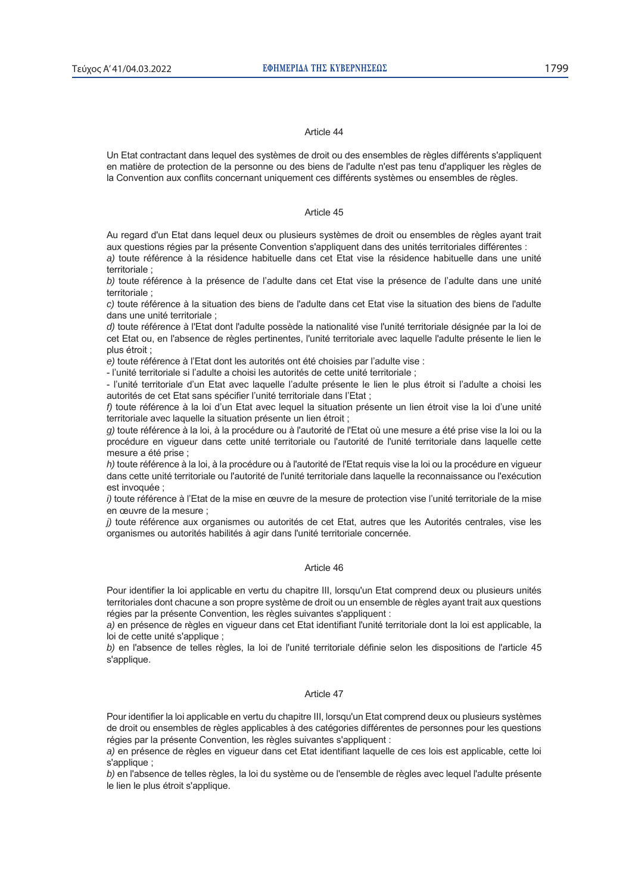Article 44

Un Etat contractant dans lequel des systèmes de droit ou des ensembles de règles différents s'appliquent en matière de protection de la personne ou des biens de l'adulte n'est pas tenu d'appliquer les règles de la Convention aux conflits concernant uniquement ces différents systèmes ou ensembles de règles.

Article 45

Au regard d'un Etat dans lequel deux ou plusieurs systèmes de droit ou ensembles de règles ayant trait aux questions régies par la présente Convention s'appliquent dans des unités territoriales différentes :

*a)* toute référence à la résidence habituelle dans cet Etat vise la résidence habituelle dans une unité territoriale ;

*b)* toute référence à la présence de l'adulte dans cet Etat vise la présence de l'adulte dans une unité territoriale ;

*c)* toute référence à la situation des biens de l'adulte dans cet Etat vise la situation des biens de l'adulte dans une unité territoriale ;

*d)* toute référence à l'Etat dont l'adulte possède la nationalité vise l'unité territoriale désignée par la loi de cet Etat ou, en l'absence de règles pertinentes, l'unité territoriale avec laquelle l'adulte présente le lien le plus étroit ;

*e)* toute référence à l'Etat dont les autorités ont été choisies par l'adulte vise :

- l'unité territoriale si l'adulte a choisi les autorités de cette unité territoriale ;
- l'unité territoriale d'un Etat avec laquelle l'adulte présente le lien le plus étroit si l'adulte a choisi les autorités de cet Etat sans spécifier l'unité territoriale dans l'Etat ;

*f)* toute référence à la loi d'un Etat avec lequel la situation présente un lien étroit vise la loi d'une unité territoriale avec laquelle la situation présente un lien étroit ;

*g)* toute référence à la loi, à la procédure ou à l'autorité de l'Etat où une mesure a été prise vise la loi ou la procédure en vigueur dans cette unité territoriale ou l'autorité de l'unité territoriale dans laquelle cette mesure a été prise ;

*h)* toute référence à la loi, à la procédure ou à l'autorité de l'Etat requis vise la loi ou la procédure en vigueur dans cette unité territoriale ou l'autorité de l'unité territoriale dans laquelle la reconnaissance ou l'exécution est invoquée ;

*i)* toute référence à l'Etat de la mise en œuvre de la mesure de protection vise l'unité territoriale de la mise en œuvre de la mesure ;

*j)* toute référence aux organismes ou autorités de cet Etat, autres que les Autorités centrales, vise les organismes ou autorités habilités à agir dans l'unité territoriale concernée.

Article 46

Pour identifier la loi applicable en vertu du chapitre III, lorsqu'un Etat comprend deux ou plusieurs unités territoriales dont chacune a son propre système de droit ou un ensemble de règles ayant trait aux questions régies par la présente Convention, les règles suivantes s'appliquent :

*a)* en présence de règles en vigueur dans cet Etat identifiant l'unité territoriale dont la loi est applicable, la loi de cette unité s'applique ;

*b)* en l'absence de telles règles, la loi de l'unité territoriale définie selon les dispositions de l'article 45 s'applique.

Article 47

Pour identifier la loi applicable en vertu du chapitre III, lorsqu'un Etat comprend deux ou plusieurs systèmes de droit ou ensembles de règles applicables à des catégories différentes de personnes pour les questions régies par la présente Convention, les règles suivantes s'appliquent :

*a)* en présence de règles en vigueur dans cet Etat identifiant laquelle de ces lois est applicable, cette loi s'applique ;

*b)* en l'absence de telles règles, la loi du système ou de l'ensemble de règles avec lequel l'adulte présente le lien le plus étroit s'applique.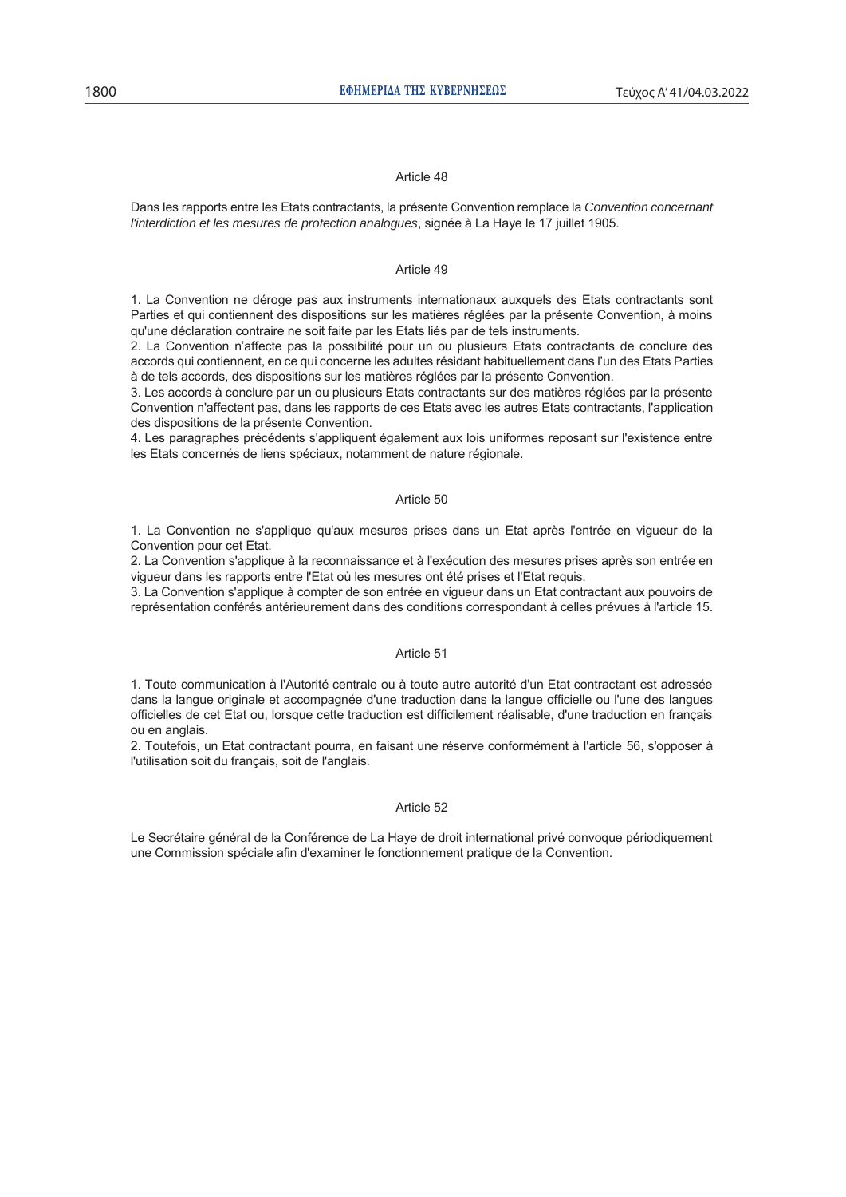### Article 48

Dans les rapports entre les Etats contractants, la présente Convention remplace la *Convention concernant l'interdiction et les mesures de protection analogues*, signée à La Haye le 17 juillet 1905.

### Article 49

1. La Convention ne déroge pas aux instruments internationaux auxquels des Etats contractants sont Parties et qui contiennent des dispositions sur les matières réglées par la présente Convention, à moins qu'une déclaration contraire ne soit faite par les Etats liés par de tels instruments.
2. La Convention n'affecte pas la possibilité pour un ou plusieurs Etats contractants de conclure des accords qui contiennent, en ce qui concerne les adultes résidant habituellement dans l'un des Etats Parties à de tels accords, des dispositions sur les matières réglées par la présente Convention.
3. Les accords à conclure par un ou plusieurs Etats contractants sur des matières réglées par la présente Convention n'affectent pas, dans les rapports de ces Etats avec les autres Etats contractants, l'application des dispositions de la présente Convention.
4. Les paragraphes précédents s'appliquent également aux lois uniformes reposant sur l'existence entre les Etats concernés de liens spéciaux, notamment de nature régionale.

### Article 50

1. La Convention ne s'applique qu'aux mesures prises dans un Etat après l'entrée en vigueur de la Convention pour cet Etat.
2. La Convention s'applique à la reconnaissance et à l'exécution des mesures prises après son entrée en vigueur dans les rapports entre l'Etat où les mesures ont été prises et l'Etat requis.
3. La Convention s'applique à compter de son entrée en vigueur dans un Etat contractant aux pouvoirs de représentation conférés antérieurement dans des conditions correspondant à celles prévues à l'article 15.

### Article 51

1. Toute communication à l'Autorité centrale ou à toute autre autorité d'un Etat contractant est adressée dans la langue originale et accompagnée d'une traduction dans la langue officielle ou l'une des langues officielles de cet Etat ou, lorsque cette traduction est difficilement réalisable, d'une traduction en français ou en anglais.
2. Toutefois, un Etat contractant pourra, en faisant une réserve conformément à l'article 56, s'opposer à l'utilisation soit du français, soit de l'anglais.

### Article 52

Le Secrétaire général de la Conférence de La Haye de droit international privé convoque périodiquement une Commission spéciale afin d'examiner le fonctionnement pratique de la Convention.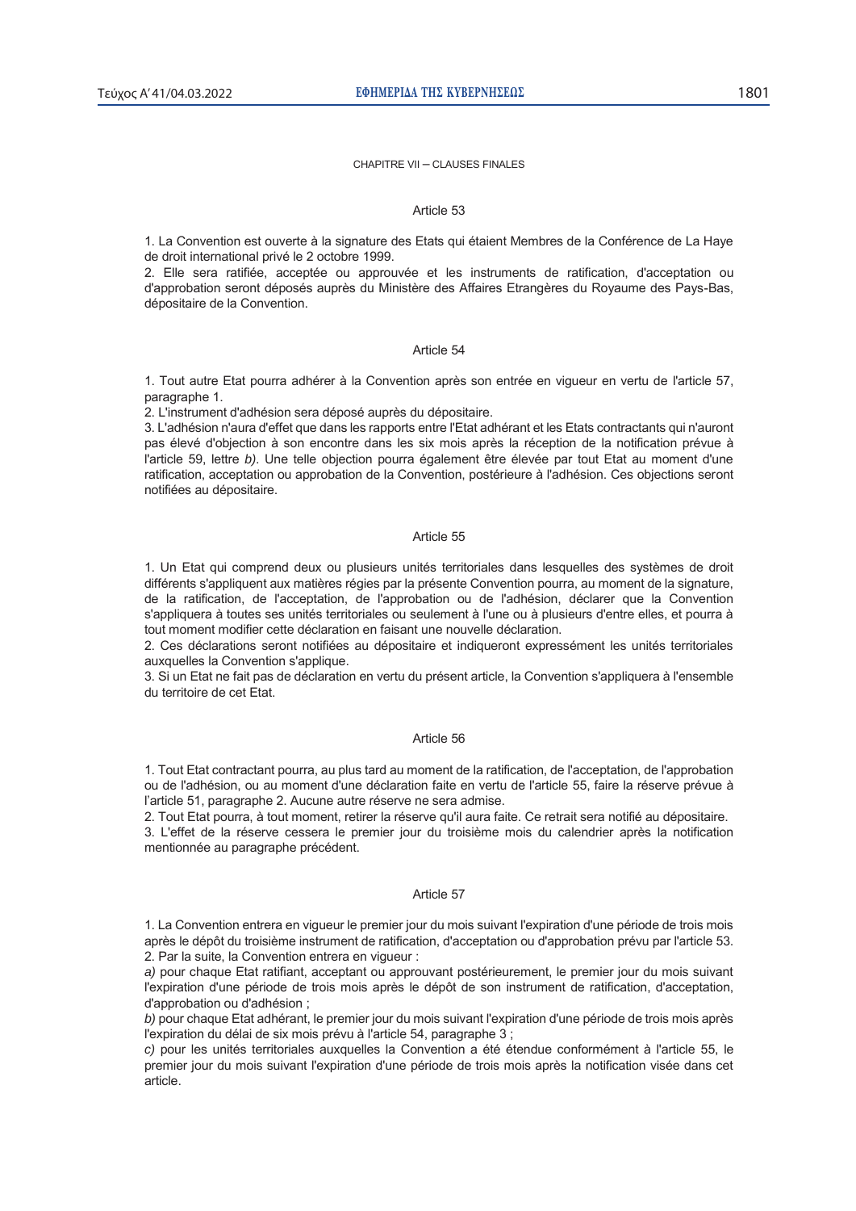## CHAPITRE VII – CLAUSES FINALES

### Article 53

1. La Convention est ouverte à la signature des Etats qui étaient Membres de la Conférence de La Haye de droit international privé le 2 octobre 1999.
2. Elle sera ratifiée, acceptée ou approuvée et les instruments de ratification, d'acceptation ou d'approbation seront déposés auprès du Ministère des Affaires Etrangères du Royaume des Pays-Bas, dépositaire de la Convention.

### Article 54

1. Tout autre Etat pourra adhérer à la Convention après son entrée en vigueur en vertu de l'article 57, paragraphe 1.
2. L'instrument d'adhésion sera déposé auprès du dépositaire.
3. L'adhésion n'aura d'effet que dans les rapports entre l'Etat adhérant et les Etats contractants qui n'auront pas élevé d'objection à son encontre dans les six mois après la réception de la notification prévue à l'article 59, lettre *b)*. Une telle objection pourra également être élevée par tout Etat au moment d'une ratification, acceptation ou approbation de la Convention, postérieure à l'adhésion. Ces objections seront notifiées au dépositaire.

### Article 55

1. Un Etat qui comprend deux ou plusieurs unités territoriales dans lesquelles des systèmes de droit différents s'appliquent aux matières régies par la présente Convention pourra, au moment de la signature, de la ratification, de l'acceptation, de l'approbation ou de l'adhésion, déclarer que la Convention s'appliquera à toutes ses unités territoriales ou seulement à l'une ou à plusieurs d'entre elles, et pourra à tout moment modifier cette déclaration en faisant une nouvelle déclaration.
2. Ces déclarations seront notifiées au dépositaire et indiqueront expressément les unités territoriales auxquelles la Convention s'applique.
3. Si un Etat ne fait pas de déclaration en vertu du présent article, la Convention s'appliquera à l'ensemble du territoire de cet Etat.

### Article 56

1. Tout Etat contractant pourra, au plus tard au moment de la ratification, de l'acceptation, de l'approbation ou de l'adhésion, ou au moment d'une déclaration faite en vertu de l'article 55, faire la réserve prévue à l'article 51, paragraphe 2. Aucune autre réserve ne sera admise.
2. Tout Etat pourra, à tout moment, retirer la réserve qu'il aura faite. Ce retrait sera notifié au dépositaire.
3. L'effet de la réserve cessera le premier jour du troisième mois du calendrier après la notification mentionnée au paragraphe précédent.

### Article 57

1. La Convention entrera en vigueur le premier jour du mois suivant l'expiration d'une période de trois mois après le dépôt du troisième instrument de ratification, d'acceptation ou d'approbation prévu par l'article 53.
2. Par la suite, la Convention entrera en vigueur :

*a)* pour chaque Etat ratifiant, acceptant ou approuvant postérieurement, le premier jour du mois suivant l'expiration d'une période de trois mois après le dépôt de son instrument de ratification, d'acceptation, d'approbation ou d'adhésion ;

*b)* pour chaque Etat adhérant, le premier jour du mois suivant l'expiration d'une période de trois mois après l'expiration du délai de six mois prévu à l'article 54, paragraphe 3 ;

*c)* pour les unités territoriales auxquelles la Convention a été étendue conformément à l'article 55, le premier jour du mois suivant l'expiration d'une période de trois mois après la notification visée dans cet article.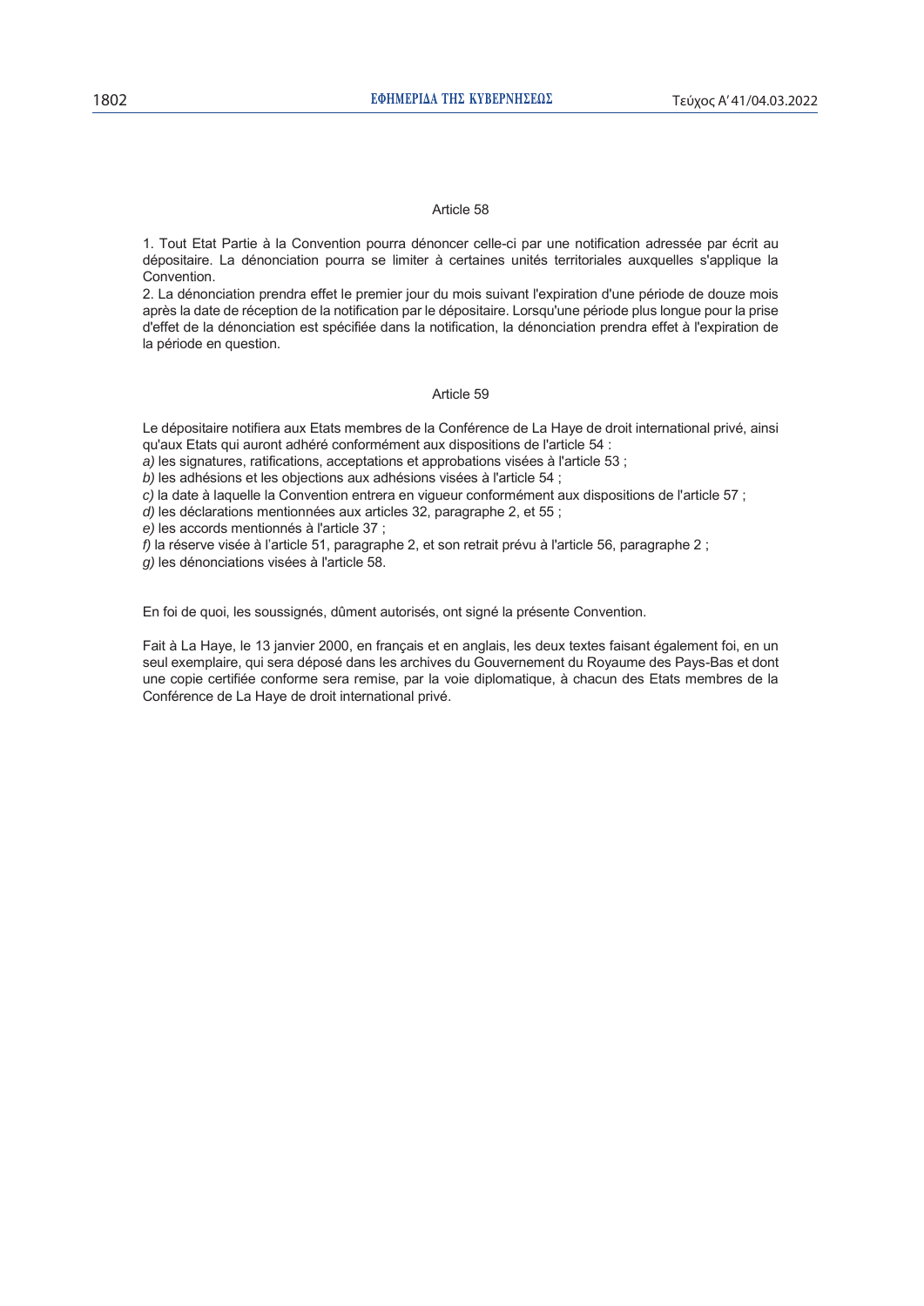### Article 58

1. Tout Etat Partie à la Convention pourra dénoncer celle-ci par une notification adressée par écrit au dépositaire. La dénonciation pourra se limiter à certaines unités territoriales auxquelles s'applique la Convention.
2. La dénonciation prendra effet le premier jour du mois suivant l'expiration d'une période de douze mois après la date de réception de la notification par le dépositaire. Lorsqu'une période plus longue pour la prise d'effet de la dénonciation est spécifiée dans la notification, la dénonciation prendra effet à l'expiration de la période en question.

### Article 59

Le dépositaire notifiera aux Etats membres de la Conférence de La Haye de droit international privé, ainsi qu'aux Etats qui auront adhéré conformément aux dispositions de l'article 54 :
*a)* les signatures, ratifications, acceptations et approbations visées à l'article 53 ;
*b)* les adhésions et les objections aux adhésions visées à l'article 54 ;
*c)* la date à laquelle la Convention entrera en vigueur conformément aux dispositions de l'article 57 ;
*d)* les déclarations mentionnées aux articles 32, paragraphe 2, et 55 ;
*e)* les accords mentionnés à l'article 37 ;
*f)* la réserve visée à l'article 51, paragraphe 2, et son retrait prévu à l'article 56, paragraphe 2 ;
*g)* les dénonciations visées à l'article 58.

En foi de quoi, les soussignés, dûment autorisés, ont signé la présente Convention.

Fait à La Haye, le 13 janvier 2000, en français et en anglais, les deux textes faisant également foi, en un seul exemplaire, qui sera déposé dans les archives du Gouvernement du Royaume des Pays-Bas et dont une copie certifiée conforme sera remise, par la voie diplomatique, à chacun des Etats membres de la Conférence de La Haye de droit international privé.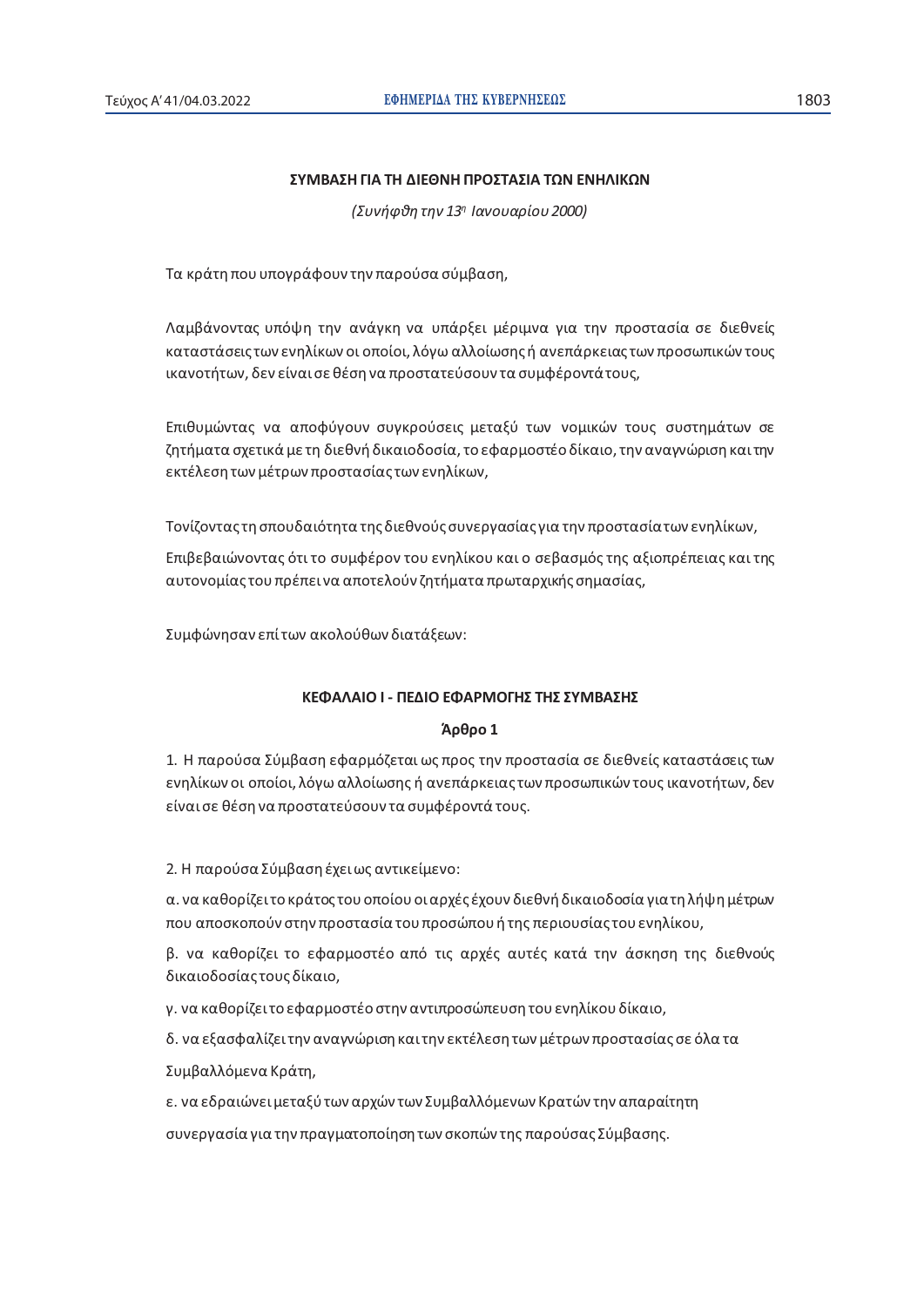**ΣΥΜΒΑΣΗ ΓΙΑ ΤΗ ΔΙΕΘΝΗ ΠΡΟΣΤΑΣΙΑ ΤΩΝ ΕΝΗΛΙΚΩΝ**

*(Συνήφθη την 13η Ιανουαρίου 2000)*

Τα κράτη που υπογράφουν την παρούσα σύμβαση,

Λαμβάνοντας υπόψη την ανάγκη να υπάρξει μέριμνα για την προστασία σε διεθνείς καταστάσεις των ενηλίκων οι οποίοι, λόγω αλλοίωσης ή ανεπάρκειας των προσωπικών τους ικανοτήτων, δεν είναι σε θέση να προστατεύσουν τα συμφέροντά τους,

Επιθυμώντας να αποφύγουν συγκρούσεις μεταξύ των νομικών τους συστημάτων σε ζητήματα σχετικά με τη διεθνή δικαιοδοσία, το εφαρμοστέο δίκαιο, την αναγνώριση και την εκτέλεση των μέτρων προστασίας των ενηλίκων,

Τονίζοντας τη σπουδαιότητα της διεθνούς συνεργασίας για την προστασία των ενηλίκων,

Επιβεβαιώνοντας ότι το συμφέρον του ενηλίκου και ο σεβασμός της αξιοπρέπειας και της αυτονομίας του πρέπει να αποτελούν ζητήματα πρωταρχικής σημασίας,

Συμφώνησαν επί των ακολούθων διατάξεων:

## ΚΕΦΑΛΑΙΟ Ι - ΠΕΔΙΟ ΕΦΑΡΜΟΓΗΣ ΤΗΣ ΣΥΜΒΑΣΗΣ

### Άρθρο 1

1. Η παρούσα Σύμβαση εφαρμόζεται ως προς την προστασία σε διεθνείς καταστάσεις των ενηλίκων οι οποίοι, λόγω αλλοίωσης ή ανεπάρκειας των προσωπικών τους ικανοτήτων, δεν είναι σε θέση να προστατεύσουν τα συμφέροντά τους.

2. Η παρούσα Σύμβαση έχει ως αντικείμενο:

α. να καθορίζει το κράτος του οποίου οι αρχές έχουν διεθνή δικαιοδοσία για τη λήψη μέτρων που αποσκοπούν στην προστασία του προσώπου ή της περιουσίας του ενηλίκου,

β. να καθορίζει το εφαρμοστέο από τις αρχές αυτές κατά την άσκηση της διεθνούς δικαιοδοσίας τους δίκαιο,

γ. να καθορίζει το εφαρμοστέο στην αντιπροσώπευση του ενηλίκου δίκαιο,

δ. να εξασφαλίζει την αναγνώριση και την εκτέλεση των μέτρων προστασίας σε όλα τα Συμβαλλόμενα Κράτη,

ε. να εδραιώνει μεταξύ των αρχών των Συμβαλλόμενων Κρατών την απαραίτητη συνεργασία για την πραγματοποίηση των σκοπών της παρούσας Σύμβασης.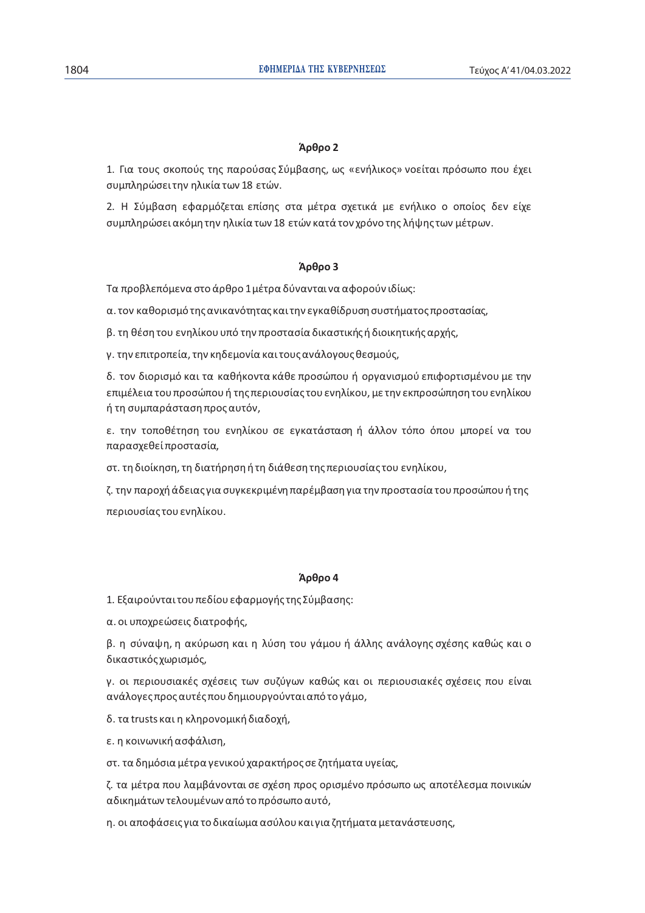### Άρθρο 2

1. Για τους σκοπούς της παρούσας Σύμβασης, ως «ενήλικος» νοείται πρόσωπο που έχει συμπληρώσει την ηλικία των 18 ετών.

2. Η Σύμβαση εφαρμόζεται επίσης στα μέτρα σχετικά με ενήλικο ο οποίος δεν είχε συμπληρώσει ακόμη την ηλικία των 18 ετών κατά τον χρόνο της λήψης των μέτρων.

### Άρθρο 3

Τα προβλεπόμενα στο άρθρο 1 μέτρα δύνανται να αφορούν ιδίως:

α. τον καθορισμό της ανικανότητας και την εγκαθίδρυση συστήματος προστασίας,

β. τη θέση του ενηλίκου υπό την προστασία δικαστικής ή διοικητικής αρχής,

γ. την επιτροπεία, την κηδεμονία και τους ανάλογους θεσμούς,

δ. τον διορισμό και τα καθήκοντα κάθε προσώπου ή οργανισμού επιφορτισμένου με την επιμέλεια του προσώπου ή της περιουσίας του ενηλίκου, με την εκπροσώπηση του ενηλίκου ή τη συμπαράσταση προς αυτόν,

ε. την τοποθέτηση του ενηλίκου σε εγκατάσταση ή άλλον τόπο όπου μπορεί να του παρασχεθεί προστασία,

στ. τη διοίκηση, τη διατήρηση ή τη διάθεση της περιουσίας του ενηλίκου,

ζ. την παροχή άδειας για συγκεκριμένη παρέμβαση για την προστασία του προσώπου ή της περιουσίας του ενηλίκου.

### Άρθρο 4

1. Εξαιρούνται του πεδίου εφαρμογής της Σύμβασης:

α. οι υποχρεώσεις διατροφής,

β. η σύναψη, η ακύρωση και η λύση του γάμου ή άλλης ανάλογης σχέσης καθώς και ο δικαστικός χωρισμός,

γ. οι περιουσιακές σχέσεις των συζύγων καθώς και οι περιουσιακές σχέσεις που είναι ανάλογες προς αυτές που δημιουργούνται από το γάμο,

δ. τα trusts και η κληρονομική διαδοχή,

ε. η κοινωνική ασφάλιση,

στ. τα δημόσια μέτρα γενικού χαρακτήρος σε ζητήματα υγείας,

ζ. τα μέτρα που λαμβάνονται σε σχέση προς ορισμένο πρόσωπο ως αποτέλεσμα ποινικών αδικημάτων τελουμένων από το πρόσωπο αυτό,

η. οι αποφάσεις για το δικαίωμα ασύλου και για ζητήματα μετανάστευσης,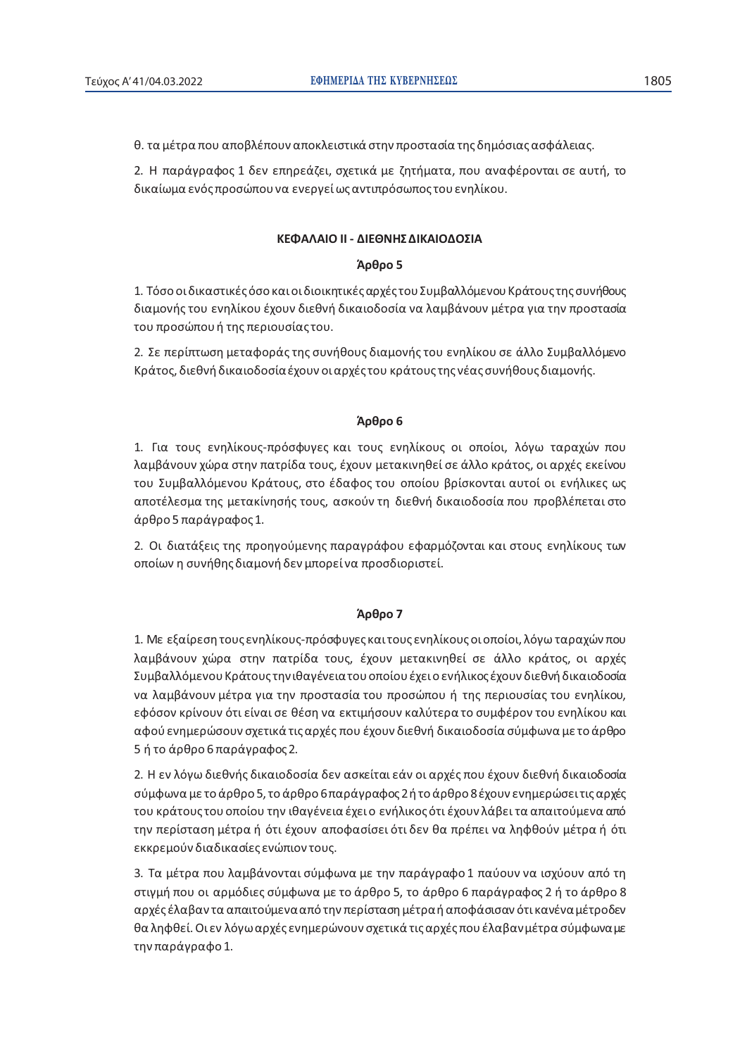θ. τα μέτρα που αποβλέπουν αποκλειστικά στην προστασία της δημόσιας ασφάλειας.

2. Η παράγραφος 1 δεν επηρεάζει, σχετικά με ζητήματα, που αναφέρονται σε αυτή, το δικαίωμα ενός προσώπου να ενεργεί ως αντιπρόσωπος του ενηλίκου.

## ΚΕΦΑΛΑΙΟ II - ΔΙΕΘΝΗΣ ΔΙΚΑΙΟΔΟΣΙΑ

### Άρθρο 5

1. Τόσο οι δικαστικές όσο και οι διοικητικές αρχές του Συμβαλλόμενου Κράτους της συνήθους διαμονής του ενηλίκου έχουν διεθνή δικαιοδοσία να λαμβάνουν μέτρα για την προστασία του προσώπου ή της περιουσίας του.

2. Σε περίπτωση μεταφοράς της συνήθους διαμονής του ενηλίκου σε άλλο Συμβαλλόμενο Κράτος, διεθνή δικαιοδοσία έχουν οι αρχές του κράτους της νέας συνήθους διαμονής.

### Άρθρο 6

1. Για τους ενηλίκους-πρόσφυγες και τους ενηλίκους οι οποίοι, λόγω ταραχών που λαμβάνουν χώρα στην πατρίδα τους, έχουν μετακινηθεί σε άλλο κράτος, οι αρχές εκείνου του Συμβαλλόμενου Κράτους, στο έδαφος του οποίου βρίσκονται αυτοί οι ενήλικες ως αποτέλεσμα της μετακίνησής τους, ασκούν τη διεθνή δικαιοδοσία που προβλέπεται στο άρθρο 5 παράγραφος 1.

2. Οι διατάξεις της προηγούμενης παραγράφου εφαρμόζονται και στους ενηλίκους των οποίων η συνήθης διαμονή δεν μπορεί να προσδιοριστεί.

### Άρθρο 7

1. Με εξαίρεση τους ενηλίκους-πρόσφυγες και τους ενηλίκους οι οποίοι, λόγω ταραχών που λαμβάνουν χώρα στην πατρίδα τους, έχουν μετακινηθεί σε άλλο κράτος, οι αρχές Συμβαλλόμενου Κράτους την ιθαγένεια του οποίου έχει ο ενήλικος έχουν διεθνή δικαιοδοσία να λαμβάνουν μέτρα για την προστασία του προσώπου ή της περιουσίας του ενηλίκου, εφόσον κρίνουν ότι είναι σε θέση να εκτιμήσουν καλύτερα το συμφέρον του ενηλίκου και αφού ενημερώσουν σχετικά τις αρχές που έχουν διεθνή δικαιοδοσία σύμφωνα με το άρθρο 5 ή το άρθρο 6 παράγραφος 2.

2. Η εν λόγω διεθνής δικαιοδοσία δεν ασκείται εάν οι αρχές που έχουν διεθνή δικαιοδοσία σύμφωνα με το άρθρο 5, το άρθρο 6 παράγραφος 2 ή το άρθρο 8 έχουν ενημερώσει τις αρχές του κράτους του οποίου την ιθαγένεια έχει ο ενήλικος ότι έχουν λάβει τα απαιτούμενα από την περίσταση μέτρα ή ότι έχουν αποφασίσει ότι δεν θα πρέπει να ληφθούν μέτρα ή ότι εκκρεμούν διαδικασίες ενώπιον τους.

3. Τα μέτρα που λαμβάνονται σύμφωνα με την παράγραφο 1 παύουν να ισχύουν από τη στιγμή που οι αρμόδιες σύμφωνα με το άρθρο 5, το άρθρο 6 παράγραφος 2 ή το άρθρο 8 αρχές έλαβαν τα απαιτούμενα από την περίσταση μέτρα ή αποφάσισαν ότι κανένα μέτρο δεν θα ληφθεί. Οι εν λόγω αρχές ενημερώνουν σχετικά τις αρχές που έλαβαν μέτρα σύμφωνα με την παράγραφο 1.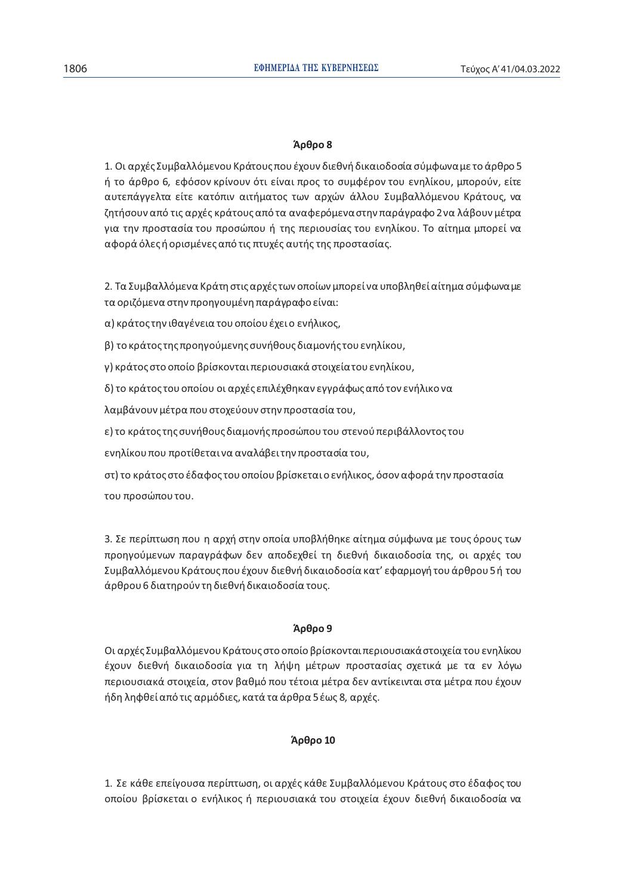### Άρθρο 8

1. Οι αρχές Συμβαλλόμενου Κράτους που έχουν διεθνή δικαιοδοσία σύμφωνα με το άρθρο 5 ή το άρθρο 6, εφόσον κρίνουν ότι είναι προς το συμφέρον του ενηλίκου, μπορούν, είτε αυτεπάγγελτα είτε κατόπιν αιτήματος των αρχών άλλου Συμβαλλόμενου Κράτους, να ζητήσουν από τις αρχές κράτους από τα αναφερόμενα στην παράγραφο 2 να λάβουν μέτρα για την προστασία του προσώπου ή της περιουσίας του ενηλίκου. Το αίτημα μπορεί να αφορά όλες ή ορισμένες από τις πτυχές αυτής της προστασίας.

2. Τα Συμβαλλόμενα Κράτη στις αρχές των οποίων μπορεί να υποβληθεί αίτημα σύμφωνα με τα οριζόμενα στην προηγουμένη παράγραφο είναι:

α) κράτος την ιθαγένεια του οποίου έχει ο ενήλικος,

β) το κράτος της προηγούμενης συνήθους διαμονής του ενηλίκου,

γ) κράτος στο οποίο βρίσκονται περιουσιακά στοιχεία του ενηλίκου,

δ) το κράτος του οποίου οι αρχές επιλέχθηκαν εγγράφως από τον ενήλικο να λαμβάνουν μέτρα που στοχεύουν στην προστασία του,

ε) το κράτος της συνήθους διαμονής προσώπου του στενού περιβάλλοντος του ενηλίκου που προτίθεται να αναλάβει την προστασία του,

στ) το κράτος στο έδαφος του οποίου βρίσκεται ο ενήλικος, όσον αφορά την προστασία του προσώπου του.

3. Σε περίπτωση που η αρχή στην οποία υποβλήθηκε αίτημα σύμφωνα με τους όρους των προηγούμενων παραγράφων δεν αποδεχθεί τη διεθνή δικαιοδοσία της, οι αρχές του Συμβαλλόμενου Κράτους που έχουν διεθνή δικαιοδοσία κατ' εφαρμογή του άρθρου 5 ή του άρθρου 6 διατηρούν τη διεθνή δικαιοδοσία τους.

### Άρθρο 9

Οι αρχές Συμβαλλόμενου Κράτους στο οποίο βρίσκονται περιουσιακά στοιχεία του ενηλίκου έχουν διεθνή δικαιοδοσία για τη λήψη μέτρων προστασίας σχετικά με τα εν λόγω περιουσιακά στοιχεία, στον βαθμό που τέτοια μέτρα δεν αντίκεινται στα μέτρα που έχουν ήδη ληφθεί από τις αρμόδιες, κατά τα άρθρα 5 έως 8, αρχές.

### Άρθρο 10

1. Σε κάθε επείγουσα περίπτωση, οι αρχές κάθε Συμβαλλόμενου Κράτους στο έδαφος του οποίου βρίσκεται ο ενήλικος ή περιουσιακά του στοιχεία έχουν διεθνή δικαιοδοσία να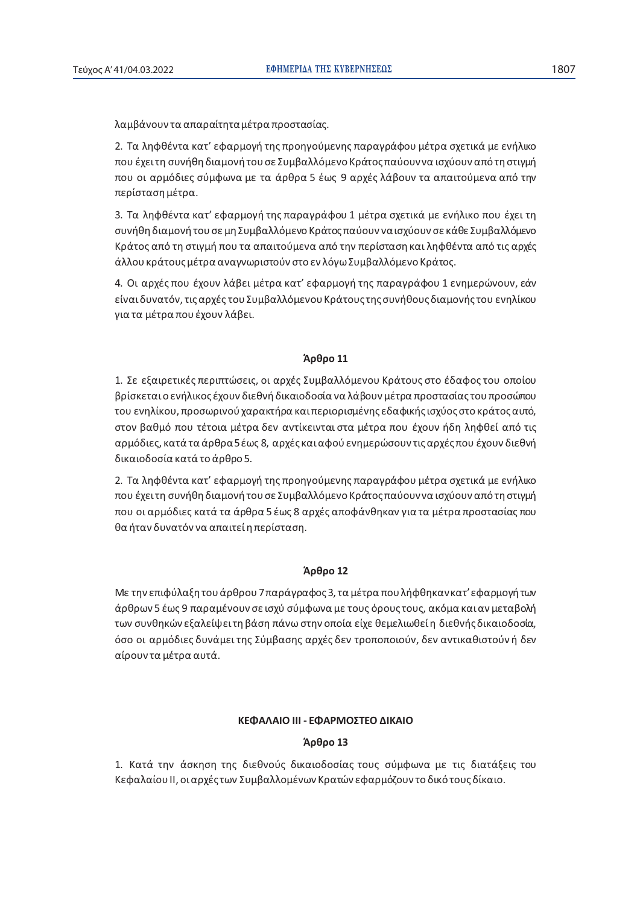λαμβάνουν τα απαραίτητα μέτρα προστασίας.

2. Τα ληφθέντα κατ' εφαρμογή της προηγούμενης παραγράφου μέτρα σχετικά με ενήλικο που έχει τη συνήθη διαμονή του σε Συμβαλλόμενο Κράτος παύουν να ισχύουν από τη στιγμή που οι αρμόδιες σύμφωνα με τα άρθρα 5 έως 9 αρχές λάβουν τα απαιτούμενα από την περίσταση μέτρα.

3. Τα ληφθέντα κατ' εφαρμογή της παραγράφου 1 μέτρα σχετικά με ενήλικο που έχει τη συνήθη διαμονή του σε μη Συμβαλλόμενο Κράτος παύουν να ισχύουν σε κάθε Συμβαλλόμενο Κράτος από τη στιγμή που τα απαιτούμενα από την περίσταση και ληφθέντα από τις αρχές άλλου κράτους μέτρα αναγνωριστούν στο εν λόγω Συμβαλλόμενο Κράτος.

4. Οι αρχές που έχουν λάβει μέτρα κατ' εφαρμογή της παραγράφου 1 ενημερώνουν, εάν είναι δυνατόν, τις αρχές του Συμβαλλόμενου Κράτους της συνήθους διαμονής του ενηλίκου για τα μέτρα που έχουν λάβει.

### Άρθρο 11

1. Σε εξαιρετικές περιπτώσεις, οι αρχές Συμβαλλόμενου Κράτους στο έδαφος του οποίου βρίσκεται ο ενήλικος έχουν διεθνή δικαιοδοσία να λάβουν μέτρα προστασίας του προσώπου του ενηλίκου, προσωρινού χαρακτήρα και περιορισμένης εδαφικής ισχύος στο κράτος αυτό, στον βαθμό που τέτοια μέτρα δεν αντίκεινται στα μέτρα που έχουν ήδη ληφθεί από τις αρμόδιες, κατά τα άρθρα 5 έως 8, αρχές και αφού ενημερώσουν τις αρχές που έχουν διεθνή δικαιοδοσία κατά το άρθρο 5.

2. Τα ληφθέντα κατ' εφαρμογή της προηγούμενης παραγράφου μέτρα σχετικά με ενήλικο που έχει τη συνήθη διαμονή του σε Συμβαλλόμενο Κράτος παύουν να ισχύουν από τη στιγμή που οι αρμόδιες κατά τα άρθρα 5 έως 8 αρχές αποφάνθηκαν για τα μέτρα προστασίας που θα ήταν δυνατόν να απαιτεί η περίσταση.

### Άρθρο 12

Με την επιφύλαξη του άρθρου 7 παράγραφος 3, τα μέτρα που λήφθηκαν κατ' εφαρμογή των άρθρων 5 έως 9 παραμένουν σε ισχύ σύμφωνα με τους όρους τους, ακόμα και αν μεταβολή των συνθηκών εξαλείψει τη βάση πάνω στην οποία είχε θεμελιωθεί η διεθνής δικαιοδοσία, όσο οι αρμόδιες δυνάμει της Σύμβασης αρχές δεν τροποποιούν, δεν αντικαθιστούν ή δεν αίρουν τα μέτρα αυτά.

## ΚΕΦΑΛΑΙΟ ΙΙΙ - ΕΦΑΡΜΟΣΤΕΟ ΔΙΚΑΙΟ

### Άρθρο 13

1. Κατά την άσκηση της διεθνούς δικαιοδοσίας τους σύμφωνα με τις διατάξεις του Κεφαλαίου ΙΙ, οι αρχές των Συμβαλλομένων Κρατών εφαρμόζουν το δικό τους δίκαιο.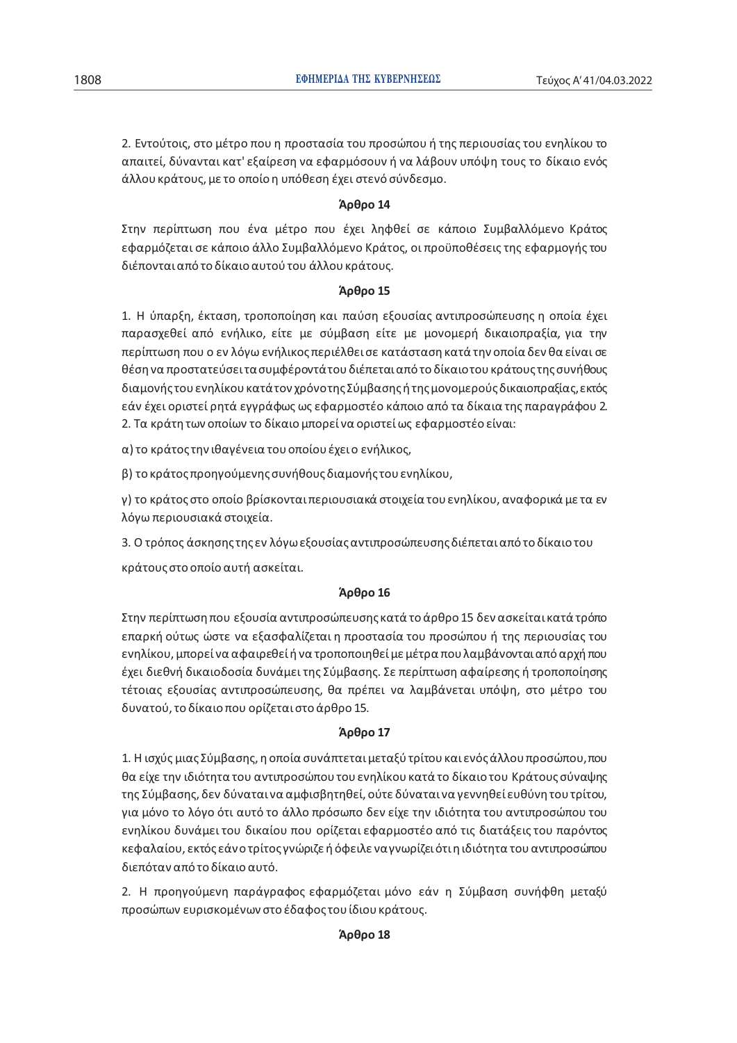2. Εντούτοις, στο μέτρο που η προστασία του προσώπου ή της περιουσίας του ενηλίκου το απαιτεί, δύνανται κατ' εξαίρεση να εφαρμόσουν ή να λάβουν υπόψη τους το δίκαιο ενός άλλου κράτους, με το οποίο η υπόθεση έχει στενό σύνδεσμο.

**Άρθρο 14**

Στην περίπτωση που ένα μέτρο που έχει ληφθεί σε κάποιο Συμβαλλόμενο Κράτος εφαρμόζεται σε κάποιο άλλο Συμβαλλόμενο Κράτος, οι προϋποθέσεις της εφαρμογής του διέπονται από το δίκαιο αυτού του άλλου κράτους.

**Άρθρο 15**

1. Η ύπαρξη, έκταση, τροποποίηση και παύση εξουσίας αντιπροσώπευσης η οποία έχει παρασχεθεί από ενήλικο, είτε με σύμβαση είτε με μονομερή δικαιοπραξία, για την περίπτωση που ο εν λόγω ενήλικος περιέλθει σε κατάσταση κατά την οποία δεν θα είναι σε θέση να προστατεύσει τα συμφέροντά του διέπεται από το δίκαιο του κράτους της συνήθους διαμονής του ενηλίκου κατά τον χρόνο της Σύμβασης ή της μονομερούς δικαιοπραξίας, εκτός εάν έχει οριστεί ρητά εγγράφως ως εφαρμοστέο κάποιο από τα δίκαια της παραγράφου 2.
2. Τα κράτη των οποίων το δίκαιο μπορεί να οριστεί ως εφαρμοστέο είναι:

α) το κράτος την ιθαγένεια του οποίου έχει ο ενήλικος,

β) το κράτος προηγούμενης συνήθους διαμονής του ενηλίκου,

γ) το κράτος στο οποίο βρίσκονται περιουσιακά στοιχεία του ενηλίκου, αναφορικά με τα εν λόγω περιουσιακά στοιχεία.

3. Ο τρόπος άσκησης της εν λόγω εξουσίας αντιπροσώπευσης διέπεται από το δίκαιο του κράτους στο οποίο αυτή ασκείται.

**Άρθρο 16**

Στην περίπτωση που εξουσία αντιπροσώπευσης κατά το άρθρο 15 δεν ασκείται κατά τρόπο επαρκή ούτως ώστε να εξασφαλίζεται η προστασία του προσώπου ή της περιουσίας του ενηλίκου, μπορεί να αφαιρεθεί ή να τροποποιηθεί με μέτρα που λαμβάνονται από αρχή που έχει διεθνή δικαιοδοσία δυνάμει της Σύμβασης. Σε περίπτωση αφαίρεσης ή τροποποίησης τέτοιας εξουσίας αντιπροσώπευσης, θα πρέπει να λαμβάνεται υπόψη, στο μέτρο του δυνατού, το δίκαιο που ορίζεται στο άρθρο 15.

**Άρθρο 17**

1. Η ισχύς μιας Σύμβασης, η οποία συνάπτεται μεταξύ τρίτου και ενός άλλου προσώπου, που θα είχε την ιδιότητα του αντιπροσώπου του ενηλίκου κατά το δίκαιο του Κράτους σύναψης της Σύμβασης, δεν δύναται να αμφισβητηθεί, ούτε δύναται να γεννηθεί ευθύνη του τρίτου, για μόνο το λόγο ότι αυτό το άλλο πρόσωπο δεν είχε την ιδιότητα του αντιπροσώπου του ενηλίκου δυνάμει του δικαίου που ορίζεται εφαρμοστέο από τις διατάξεις του παρόντος κεφαλαίου, εκτός εάν ο τρίτος γνώριζε ή όφειλε να γνωρίζει ότι η ιδιότητα του αντιπροσώπου διεπόταν από το δίκαιο αυτό.

2. Η προηγούμενη παράγραφος εφαρμόζεται μόνο εάν η Σύμβαση συνήφθη μεταξύ προσώπων ευρισκομένων στο έδαφος του ίδιου κράτους.

**Άρθρο 18**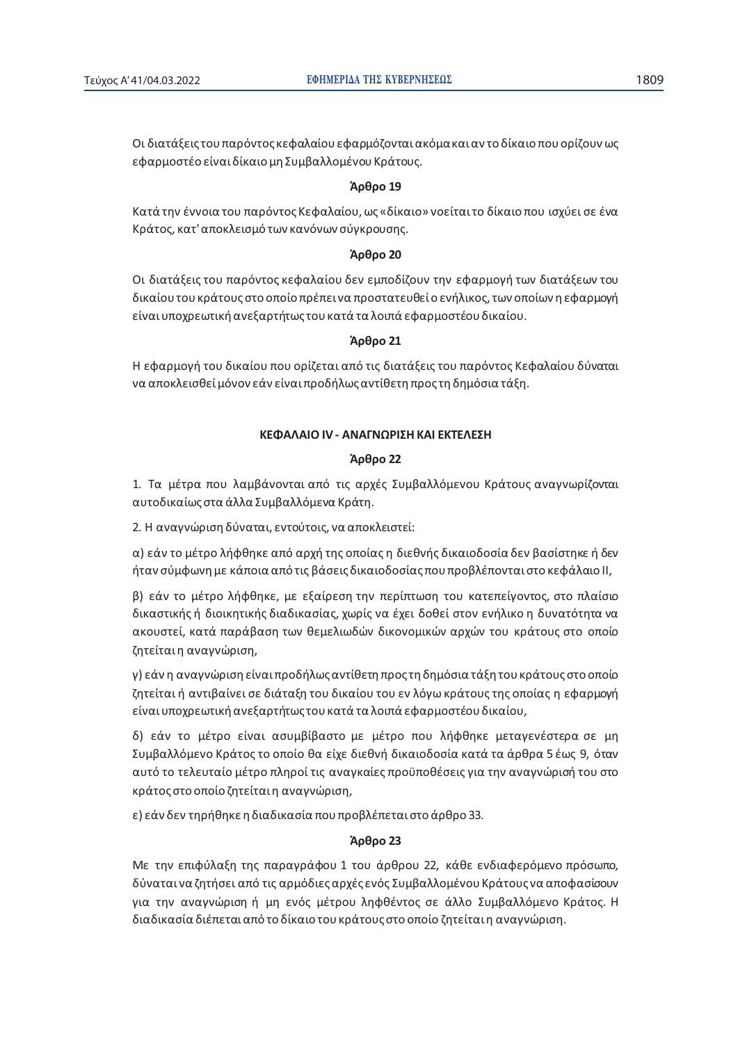Οι διατάξεις του παρόντος κεφαλαίου εφαρμόζονται ακόμα και αν το δίκαιο που ορίζουν ως εφαρμοστέο είναι δίκαιο μη Συμβαλλομένου Κράτους.

**Άρθρο 19**

Κατά την έννοια του παρόντος Κεφαλαίου, ως «δίκαιο» νοείται το δίκαιο που ισχύει σε ένα Κράτος, κατ' αποκλεισμό των κανόνων σύγκρουσης.

**Άρθρο 20**

Οι διατάξεις του παρόντος κεφαλαίου δεν εμποδίζουν την εφαρμογή των διατάξεων του δικαίου του κράτους στο οποίο πρέπει να προστατευθεί ο ενήλικος, των οποίων η εφαρμογή είναι υποχρεωτική ανεξαρτήτως του κατά τα λοιπά εφαρμοστέου δικαίου.

**Άρθρο 21**

Η εφαρμογή του δικαίου που ορίζεται από τις διατάξεις του παρόντος Κεφαλαίου δύναται να αποκλεισθεί μόνον εάν είναι προδήλως αντίθετη προς τη δημόσια τάξη.

## ΚΕΦΑΛΑΙΟ IV - ΑΝΑΓΝΩΡΙΣΗ ΚΑΙ ΕΚΤΕΛΕΣΗ

**Άρθρο 22**

1. Τα μέτρα που λαμβάνονται από τις αρχές Συμβαλλόμενου Κράτους αναγνωρίζονται αυτοδικαίως στα άλλα Συμβαλλόμενα Κράτη.

2. Η αναγνώριση δύναται, εντούτοις, να αποκλειστεί:

α) εάν το μέτρο λήφθηκε από αρχή της οποίας η διεθνής δικαιοδοσία δεν βασίστηκε ή δεν ήταν σύμφωνη με κάποια από τις βάσεις δικαιοδοσίας που προβλέπονται στο κεφάλαιο II,

β) εάν το μέτρο λήφθηκε, με εξαίρεση την περίπτωση του κατεπείγοντος, στο πλαίσιο δικαστικής ή διοικητικής διαδικασίας, χωρίς να έχει δοθεί στον ενήλικο η δυνατότητα να ακουστεί, κατά παράβαση των θεμελιωδών δικονομικών αρχών του κράτους στο οποίο ζητείται η αναγνώριση,

γ) εάν η αναγνώριση είναι προδήλως αντίθετη προς τη δημόσια τάξη του κράτους στο οποίο ζητείται ή αντιβαίνει σε διάταξη του δικαίου του εν λόγω κράτους της οποίας η εφαρμογή είναι υποχρεωτική ανεξαρτήτως του κατά τα λοιπά εφαρμοστέου δικαίου,

δ) εάν το μέτρο είναι ασυμβίβαστο με μέτρο που λήφθηκε μεταγενέστερα σε μη Συμβαλλόμενο Κράτος το οποίο θα είχε διεθνή δικαιοδοσία κατά τα άρθρα 5 έως 9, όταν αυτό το τελευταίο μέτρο πληροί τις αναγκαίες προϋποθέσεις για την αναγνώρισή του στο κράτος στο οποίο ζητείται η αναγνώριση,

ε) εάν δεν τηρήθηκε η διαδικασία που προβλέπεται στο άρθρο 33.

**Άρθρο 23**

Με την επιφύλαξη της παραγράφου 1 του άρθρου 22, κάθε ενδιαφερόμενο πρόσωπο, δύναται να ζητήσει από τις αρμόδιες αρχές ενός Συμβαλλομένου Κράτους να αποφασίσουν για την αναγνώριση ή μη ενός μέτρου ληφθέντος σε άλλο Συμβαλλόμενο Κράτος. Η διαδικασία διέπεται από το δίκαιο του κράτους στο οποίο ζητείται η αναγνώριση.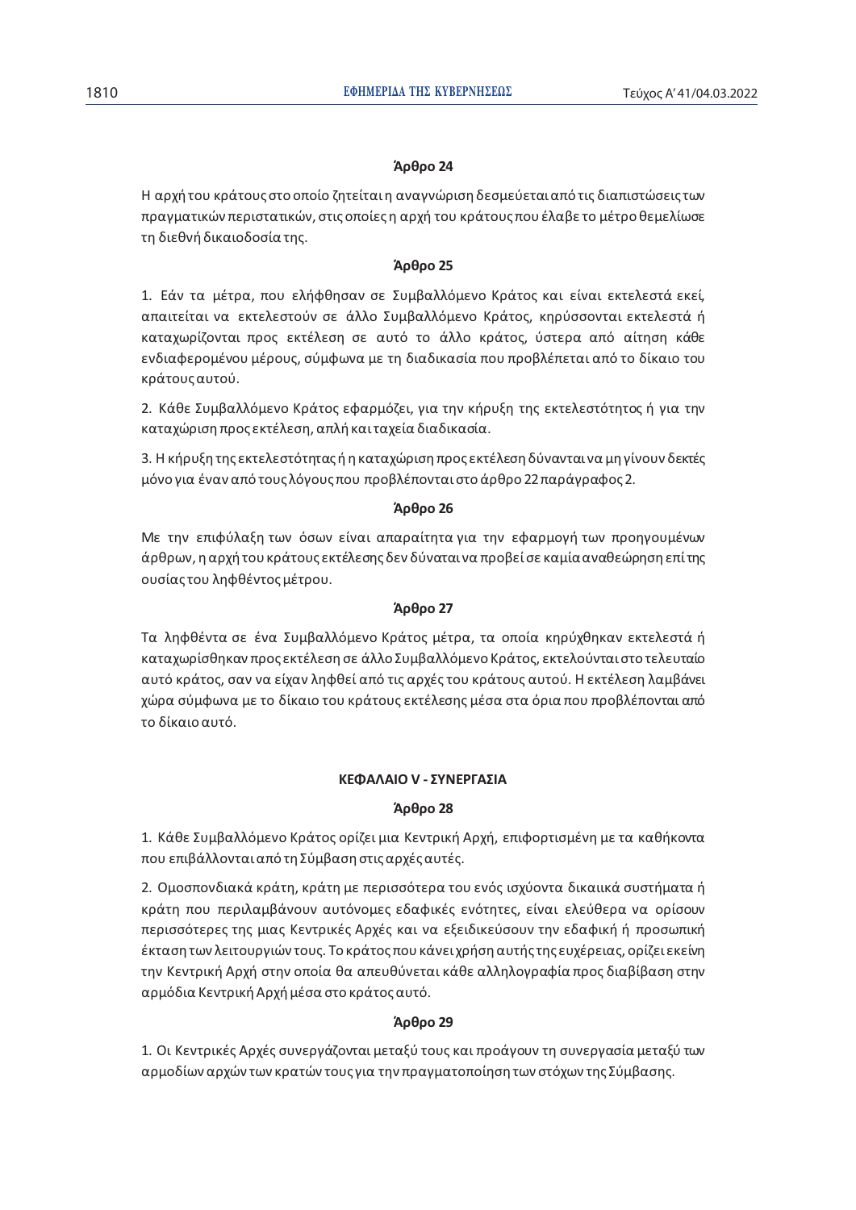**Άρθρο 24**

Η αρχή του κράτους στο οποίο ζητείται η αναγνώριση δεσμεύεται από τις διαπιστώσεις των πραγματικών περιστατικών, στις οποίες η αρχή του κράτους που έλαβε το μέτρο θεμελίωσε τη διεθνή δικαιοδοσία της.

**Άρθρο 25**

1. Εάν τα μέτρα, που ελήφθησαν σε Συμβαλλόμενο Κράτος και είναι εκτελεστά εκεί, απαιτείται να εκτελεστούν σε άλλο Συμβαλλόμενο Κράτος, κηρύσσονται εκτελεστά ή καταχωρίζονται προς εκτέλεση σε αυτό το άλλο κράτος, ύστερα από αίτηση κάθε ενδιαφερομένου μέρους, σύμφωνα με τη διαδικασία που προβλέπεται από το δίκαιο του κράτους αυτού.

2. Κάθε Συμβαλλόμενο Κράτος εφαρμόζει, για την κήρυξη της εκτελεστότητος ή για την καταχώριση προς εκτέλεση, απλή και ταχεία διαδικασία.

3. Η κήρυξη της εκτελεστότητας ή η καταχώριση προς εκτέλεση δύνανται να μη γίνουν δεκτές μόνο για έναν από τους λόγους που προβλέπονται στο άρθρο 22 παράγραφος 2.

**Άρθρο 26**

Με την επιφύλαξη των όσων είναι απαραίτητα για την εφαρμογή των προηγουμένων άρθρων, η αρχή του κράτους εκτέλεσης δεν δύναται να προβεί σε καμία αναθεώρηση επί της ουσίας του ληφθέντος μέτρου.

**Άρθρο 27**

Τα ληφθέντα σε ένα Συμβαλλόμενο Κράτος μέτρα, τα οποία κηρύχθηκαν εκτελεστά ή καταχωρίσθηκαν προς εκτέλεση σε άλλο Συμβαλλόμενο Κράτος, εκτελούνται στο τελευταίο αυτό κράτος, σαν να είχαν ληφθεί από τις αρχές του κράτους αυτού. Η εκτέλεση λαμβάνει χώρα σύμφωνα με το δίκαιο του κράτους εκτέλεσης μέσα στα όρια που προβλέπονται από το δίκαιο αυτό.

## ΚΕΦΑΛΑΙΟ V - ΣΥΝΕΡΓΑΣΙΑ

**Άρθρο 28**

1. Κάθε Συμβαλλόμενο Κράτος ορίζει μια Κεντρική Αρχή, επιφορτισμένη με τα καθήκοντα που επιβάλλονται από τη Σύμβαση στις αρχές αυτές.

2. Ομοσπονδιακά κράτη, κράτη με περισσότερα του ενός ισχύοντα δικαιικά συστήματα ή κράτη που περιλαμβάνουν αυτόνομες εδαφικές ενότητες, είναι ελεύθερα να ορίσουν περισσότερες της μιας Κεντρικές Αρχές και να εξειδικεύσουν την εδαφική ή προσωπική έκταση των λειτουργιών τους. Το κράτος που κάνει χρήση αυτής της ευχέρειας, ορίζει εκείνη την Κεντρική Αρχή στην οποία θα απευθύνεται κάθε αλληλογραφία προς διαβίβαση στην αρμόδια Κεντρική Αρχή μέσα στο κράτος αυτό.

**Άρθρο 29**

1. Οι Κεντρικές Αρχές συνεργάζονται μεταξύ τους και προάγουν τη συνεργασία μεταξύ των αρμοδίων αρχών των κρατών τους για την πραγματοποίηση των στόχων της Σύμβασης.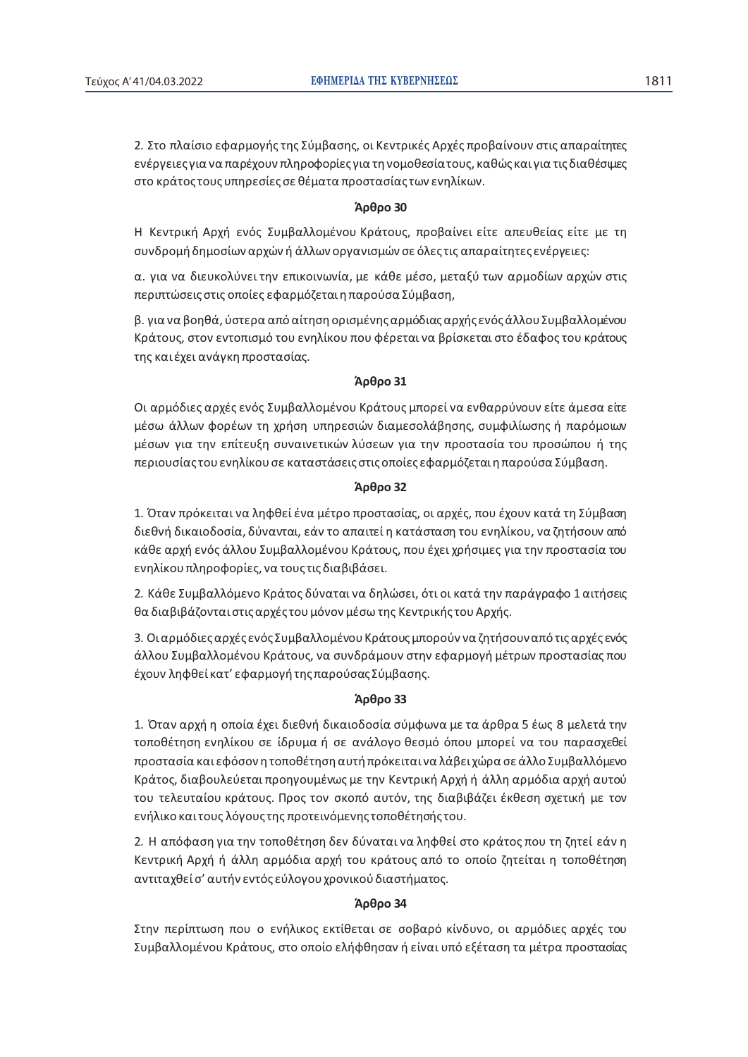2. Στο πλαίσιο εφαρμογής της Σύμβασης, οι Κεντρικές Αρχές προβαίνουν στις απαραίτητες ενέργειες για να παρέχουν πληροφορίες για τη νομοθεσία τους, καθώς και για τις διαθέσιμες στο κράτος τους υπηρεσίες σε θέματα προστασίας των ενηλίκων.

**Άρθρο 30**

Η Κεντρική Αρχή ενός Συμβαλλομένου Κράτους, προβαίνει είτε απευθείας είτε με τη συνδρομή δημοσίων αρχών ή άλλων οργανισμών σε όλες τις απαραίτητες ενέργειες:

α. για να διευκολύνει την επικοινωνία, με κάθε μέσο, μεταξύ των αρμοδίων αρχών στις περιπτώσεις στις οποίες εφαρμόζεται η παρούσα Σύμβαση,

β. για να βοηθά, ύστερα από αίτηση ορισμένης αρμόδιας αρχής ενός άλλου Συμβαλλομένου Κράτους, στον εντοπισμό του ενηλίκου που φέρεται να βρίσκεται στο έδαφος του κράτους της και έχει ανάγκη προστασίας.

**Άρθρο 31**

Οι αρμόδιες αρχές ενός Συμβαλλομένου Κράτους μπορεί να ενθαρρύνουν είτε άμεσα είτε μέσω άλλων φορέων τη χρήση υπηρεσιών διαμεσολάβησης, συμφιλίωσης ή παρόμοιων μέσων για την επίτευξη συναινετικών λύσεων για την προστασία του προσώπου ή της περιουσίας του ενηλίκου σε καταστάσεις στις οποίες εφαρμόζεται η παρούσα Σύμβαση.

**Άρθρο 32**

1. Όταν πρόκειται να ληφθεί ένα μέτρο προστασίας, οι αρχές, που έχουν κατά τη Σύμβαση διεθνή δικαιοδοσία, δύνανται, εάν το απαιτεί η κατάσταση του ενηλίκου, να ζητήσουν από κάθε αρχή ενός άλλου Συμβαλλομένου Κράτους, που έχει χρήσιμες για την προστασία του ενηλίκου πληροφορίες, να τους τις διαβιβάσει.

2. Κάθε Συμβαλλόμενο Κράτος δύναται να δηλώσει, ότι οι κατά την παράγραφο 1 αιτήσεις θα διαβιβάζονται στις αρχές του μόνον μέσω της Κεντρικής του Αρχής.

3. Οι αρμόδιες αρχές ενός Συμβαλλομένου Κράτους μπορούν να ζητήσουν από τις αρχές ενός άλλου Συμβαλλομένου Κράτους, να συνδράμουν στην εφαρμογή μέτρων προστασίας που έχουν ληφθεί κατ' εφαρμογή της παρούσας Σύμβασης.

**Άρθρο 33**

1. Όταν αρχή η οποία έχει διεθνή δικαιοδοσία σύμφωνα με τα άρθρα 5 έως 8 μελετά την τοποθέτηση ενηλίκου σε ίδρυμα ή σε ανάλογο θεσμό όπου μπορεί να του παρασχεθεί προστασία και εφόσον η τοποθέτηση αυτή πρόκειται να λάβει χώρα σε άλλο Συμβαλλόμενο Κράτος, διαβουλεύεται προηγουμένως με την Κεντρική Αρχή ή άλλη αρμόδια αρχή αυτού του τελευταίου κράτους. Προς τον σκοπό αυτόν, της διαβιβάζει έκθεση σχετική με τον ενήλικο και τους λόγους της προτεινόμενης τοποθέτησής του.

2. Η απόφαση για την τοποθέτηση δεν δύναται να ληφθεί στο κράτος που τη ζητεί εάν η Κεντρική Αρχή ή άλλη αρμόδια αρχή του κράτους από το οποίο ζητείται η τοποθέτηση αντιταχθεί σ' αυτήν εντός εύλογου χρονικού διαστήματος.

**Άρθρο 34**

Στην περίπτωση που ο ενήλικος εκτίθεται σε σοβαρό κίνδυνο, οι αρμόδιες αρχές του Συμβαλλομένου Κράτους, στο οποίο ελήφθησαν ή είναι υπό εξέταση τα μέτρα προστασίας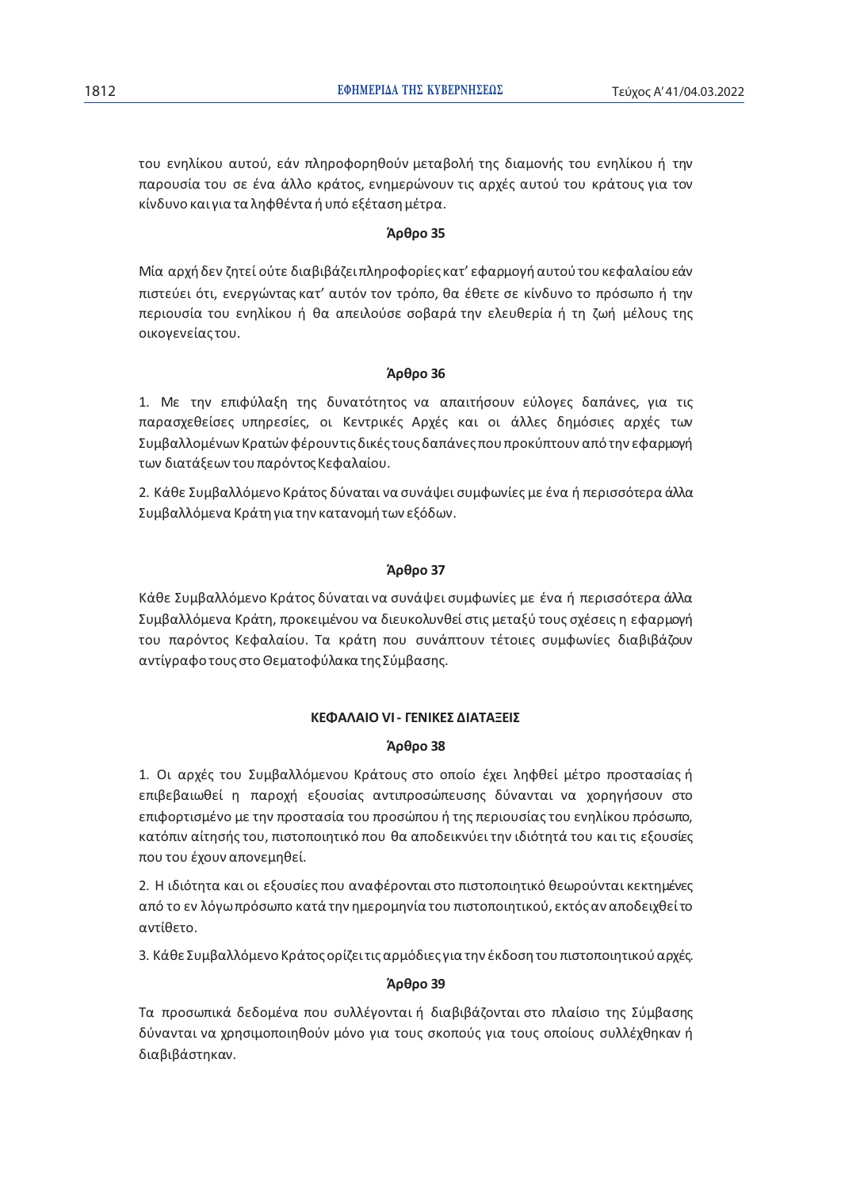του ενηλίκου αυτού, εάν πληροφορηθούν μεταβολή της διαμονής του ενηλίκου ή την παρουσία του σε ένα άλλο κράτος, ενημερώνουν τις αρχές αυτού του κράτους για τον κίνδυνο και για τα ληφθέντα ή υπό εξέταση μέτρα.

**Άρθρο 35**

Μία αρχή δεν ζητεί ούτε διαβιβάζει πληροφορίες κατ' εφαρμογή αυτού του κεφαλαίου εάν πιστεύει ότι, ενεργώντας κατ' αυτόν τον τρόπο, θα έθετε σε κίνδυνο το πρόσωπο ή την περιουσία του ενηλίκου ή θα απειλούσε σοβαρά την ελευθερία ή τη ζωή μέλους της οικογενείας του.

**Άρθρο 36**

1. Με την επιφύλαξη της δυνατότητος να απαιτήσουν εύλογες δαπάνες, για τις παρασχεθείσες υπηρεσίες, οι Κεντρικές Αρχές και οι άλλες δημόσιες αρχές των Συμβαλλομένων Κρατών φέρουν τις δικές τους δαπάνες που προκύπτουν από την εφαρμογή των διατάξεων του παρόντος Κεφαλαίου.

2. Κάθε Συμβαλλόμενο Κράτος δύναται να συνάψει συμφωνίες με ένα ή περισσότερα άλλα Συμβαλλόμενα Κράτη για την κατανομή των εξόδων.

**Άρθρο 37**

Κάθε Συμβαλλόμενο Κράτος δύναται να συνάψει συμφωνίες με ένα ή περισσότερα άλλα Συμβαλλόμενα Κράτη, προκειμένου να διευκολυνθεί στις μεταξύ τους σχέσεις η εφαρμογή του παρόντος Κεφαλαίου. Τα κράτη που συνάπτουν τέτοιες συμφωνίες διαβιβάζουν αντίγραφο τους στο Θεματοφύλακα της Σύμβασης.

**ΚΕΦΑΛΑΙΟ VI - ΓΕΝΙΚΕΣ ΔΙΑΤΑΞΕΙΣ**

**Άρθρο 38**

1. Οι αρχές του Συμβαλλόμενου Κράτους στο οποίο έχει ληφθεί μέτρο προστασίας ή επιβεβαιωθεί η παροχή εξουσίας αντιπροσώπευσης δύνανται να χορηγήσουν στο επιφορτισμένο με την προστασία του προσώπου ή της περιουσίας του ενηλίκου πρόσωπο, κατόπιν αίτησής του, πιστοποιητικό που θα αποδεικνύει την ιδιότητά του και τις εξουσίες που του έχουν απονεμηθεί.

2. Η ιδιότητα και οι εξουσίες που αναφέρονται στο πιστοποιητικό θεωρούνται κεκτημένες από το εν λόγω πρόσωπο κατά την ημερομηνία του πιστοποιητικού, εκτός αν αποδειχθεί το αντίθετο.

3. Κάθε Συμβαλλόμενο Κράτος ορίζει τις αρμόδιες για την έκδοση του πιστοποιητικού αρχές.

**Άρθρο 39**

Τα προσωπικά δεδομένα που συλλέγονται ή διαβιβάζονται στο πλαίσιο της Σύμβασης δύνανται να χρησιμοποιηθούν μόνο για τους σκοπούς για τους οποίους συλλέχθηκαν ή διαβιβάστηκαν.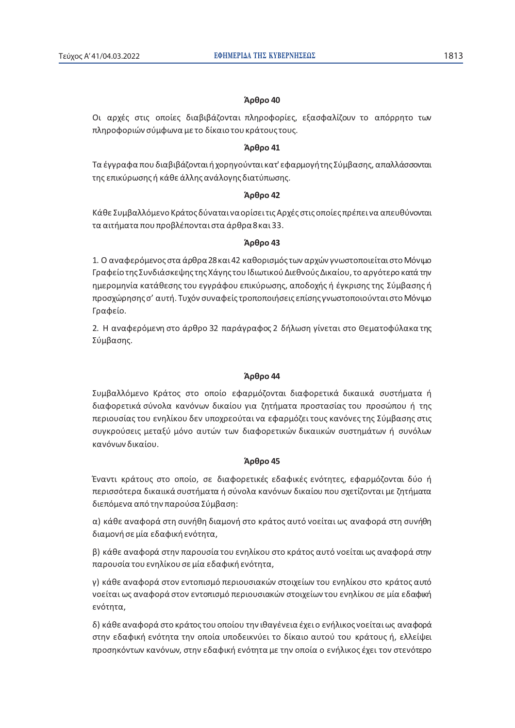**Άρθρο 40**

Οι αρχές στις οποίες διαβιβάζονται πληροφορίες, εξασφαλίζουν το απόρρητο των πληροφοριών σύμφωνα με το δίκαιο του κράτους τους.

**Άρθρο 41**

Τα έγγραφα που διαβιβάζονται ή χορηγούνται κατ' εφαρμογή της Σύμβασης, απαλλάσσονται της επικύρωσης ή κάθε άλλης ανάλογης διατύπωσης.

**Άρθρο 42**

Κάθε Συμβαλλόμενο Κράτος δύναται να ορίσει τις Αρχές στις οποίες πρέπει να απευθύνονται τα αιτήματα που προβλέπονται στα άρθρα 8 και 33.

**Άρθρο 43**

1. Ο αναφερόμενος στα άρθρα 28 και 42 καθορισμός των αρχών γνωστοποιείται στο Μόνιμο Γραφείο της Συνδιάσκεψης της Χάγης του Ιδιωτικού Διεθνούς Δικαίου, το αργότερο κατά την ημερομηνία κατάθεσης του εγγράφου επικύρωσης, αποδοχής ή έγκρισης της Σύμβασης ή προσχώρησης σ' αυτή. Τυχόν συναφείς τροποποιήσεις επίσης γνωστοποιούνται στο Μόνιμο Γραφείο.

2. Η αναφερόμενη στο άρθρο 32 παράγραφος 2 δήλωση γίνεται στο Θεματοφύλακα της Σύμβασης.

**Άρθρο 44**

Συμβαλλόμενο Κράτος στο οποίο εφαρμόζονται διαφορετικά δικαιικά συστήματα ή διαφορετικά σύνολα κανόνων δικαίου για ζητήματα προστασίας του προσώπου ή της περιουσίας του ενηλίκου δεν υποχρεούται να εφαρμόζει τους κανόνες της Σύμβασης στις συγκρούσεις μεταξύ μόνο αυτών των διαφορετικών δικαιικών συστημάτων ή συνόλων κανόνων δικαίου.

**Άρθρο 45**

Έναντι κράτους στο οποίο, σε διαφορετικές εδαφικές ενότητες, εφαρμόζονται δύο ή περισσότερα δικαιικά συστήματα ή σύνολα κανόνων δικαίου που σχετίζονται με ζητήματα διεπόμενα από την παρούσα Σύμβαση:

α) κάθε αναφορά στη συνήθη διαμονή στο κράτος αυτό νοείται ως αναφορά στη συνήθη διαμονή σε μία εδαφική ενότητα,

β) κάθε αναφορά στην παρουσία του ενηλίκου στο κράτος αυτό νοείται ως αναφορά στην παρουσία του ενηλίκου σε μία εδαφική ενότητα,

γ) κάθε αναφορά στον εντοπισμό περιουσιακών στοιχείων του ενηλίκου στο κράτος αυτό νοείται ως αναφορά στον εντοπισμό περιουσιακών στοιχείων του ενηλίκου σε μία εδαφική ενότητα,

δ) κάθε αναφορά στο κράτος του οποίου την ιθαγένεια έχει ο ενήλικος νοείται ως αναφορά στην εδαφική ενότητα την οποία υποδεικνύει το δίκαιο αυτού του κράτους ή, ελλείψει προσηκόντων κανόνων, στην εδαφική ενότητα με την οποία ο ενήλικος έχει τον στενότερο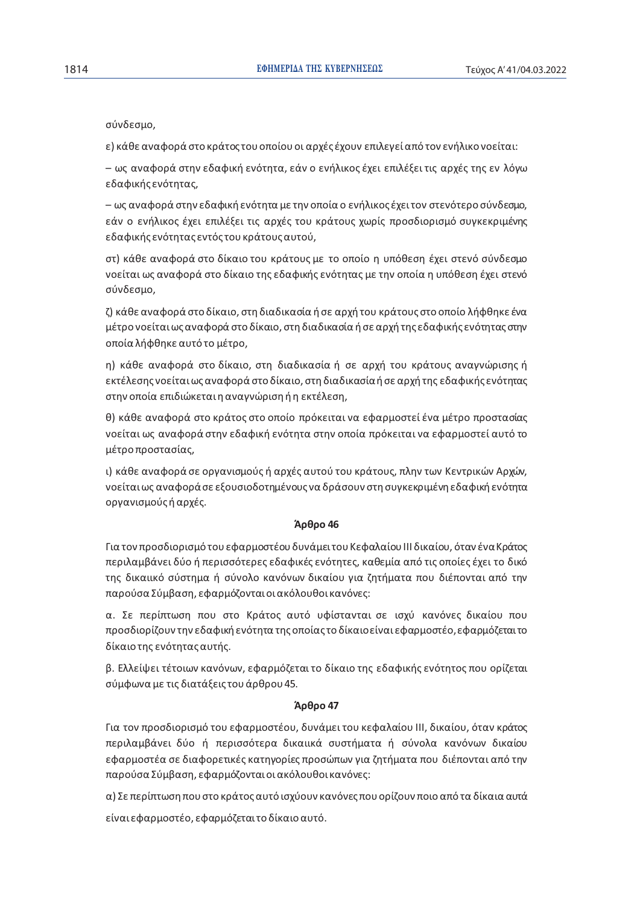σύνδεσμο,

ε) κάθε αναφορά στο κράτος του οποίου οι αρχές έχουν επιλεγεί από τον ενήλικο νοείται:

– ως αναφορά στην εδαφική ενότητα, εάν ο ενήλικος έχει επιλέξει τις αρχές της εν λόγω εδαφικής ενότητας,

– ως αναφορά στην εδαφική ενότητα με την οποία ο ενήλικος έχει τον στενότερο σύνδεσμο, εάν ο ενήλικος έχει επιλέξει τις αρχές του κράτους χωρίς προσδιορισμό συγκεκριμένης εδαφικής ενότητας εντός του κράτους αυτού,

στ) κάθε αναφορά στο δίκαιο του κράτους με το οποίο η υπόθεση έχει στενό σύνδεσμο νοείται ως αναφορά στο δίκαιο της εδαφικής ενότητας με την οποία η υπόθεση έχει στενό σύνδεσμο,

ζ) κάθε αναφορά στο δίκαιο, στη διαδικασία ή σε αρχή του κράτους στο οποίο λήφθηκε ένα μέτρο νοείται ως αναφορά στο δίκαιο, στη διαδικασία ή σε αρχή της εδαφικής ενότητας στην οποία λήφθηκε αυτό το μέτρο,

η) κάθε αναφορά στο δίκαιο, στη διαδικασία ή σε αρχή του κράτους αναγνώρισης ή εκτέλεσης νοείται ως αναφορά στο δίκαιο, στη διαδικασία ή σε αρχή της εδαφικής ενότητας στην οποία επιδιώκεται η αναγνώριση ή η εκτέλεση,

θ) κάθε αναφορά στο κράτος στο οποίο πρόκειται να εφαρμοστεί ένα μέτρο προστασίας νοείται ως αναφορά στην εδαφική ενότητα στην οποία πρόκειται να εφαρμοστεί αυτό το μέτρο προστασίας,

ι) κάθε αναφορά σε οργανισμούς ή αρχές αυτού του κράτους, πλην των Κεντρικών Αρχών, νοείται ως αναφορά σε εξουσιοδοτημένους να δράσουν στη συγκεκριμένη εδαφική ενότητα οργανισμούς ή αρχές.

**Άρθρο 46**

Για τον προσδιορισμό του εφαρμοστέου δυνάμει του Κεφαλαίου III δικαίου, όταν ένα Κράτος περιλαμβάνει δύο ή περισσότερες εδαφικές ενότητες, καθεμία από τις οποίες έχει το δικό της δικαιικό σύστημα ή σύνολο κανόνων δικαίου για ζητήματα που διέπονται από την παρούσα Σύμβαση, εφαρμόζονται οι ακόλουθοι κανόνες:

α. Σε περίπτωση που στο Κράτος αυτό υφίστανται σε ισχύ κανόνες δικαίου που προσδιορίζουν την εδαφική ενότητα της οποίας το δίκαιο είναι εφαρμοστέο, εφαρμόζεται το δίκαιο της ενότητας αυτής.

β. Ελλείψει τέτοιων κανόνων, εφαρμόζεται το δίκαιο της εδαφικής ενότητος που ορίζεται σύμφωνα με τις διατάξεις του άρθρου 45.

**Άρθρο 47**

Για τον προσδιορισμό του εφαρμοστέου, δυνάμει του κεφαλαίου III, δικαίου, όταν κράτος περιλαμβάνει δύο ή περισσότερα δικαιικά συστήματα ή σύνολα κανόνων δικαίου εφαρμοστέα σε διαφορετικές κατηγορίες προσώπων για ζητήματα που διέπονται από την παρούσα Σύμβαση, εφαρμόζονται οι ακόλουθοι κανόνες:

α) Σε περίπτωση που στο κράτος αυτό ισχύουν κανόνες που ορίζουν ποιο από τα δίκαια αυτά είναι εφαρμοστέο, εφαρμόζεται το δίκαιο αυτό.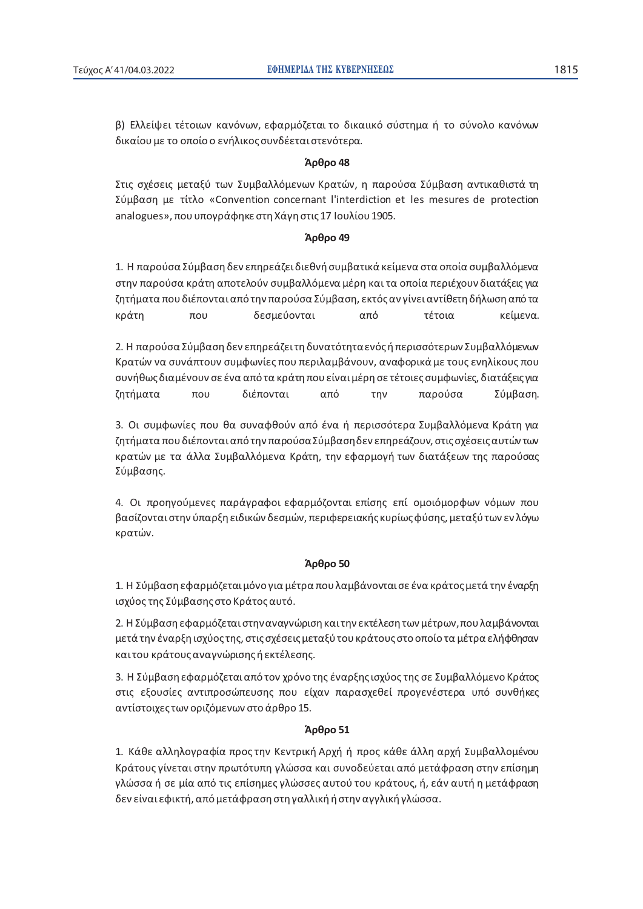β) Ελλείψει τέτοιων κανόνων, εφαρμόζεται το δικαιικό σύστημα ή το σύνολο κανόνων δικαίου με το οποίο ο ενήλικος συνδέεται στενότερα.

**Άρθρο 48**

Στις σχέσεις μεταξύ των Συμβαλλόμενων Κρατών, η παρούσα Σύμβαση αντικαθιστά τη Σύμβαση με τίτλο «Convention concernant l'interdiction et les mesures de protection analogues», που υπογράφηκε στη Χάγη στις 17 Ιουλίου 1905.

**Άρθρο 49**

1. Η παρούσα Σύμβαση δεν επηρεάζει διεθνή συμβατικά κείμενα στα οποία συμβαλλόμενα στην παρούσα κράτη αποτελούν συμβαλλόμενα μέρη και τα οποία περιέχουν διατάξεις για ζητήματα που διέπονται από την παρούσα Σύμβαση, εκτός αν γίνει αντίθετη δήλωση από τα κράτη που δεσμεύονται από τέτοια κείμενα.

2. Η παρούσα Σύμβαση δεν επηρεάζει τη δυνατότητα ενός ή περισσότερων Συμβαλλόμενων Κρατών να συνάπτουν συμφωνίες που περιλαμβάνουν, αναφορικά με τους ενηλίκους που συνήθως διαμένουν σε ένα από τα κράτη που είναι μέρη σε τέτοιες συμφωνίες, διατάξεις για ζητήματα που διέπονται από την παρούσα Σύμβαση.

3. Οι συμφωνίες που θα συναφθούν από ένα ή περισσότερα Συμβαλλόμενα Κράτη για ζητήματα που διέπονται από την παρούσα Σύμβαση δεν επηρεάζουν, στις σχέσεις αυτών των κρατών με τα άλλα Συμβαλλόμενα Κράτη, την εφαρμογή των διατάξεων της παρούσας Σύμβασης.

4. Οι προηγούμενες παράγραφοι εφαρμόζονται επίσης επί ομοιόμορφων νόμων που βασίζονται στην ύπαρξη ειδικών δεσμών, περιφερειακής κυρίως φύσης, μεταξύ των εν λόγω κρατών.

**Άρθρο 50**

1. Η Σύμβαση εφαρμόζεται μόνο για μέτρα που λαμβάνονται σε ένα κράτος μετά την έναρξη ισχύος της Σύμβασης στο Κράτος αυτό.

2. Η Σύμβαση εφαρμόζεται στην αναγνώριση και την εκτέλεση των μέτρων, που λαμβάνονται μετά την έναρξη ισχύος της, στις σχέσεις μεταξύ του κράτους στο οποίο τα μέτρα ελήφθησαν και του κράτους αναγνώρισης ή εκτέλεσης.

3. Η Σύμβαση εφαρμόζεται από τον χρόνο της έναρξης ισχύος της σε Συμβαλλόμενο Κράτος στις εξουσίες αντιπροσώπευσης που είχαν παρασχεθεί προγενέστερα υπό συνθήκες αντίστοιχες των οριζόμενων στο άρθρο 15.

**Άρθρο 51**

1. Κάθε αλληλογραφία προς την Κεντρική Αρχή ή προς κάθε άλλη αρχή Συμβαλλομένου Κράτους γίνεται στην πρωτότυπη γλώσσα και συνοδεύεται από μετάφραση στην επίσημη γλώσσα ή σε μία από τις επίσημες γλώσσες αυτού του κράτους, ή, εάν αυτή η μετάφραση δεν είναι εφικτή, από μετάφραση στη γαλλική ή στην αγγλική γλώσσα.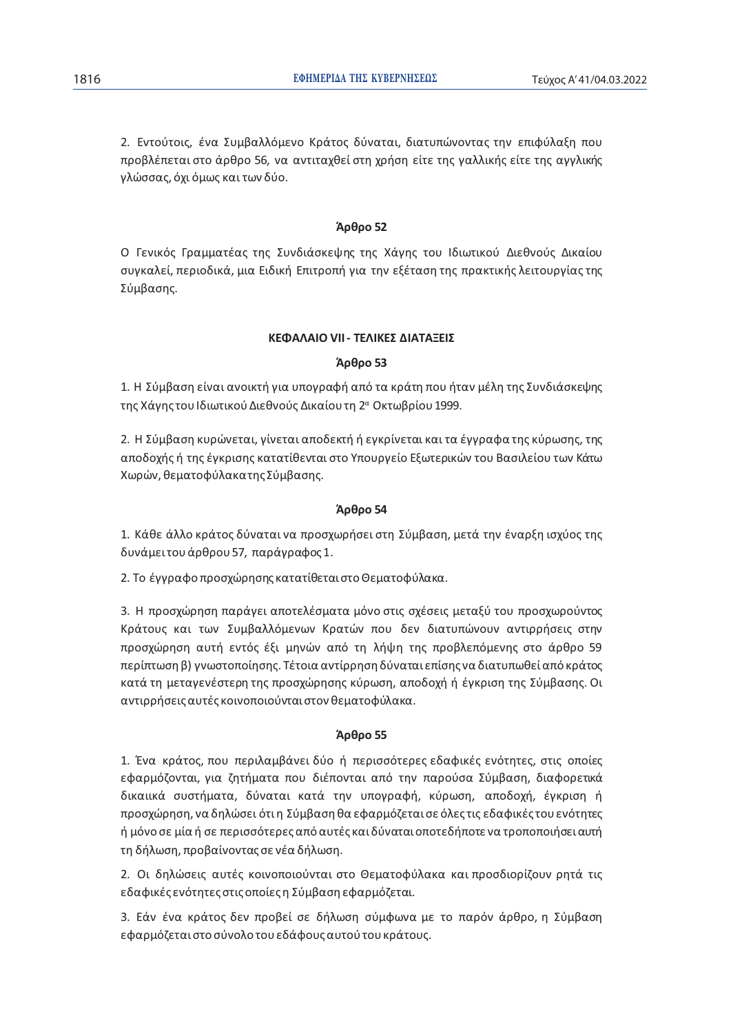2. Εντούτοις, ένα Συμβαλλόμενο Κράτος δύναται, διατυπώνοντας την επιφύλαξη που προβλέπεται στο άρθρο 56, να αντιταχθεί στη χρήση είτε της γαλλικής είτε της αγγλικής γλώσσας, όχι όμως και των δύο.

### Άρθρο 52

Ο Γενικός Γραμματέας της Συνδιάσκεψης της Χάγης του Ιδιωτικού Διεθνούς Δικαίου συγκαλεί, περιοδικά, μια Ειδική Επιτροπή για την εξέταση της πρακτικής λειτουργίας της Σύμβασης.

## ΚΕΦΑΛΑΙΟ VII - ΤΕΛΙΚΕΣ ΔΙΑΤΑΞΕΙΣ

### Άρθρο 53

1. Η Σύμβαση είναι ανοικτή για υπογραφή από τα κράτη που ήταν μέλη της Συνδιάσκεψης της Χάγης του Ιδιωτικού Διεθνούς Δικαίου τη 2α Οκτωβρίου 1999.

2. Η Σύμβαση κυρώνεται, γίνεται αποδεκτή ή εγκρίνεται και τα έγγραφα της κύρωσης, της αποδοχής ή της έγκρισης κατατίθενται στο Υπουργείο Εξωτερικών του Βασιλείου των Κάτω Χωρών, θεματοφύλακα της Σύμβασης.

### Άρθρο 54

1. Κάθε άλλο κράτος δύναται να προσχωρήσει στη Σύμβαση, μετά την έναρξη ισχύος της δυνάμει του άρθρου 57, παράγραφος 1.

2. Το έγγραφο προσχώρησης κατατίθεται στο Θεματοφύλακα.

3. Η προσχώρηση παράγει αποτελέσματα μόνο στις σχέσεις μεταξύ του προσχωρούντος Κράτους και των Συμβαλλόμενων Κρατών που δεν διατυπώνουν αντιρρήσεις στην προσχώρηση αυτή εντός έξι μηνών από τη λήψη της προβλεπόμενης στο άρθρο 59 περίπτωση β) γνωστοποίησης. Τέτοια αντίρρηση δύναται επίσης να διατυπωθεί από κράτος κατά τη μεταγενέστερη της προσχώρησης κύρωση, αποδοχή ή έγκριση της Σύμβασης. Οι αντιρρήσεις αυτές κοινοποιούνται στον θεματοφύλακα.

### Άρθρο 55

1. Ένα κράτος, που περιλαμβάνει δύο ή περισσότερες εδαφικές ενότητες, στις οποίες εφαρμόζονται, για ζητήματα που διέπονται από την παρούσα Σύμβαση, διαφορετικά δικαιικά συστήματα, δύναται κατά την υπογραφή, κύρωση, αποδοχή, έγκριση ή προσχώρηση, να δηλώσει ότι η Σύμβαση θα εφαρμόζεται σε όλες τις εδαφικές του ενότητες ή μόνο σε μία ή σε περισσότερες από αυτές και δύναται οποτεδήποτε να τροποποιήσει αυτή τη δήλωση, προβαίνοντας σε νέα δήλωση.

2. Οι δηλώσεις αυτές κοινοποιούνται στο Θεματοφύλακα και προσδιορίζουν ρητά τις εδαφικές ενότητες στις οποίες η Σύμβαση εφαρμόζεται.

3. Εάν ένα κράτος δεν προβεί σε δήλωση σύμφωνα με το παρόν άρθρο, η Σύμβαση εφαρμόζεται στο σύνολο του εδάφους αυτού του κράτους.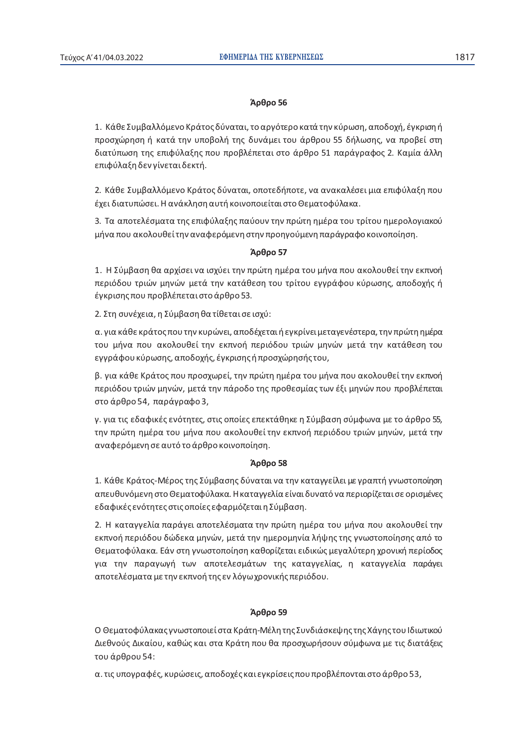**Άρθρο 56**

1. Κάθε Συμβαλλόμενο Κράτος δύναται, το αργότερο κατά την κύρωση, αποδοχή, έγκριση ή προσχώρηση ή κατά την υποβολή της δυνάμει του άρθρου 55 δήλωσης, να προβεί στη διατύπωση της επιφύλαξης που προβλέπεται στο άρθρο 51 παράγραφος 2. Καμία άλλη επιφύλαξη δεν γίνεται δεκτή.

2. Κάθε Συμβαλλόμενο Κράτος δύναται, οποτεδήποτε, να ανακαλέσει μια επιφύλαξη που έχει διατυπώσει. Η ανάκληση αυτή κοινοποιείται στο Θεματοφύλακα.

3. Τα αποτελέσματα της επιφύλαξης παύουν την πρώτη ημέρα του τρίτου ημερολογιακού μήνα που ακολουθεί την αναφερόμενη στην προηγούμενη παράγραφο κοινοποίηση.

**Άρθρο 57**

1. Η Σύμβαση θα αρχίσει να ισχύει την πρώτη ημέρα του μήνα που ακολουθεί την εκπνοή περιόδου τριών μηνών μετά την κατάθεση του τρίτου εγγράφου κύρωσης, αποδοχής ή έγκρισης που προβλέπεται στο άρθρο 53.

2. Στη συνέχεια, η Σύμβαση θα τίθεται σε ισχύ:

α. για κάθε κράτος που την κυρώνει, αποδέχεται ή εγκρίνει μεταγενέστερα, την πρώτη ημέρα του μήνα που ακολουθεί την εκπνοή περιόδου τριών μηνών μετά την κατάθεση του εγγράφου κύρωσης, αποδοχής, έγκρισης ή προσχώρησής του,

β. για κάθε Κράτος που προσχωρεί, την πρώτη ημέρα του μήνα που ακολουθεί την εκπνοή περιόδου τριών μηνών, μετά την πάροδο της προθεσμίας των έξι μηνών που προβλέπεται στο άρθρο 54, παράγραφο 3,

γ. για τις εδαφικές ενότητες, στις οποίες επεκτάθηκε η Σύμβαση σύμφωνα με το άρθρο 55, την πρώτη ημέρα του μήνα που ακολουθεί την εκπνοή περιόδου τριών μηνών, μετά την αναφερόμενη σε αυτό το άρθρο κοινοποίηση.

**Άρθρο 58**

1. Κάθε Κράτος-Μέρος της Σύμβασης δύναται να την καταγγείλει με γραπτή γνωστοποίηση απευθυνόμενη στο Θεματοφύλακα. Η καταγγελία είναι δυνατό να περιορίζεται σε ορισμένες εδαφικές ενότητες στις οποίες εφαρμόζεται η Σύμβαση.

2. Η καταγγελία παράγει αποτελέσματα την πρώτη ημέρα του μήνα που ακολουθεί την εκπνοή περιόδου δώδεκα μηνών, μετά την ημερομηνία λήψης της γνωστοποίησης από το Θεματοφύλακα. Εάν στη γνωστοποίηση καθορίζεται ειδικώς μεγαλύτερη χρονική περίοδος για την παραγωγή των αποτελεσμάτων της καταγγελίας, η καταγγελία παράγει αποτελέσματα με την εκπνοή της εν λόγω χρονικής περιόδου.

**Άρθρο 59**

Ο Θεματοφύλακας γνωστοποιεί στα Κράτη-Μέλη της Συνδιάσκεψης της Χάγης του Ιδιωτικού Διεθνούς Δικαίου, καθώς και στα Κράτη που θα προσχωρήσουν σύμφωνα με τις διατάξεις του άρθρου 54:

α. τις υπογραφές, κυρώσεις, αποδοχές και εγκρίσεις που προβλέπονται στο άρθρο 53,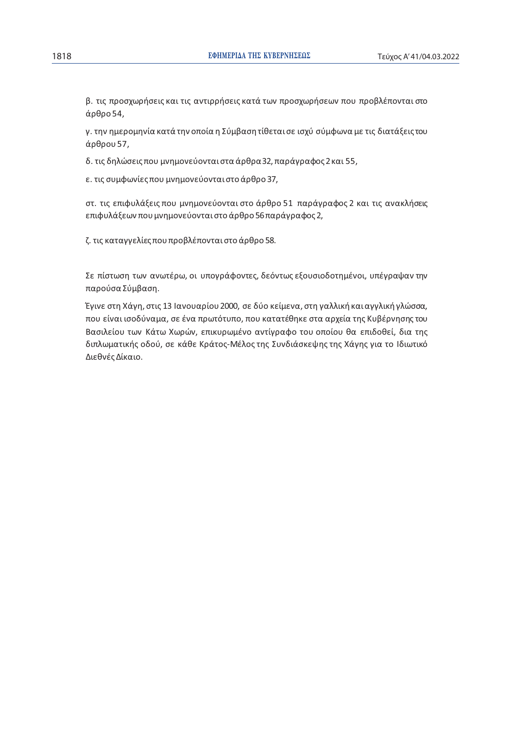β. τις προσχωρήσεις και τις αντιρρήσεις κατά των προσχωρήσεων που προβλέπονται στο άρθρο 54,

γ. την ημερομηνία κατά την οποία η Σύμβαση τίθεται σε ισχύ σύμφωνα με τις διατάξεις του άρθρου 57,

δ. τις δηλώσεις που μνημονεύονται στα άρθρα 32, παράγραφος 2 και 55,

ε. τις συμφωνίες που μνημονεύονται στο άρθρο 37,

στ. τις επιφυλάξεις που μνημονεύονται στο άρθρο 51 παράγραφος 2 και τις ανακλήσεις επιφυλάξεων που μνημονεύονται στο άρθρο 56 παράγραφος 2,

ζ. τις καταγγελίες που προβλέπονται στο άρθρο 58.

Σε πίστωση των ανωτέρω, οι υπογράφοντες, δεόντως εξουσιοδοτημένοι, υπέγραψαν την παρούσα Σύμβαση.

Έγινε στη Χάγη, στις 13 Ιανουαρίου 2000, σε δύο κείμενα, στη γαλλική και αγγλική γλώσσα, που είναι ισοδύναμα, σε ένα πρωτότυπο, που κατατέθηκε στα αρχεία της Κυβέρνησης του Βασιλείου των Κάτω Χωρών, επικυρωμένο αντίγραφο του οποίου θα επιδοθεί, δια της διπλωματικής οδού, σε κάθε Κράτος-Μέλος της Συνδιάσκεψης της Χάγης για το Ιδιωτικό Διεθνές Δίκαιο.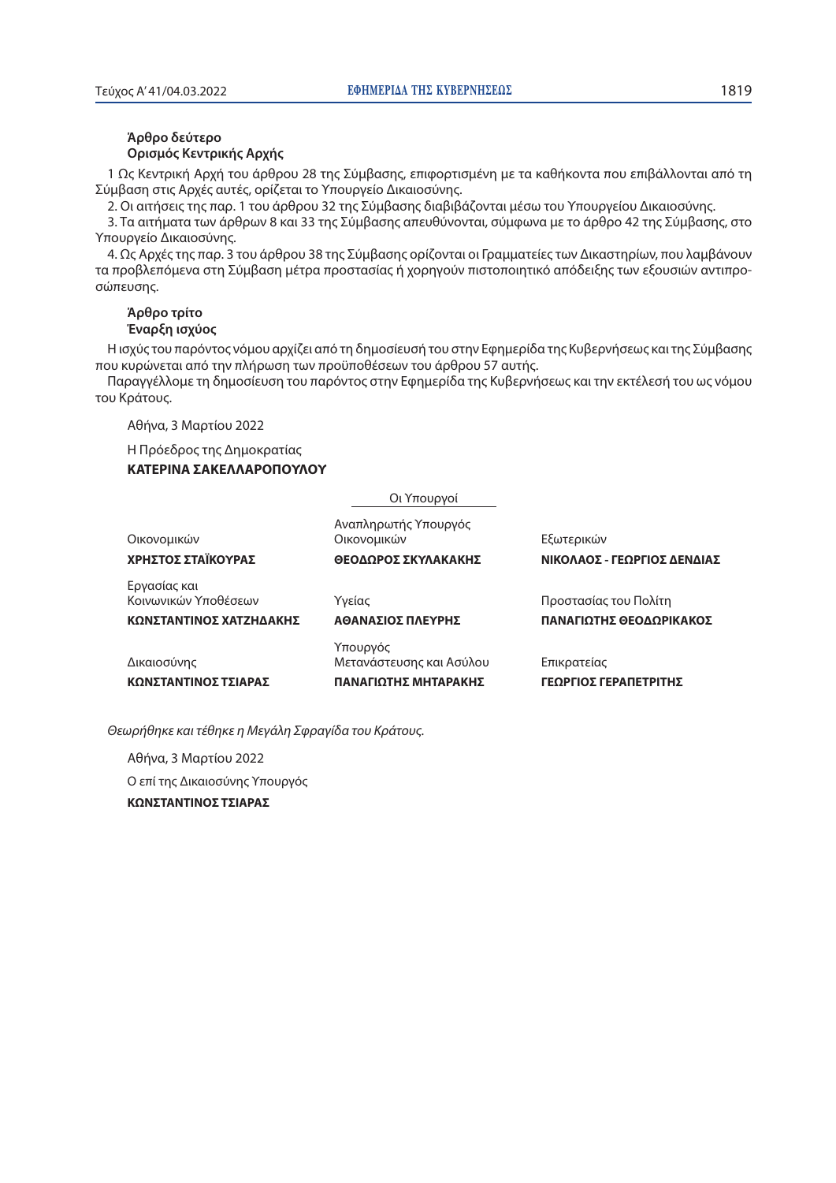**Άρθρο δεύτερο**
**Ορισμός Κεντρικής Αρχής**

1 Ως Κεντρική Αρχή του άρθρου 28 της Σύμβασης, επιφορτισμένη με τα καθήκοντα που επιβάλλονται από τη Σύμβαση στις Αρχές αυτές, ορίζεται το Υπουργείο Δικαιοσύνης.

2. Οι αιτήσεις της παρ. 1 του άρθρου 32 της Σύμβασης διαβιβάζονται μέσω του Υπουργείου Δικαιοσύνης.

3. Τα αιτήματα των άρθρων 8 και 33 της Σύμβασης απευθύνονται, σύμφωνα με το άρθρο 42 της Σύμβασης, στο Υπουργείο Δικαιοσύνης.

4. Ως Αρχές της παρ. 3 του άρθρου 38 της Σύμβασης ορίζονται οι Γραμματείες των Δικαστηρίων, που λαμβάνουν τα προβλεπόμενα στη Σύμβαση μέτρα προστασίας ή χορηγούν πιστοποιητικό απόδειξης των εξουσιών αντιπροσώπευσης.

**Άρθρο τρίτο**
**Έναρξη ισχύος**

Η ισχύς του παρόντος νόμου αρχίζει από τη δημοσίευσή του στην Εφημερίδα της Κυβερνήσεως και της Σύμβασης που κυρώνεται από την πλήρωση των προϋποθέσεων του άρθρου 57 αυτής.

Παραγγέλλομε τη δημοσίευση του παρόντος στην Εφημερίδα της Κυβερνήσεως και την εκτέλεσή του ως νόμου του Κράτους.

Αθήνα, 3 Μαρτίου 2022

Η Πρόεδρος της Δημοκρατίας

**ΚΑΤΕΡΙΝΑ ΣΑΚΕΛΛΑΡΟΠΟΥΛΟΥ**

Οι Υπουργοί

Οικονομικών
**ΧΡΗΣΤΟΣ ΣΤΑΪΚΟΥΡΑΣ**

Αναπληρωτής Υπουργός Οικονομικών
**ΘΕΟΔΩΡΟΣ ΣΚΥΛΑΚΑΚΗΣ**

Εξωτερικών
**ΝΙΚΟΛΑΟΣ - ΓΕΩΡΓΙΟΣ ΔΕΝΔΙΑΣ**

Εργασίας και Κοινωνικών Υποθέσεων
**ΚΩΝΣΤΑΝΤΙΝΟΣ ΧΑΤΖΗΔΑΚΗΣ**

Υγείας
**ΑΘΑΝΑΣΙΟΣ ΠΛΕΥΡΗΣ**

Προστασίας του Πολίτη
**ΠΑΝΑΓΙΩΤΗΣ ΘΕΟΔΩΡΙΚΑΚΟΣ**

Δικαιοσύνης
**ΚΩΝΣΤΑΝΤΙΝΟΣ ΤΣΙΑΡΑΣ**

Υπουργός Μετανάστευσης και Ασύλου
**ΠΑΝΑΓΙΩΤΗΣ ΜΗΤΑΡΑΚΗΣ**

Επικρατείας
**ΓΕΩΡΓΙΟΣ ΓΕΡΑΠΕΤΡΙΤΗΣ**

*Θεωρήθηκε και τέθηκε η Μεγάλη Σφραγίδα του Κράτους.*

Αθήνα, 3 Μαρτίου 2022

Ο επί της Δικαιοσύνης Υπουργός

**ΚΩΝΣΤΑΝΤΙΝΟΣ ΤΣΙΑΡΑΣ**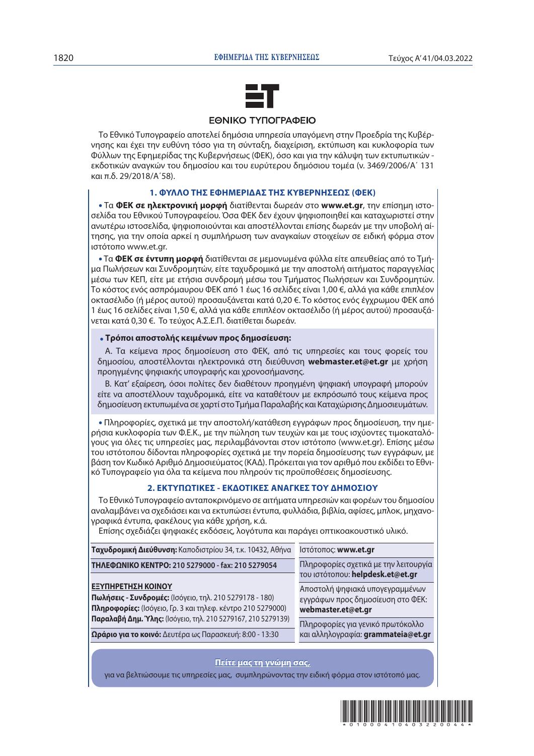## ΕΘΝΙΚΟ ΤΥΠΟΓΡΑΦΕΙΟ

Το Εθνικό Τυπογραφείο αποτελεί δημόσια υπηρεσία υπαγόμενη στην Προεδρία της Κυβέρνησης και έχει την ευθύνη τόσο για τη σύνταξη, διαχείριση, εκτύπωση και κυκλοφορία των Φύλλων της Εφημερίδας της Κυβερνήσεως (ΦΕΚ), όσο και για την κάλυψη των εκτυπωτικών - εκδοτικών αναγκών του δημοσίου και του ευρύτερου δημόσιου τομέα (ν. 3469/2006/Α΄ 131 και π.δ. 29/2018/Α΄58).

### 1. ΦΥΛΛΟ ΤΗΣ ΕΦΗΜΕΡΙΔΑΣ ΤΗΣ ΚΥΒΕΡΝΗΣΕΩΣ (ΦΕΚ)

- Τα **ΦΕΚ σε ηλεκτρονική μορφή** διατίθενται δωρεάν στο **www.et.gr**, την επίσημη ιστοσελίδα του Εθνικού Τυπογραφείου. Όσα ΦΕΚ δεν έχουν ψηφιοποιηθεί και καταχωριστεί στην ανωτέρω ιστοσελίδα, ψηφιοποιούνται και αποστέλλονται επίσης δωρεάν με την υποβολή αίτησης, για την οποία αρκεί η συμπλήρωση των αναγκαίων στοιχείων σε ειδική φόρμα στον ιστότοπο www.et.gr.

- Τα **ΦΕΚ σε έντυπη μορφή** διατίθενται σε μεμονωμένα φύλλα είτε απευθείας από το Τμήμα Πωλήσεων και Συνδρομητών, είτε ταχυδρομικά με την αποστολή αιτήματος παραγγελίας μέσω των ΚΕΠ, είτε με ετήσια συνδρομή μέσω του Τμήματος Πωλήσεων και Συνδρομητών. Το κόστος ενός ασπρόμαυρου ΦΕΚ από 1 έως 16 σελίδες είναι 1,00 €, αλλά για κάθε επιπλέον οκτασέλιδο (ή μέρος αυτού) προσαυξάνεται κατά 0,20 €. Το κόστος ενός έγχρωμου ΦΕΚ από 1 έως 16 σελίδες είναι 1,50 €, αλλά για κάθε επιπλέον οκτασέλιδο (ή μέρος αυτού) προσαυξάνεται κατά 0,30 €. Το τεύχος Α.Σ.Ε.Π. διατίθεται δωρεάν.

- **Τρόποι αποστολής κειμένων προς δημοσίευση:**

  Α. Τα κείμενα προς δημοσίευση στο ΦΕΚ, από τις υπηρεσίες και τους φορείς του δημοσίου, αποστέλλονται ηλεκτρονικά στη διεύθυνση **webmaster.et@et.gr** με χρήση προηγμένης ψηφιακής υπογραφής και χρονοσήμανσης.

  Β. Κατ' εξαίρεση, όσοι πολίτες δεν διαθέτουν προηγμένη ψηφιακή υπογραφή μπορούν είτε να αποστέλλουν ταχυδρομικά, είτε να καταθέτουν με εκπρόσωπό τους κείμενα προς δημοσίευση εκτυπωμένα σε χαρτί στο Τμήμα Παραλαβής και Καταχώρισης Δημοσιευμάτων.

- Πληροφορίες, σχετικά με την αποστολή/κατάθεση εγγράφων προς δημοσίευση, την ημερήσια κυκλοφορία των Φ.Ε.Κ., με την πώληση των τευχών και με τους ισχύοντες τιμοκαταλόγους για όλες τις υπηρεσίες μας, περιλαμβάνονται στον ιστότοπο (www.et.gr). Επίσης μέσω του ιστότοπου δίδονται πληροφορίες σχετικά με την πορεία δημοσίευσης των εγγράφων, με βάση τον Κωδικό Αριθμό Δημοσιεύματος (ΚΑΔ). Πρόκειται για τον αριθμό που εκδίδει το Εθνικό Τυπογραφείο για όλα τα κείμενα που πληρούν τις προϋποθέσεις δημοσίευσης.

### 2. ΕΚΤΥΠΩΤΙΚΕΣ - ΕΚΔΟΤΙΚΕΣ ΑΝΑΓΚΕΣ ΤΟΥ ΔΗΜΟΣΙΟΥ

Το Εθνικό Τυπογραφείο ανταποκρινόμενο σε αιτήματα υπηρεσιών και φορέων του δημοσίου αναλαμβάνει να σχεδιάσει και να εκτυπώσει έντυπα, φυλλάδια, βιβλία, αφίσες, μπλοκ, μηχανογραφικά έντυπα, φακέλους για κάθε χρήση, κ.ά.

Επίσης σχεδιάζει ψηφιακές εκδόσεις, λογότυπα και παράγει οπτικοακουστικό υλικό.

| | |
|---|---|
| **Ταχυδρομική Διεύθυνση:** Καποδιστρίου 34, τ.κ. 10432, Αθήνα | Ιστότοπος: **www.et.gr** |
| **ΤΗΛΕΦΩΝΙΚΟ ΚΕΝΤΡΟ: 210 5279000 - fax: 210 5279054** | Πληροφορίες σχετικά με την λειτουργία του ιστότοπου: **helpdesk.et@et.gr** |
| **ΕΞΥΠΗΡΕΤΗΣΗ ΚΟΙΝΟΥ**<br>**Πωλήσεις - Συνδρομές:** (Ισόγειο, τηλ. 210 5279178 - 180)<br>**Πληροφορίες:** (Ισόγειο, Γρ. 3 και τηλεφ. κέντρο 210 5279000)<br>**Παραλαβή Δημ. Ύλης:** (Ισόγειο, τηλ. 210 5279167, 210 5279139) | Αποστολή ψηφιακά υπογεγραμμένων εγγράφων προς δημοσίευση στο ΦΕΚ: **webmaster.et@et.gr** |
| **Ωράριο για το κοινό:** Δευτέρα ως Παρασκευή: 8:00 - 13:30 | Πληροφορίες για γενικό πρωτόκολλο και αλληλογραφία: **grammateia@et.gr** |

**Πείτε μας τη γνώμη σας,**

για να βελτιώσουμε τις υπηρεσίες μας, συμπληρώνοντας την ειδική φόρμα στον ιστότοπό μας.

\*01000410403220044\*